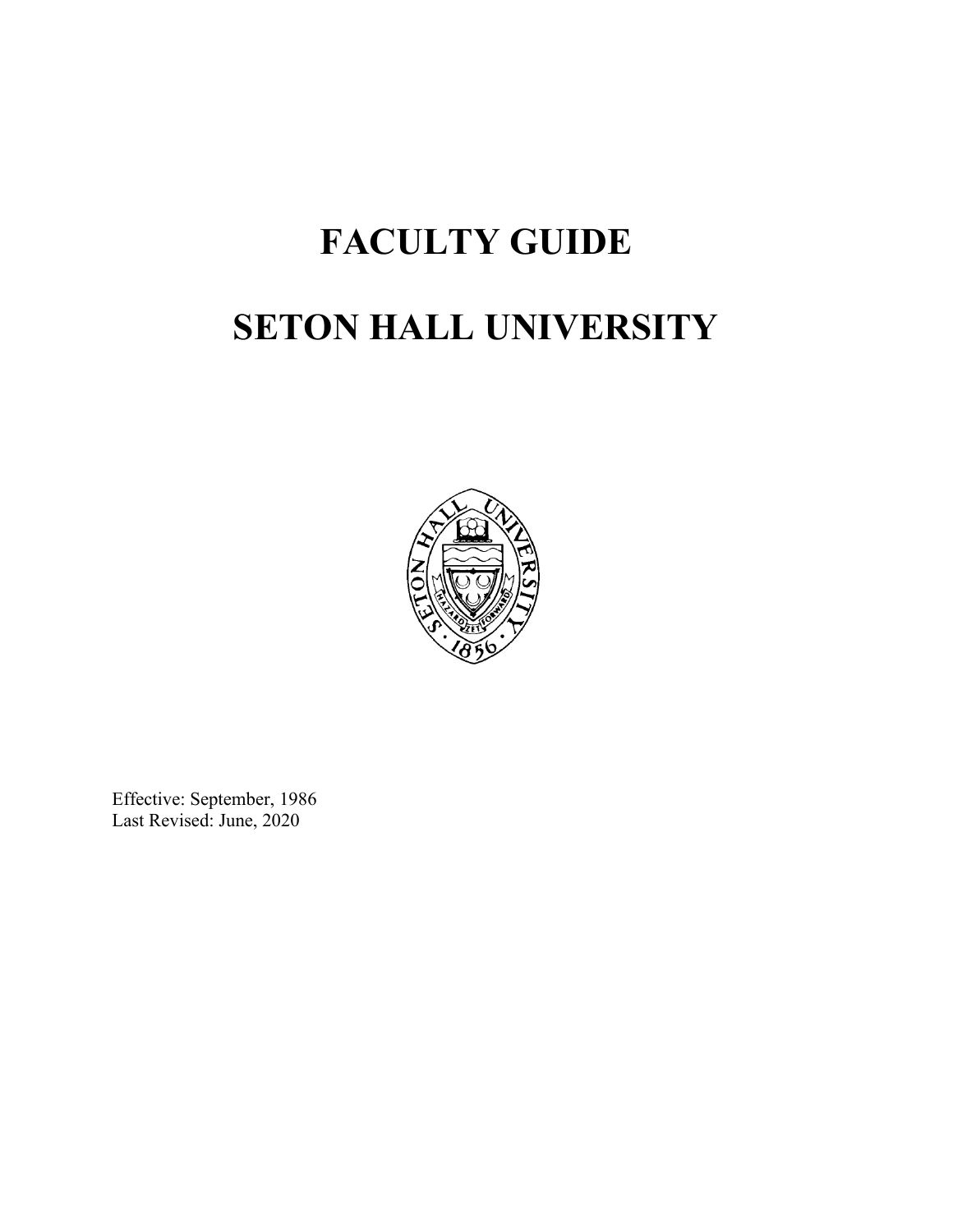# FACULTY GUIDE

# SETON HALL UNIVERSITY

Effective: September, 1986
Last Revised: June, 2020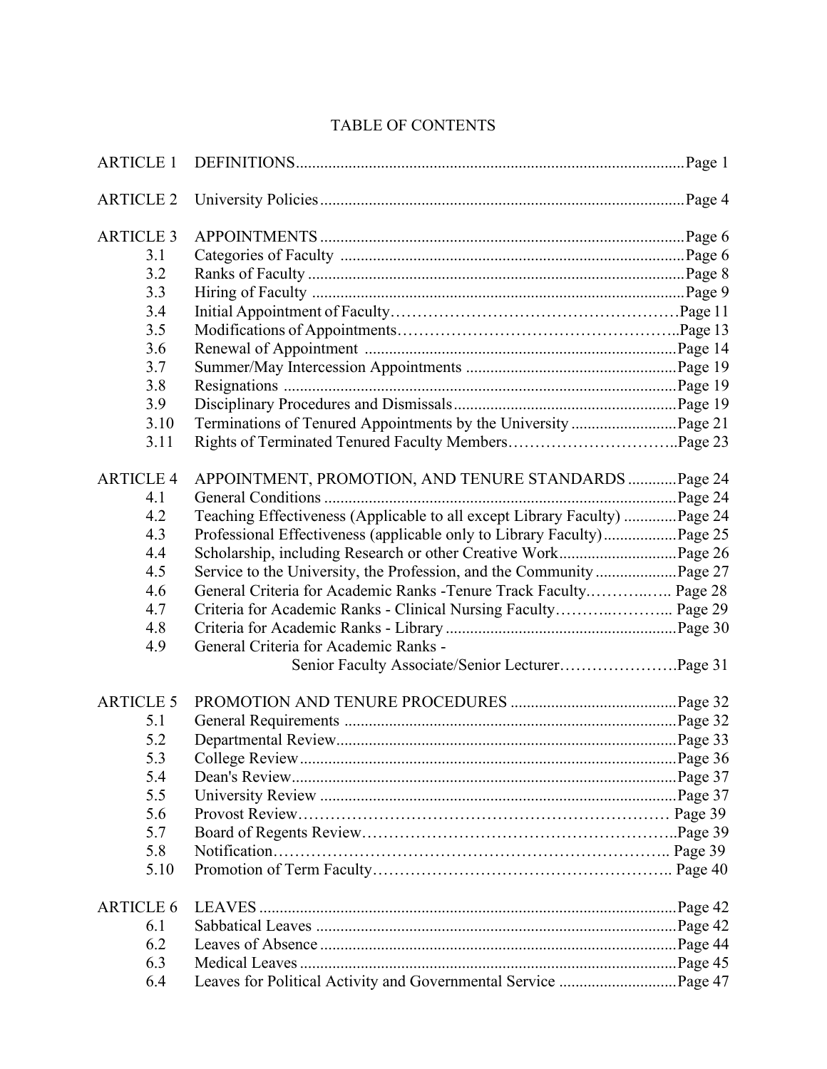# TABLE OF CONTENTS

| | | |
|---|---|---|
| ARTICLE 1 | DEFINITIONS | Page 1 |
| ARTICLE 2 | University Policies | Page 4 |
| ARTICLE 3 | APPOINTMENTS | Page 6 |
| 3.1 | Categories of Faculty | Page 6 |
| 3.2 | Ranks of Faculty | Page 8 |
| 3.3 | Hiring of Faculty | Page 9 |
| 3.4 | Initial Appointment of Faculty | Page 11 |
| 3.5 | Modifications of Appointments | Page 13 |
| 3.6 | Renewal of Appointment | Page 14 |
| 3.7 | Summer/May Intercession Appointments | Page 19 |
| 3.8 | Resignations | Page 19 |
| 3.9 | Disciplinary Procedures and Dismissals | Page 19 |
| 3.10 | Terminations of Tenured Appointments by the University | Page 21 |
| 3.11 | Rights of Terminated Tenured Faculty Members | Page 23 |
| ARTICLE 4 | APPOINTMENT, PROMOTION, AND TENURE STANDARDS | Page 24 |
| 4.1 | General Conditions | Page 24 |
| 4.2 | Teaching Effectiveness (Applicable to all except Library Faculty) | Page 24 |
| 4.3 | Professional Effectiveness (applicable only to Library Faculty) | Page 25 |
| 4.4 | Scholarship, including Research or other Creative Work | Page 26 |
| 4.5 | Service to the University, the Profession, and the Community | Page 27 |
| 4.6 | General Criteria for Academic Ranks -Tenure Track Faculty | Page 28 |
| 4.7 | Criteria for Academic Ranks - Clinical Nursing Faculty | Page 29 |
| 4.8 | Criteria for Academic Ranks - Library | Page 30 |
| 4.9 | General Criteria for Academic Ranks - Senior Faculty Associate/Senior Lecturer | Page 31 |
| ARTICLE 5 | PROMOTION AND TENURE PROCEDURES | Page 32 |
| 5.1 | General Requirements | Page 32 |
| 5.2 | Departmental Review | Page 33 |
| 5.3 | College Review | Page 36 |
| 5.4 | Dean's Review | Page 37 |
| 5.5 | University Review | Page 37 |
| 5.6 | Provost Review | Page 39 |
| 5.7 | Board of Regents Review | Page 39 |
| 5.8 | Notification | Page 39 |
| 5.10 | Promotion of Term Faculty | Page 40 |
| ARTICLE 6 | LEAVES | Page 42 |
| 6.1 | Sabbatical Leaves | Page 42 |
| 6.2 | Leaves of Absence | Page 44 |
| 6.3 | Medical Leaves | Page 45 |
| 6.4 | Leaves for Political Activity and Governmental Service | Page 47 |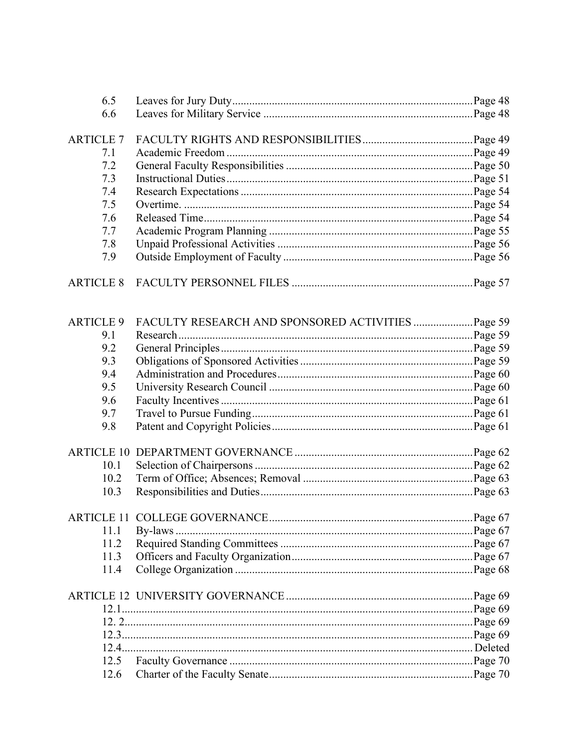| | | |
|---|---|---|
| 6.5 | Leaves for Jury Duty | Page 48 |
| 6.6 | Leaves for Military Service | Page 48 |
| ARTICLE 7 | FACULTY RIGHTS AND RESPONSIBILITIES | Page 49 |
| 7.1 | Academic Freedom | Page 49 |
| 7.2 | General Faculty Responsibilities | Page 50 |
| 7.3 | Instructional Duties | Page 51 |
| 7.4 | Research Expectations | Page 54 |
| 7.5 | Overtime. | Page 54 |
| 7.6 | Released Time | Page 54 |
| 7.7 | Academic Program Planning | Page 55 |
| 7.8 | Unpaid Professional Activities | Page 56 |
| 7.9 | Outside Employment of Faculty | Page 56 |
| ARTICLE 8 | FACULTY PERSONNEL FILES | Page 57 |
| ARTICLE 9 | FACULTY RESEARCH AND SPONSORED ACTIVITIES | Page 59 |
| 9.1 | Research | Page 59 |
| 9.2 | General Principles | Page 59 |
| 9.3 | Obligations of Sponsored Activities | Page 59 |
| 9.4 | Administration and Procedures | Page 60 |
| 9.5 | University Research Council | Page 60 |
| 9.6 | Faculty Incentives | Page 61 |
| 9.7 | Travel to Pursue Funding | Page 61 |
| 9.8 | Patent and Copyright Policies | Page 61 |
| ARTICLE 10 | DEPARTMENT GOVERNANCE | Page 62 |
| 10.1 | Selection of Chairpersons | Page 62 |
| 10.2 | Term of Office; Absences; Removal | Page 63 |
| 10.3 | Responsibilities and Duties | Page 63 |
| ARTICLE 11 | COLLEGE GOVERNANCE | Page 67 |
| 11.1 | By-laws | Page 67 |
| 11.2 | Required Standing Committees | Page 67 |
| 11.3 | Officers and Faculty Organization | Page 67 |
| 11.4 | College Organization | Page 68 |
| ARTICLE 12 | UNIVERSITY GOVERNANCE | Page 69 |
| 12.1 | | Page 69 |
| 12. 2 | | Page 69 |
| 12.3 | | Page 69 |
| 12.4 | | Deleted |
| 12.5 | Faculty Governance | Page 70 |
| 12.6 | Charter of the Faculty Senate | Page 70 |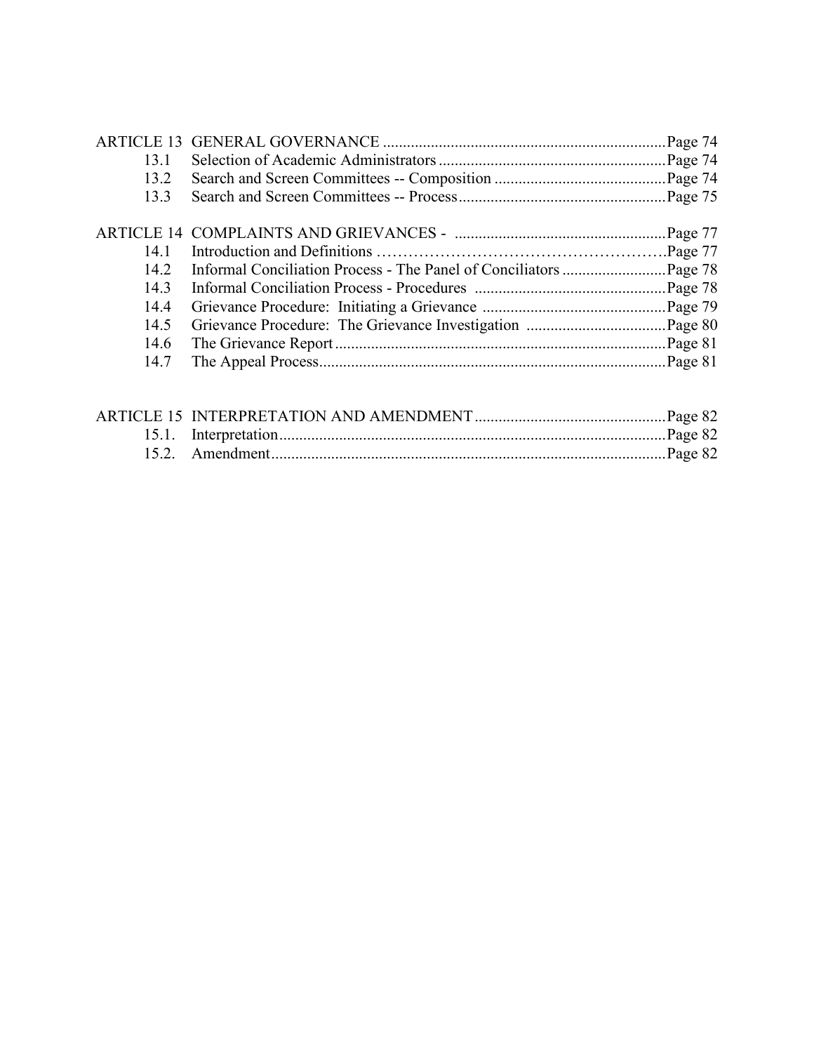| | | |
|---|---|---|
| ARTICLE 13 | GENERAL GOVERNANCE | Page 74 |
| 13.1 | Selection of Academic Administrators | Page 74 |
| 13.2 | Search and Screen Committees -- Composition | Page 74 |
| 13.3 | Search and Screen Committees -- Process | Page 75 |
| | | |
| ARTICLE 14 | COMPLAINTS AND GRIEVANCES - | Page 77 |
| 14.1 | Introduction and Definitions | Page 77 |
| 14.2 | Informal Conciliation Process - The Panel of Conciliators | Page 78 |
| 14.3 | Informal Conciliation Process - Procedures | Page 78 |
| 14.4 | Grievance Procedure: Initiating a Grievance | Page 79 |
| 14.5 | Grievance Procedure: The Grievance Investigation | Page 80 |
| 14.6 | The Grievance Report | Page 81 |
| 14.7 | The Appeal Process | Page 81 |
| | | |
| ARTICLE 15 | INTERPRETATION AND AMENDMENT | Page 82 |
| 15.1. | Interpretation | Page 82 |
| 15.2. | Amendment | Page 82 |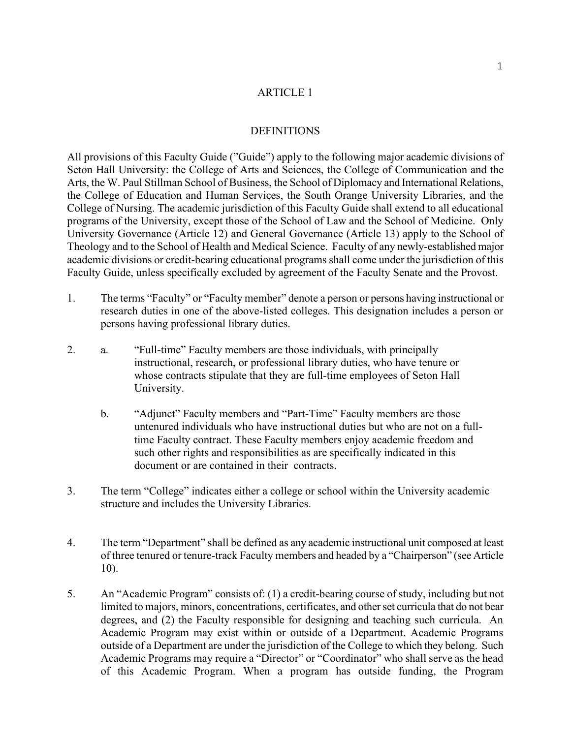# ARTICLE 1

## DEFINITIONS

All provisions of this Faculty Guide ("Guide") apply to the following major academic divisions of Seton Hall University: the College of Arts and Sciences, the College of Communication and the Arts, the W. Paul Stillman School of Business, the School of Diplomacy and International Relations, the College of Education and Human Services, the South Orange University Libraries, and the College of Nursing. The academic jurisdiction of this Faculty Guide shall extend to all educational programs of the University, except those of the School of Law and the School of Medicine. Only University Governance (Article 12) and General Governance (Article 13) apply to the School of Theology and to the School of Health and Medical Science. Faculty of any newly-established major academic divisions or credit-bearing educational programs shall come under the jurisdiction of this Faculty Guide, unless specifically excluded by agreement of the Faculty Senate and the Provost.

1. The terms "Faculty" or "Faculty member" denote a person or persons having instructional or research duties in one of the above-listed colleges. This designation includes a person or persons having professional library duties.

2. a. "Full-time" Faculty members are those individuals, with principally instructional, research, or professional library duties, who have tenure or whose contracts stipulate that they are full-time employees of Seton Hall University.

   b. "Adjunct" Faculty members and "Part-Time" Faculty members are those untenured individuals who have instructional duties but who are not on a full-time Faculty contract. These Faculty members enjoy academic freedom and such other rights and responsibilities as are specifically indicated in this document or are contained in their contracts.

3. The term "College" indicates either a college or school within the University academic structure and includes the University Libraries.

4. The term "Department" shall be defined as any academic instructional unit composed at least of three tenured or tenure-track Faculty members and headed by a "Chairperson" (see Article 10).

5. An "Academic Program" consists of: (1) a credit-bearing course of study, including but not limited to majors, minors, concentrations, certificates, and other set curricula that do not bear degrees, and (2) the Faculty responsible for designing and teaching such curricula. An Academic Program may exist within or outside of a Department. Academic Programs outside of a Department are under the jurisdiction of the College to which they belong. Such Academic Programs may require a "Director" or "Coordinator" who shall serve as the head of this Academic Program. When a program has outside funding, the Program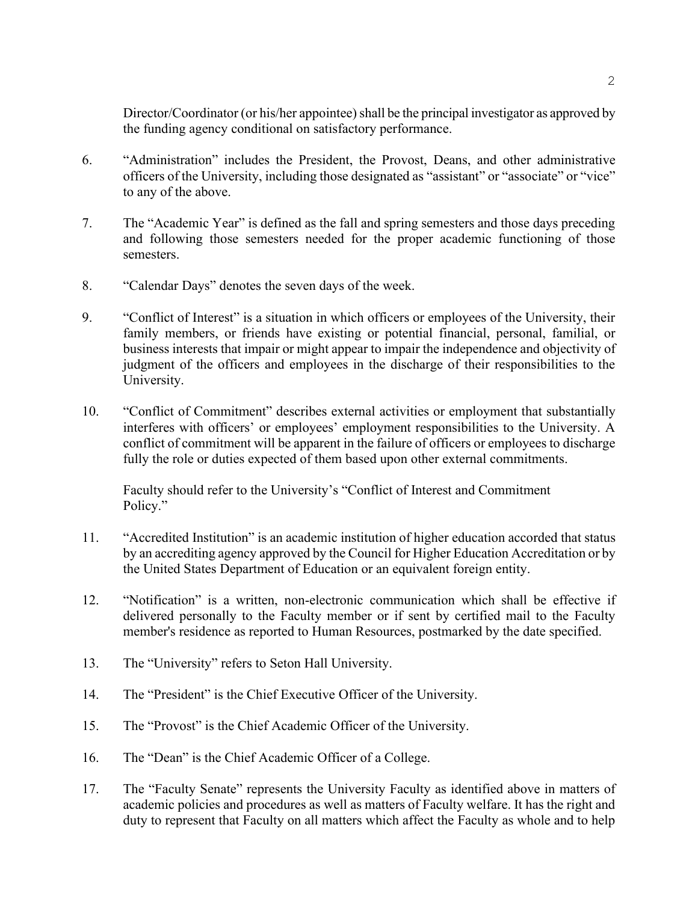Director/Coordinator (or his/her appointee) shall be the principal investigator as approved by the funding agency conditional on satisfactory performance.

6. "Administration" includes the President, the Provost, Deans, and other administrative officers of the University, including those designated as "assistant" or "associate" or "vice" to any of the above.

7. The "Academic Year" is defined as the fall and spring semesters and those days preceding and following those semesters needed for the proper academic functioning of those semesters.

8. "Calendar Days" denotes the seven days of the week.

9. "Conflict of Interest" is a situation in which officers or employees of the University, their family members, or friends have existing or potential financial, personal, familial, or business interests that impair or might appear to impair the independence and objectivity of judgment of the officers and employees in the discharge of their responsibilities to the University.

10. "Conflict of Commitment" describes external activities or employment that substantially interferes with officers' or employees' employment responsibilities to the University. A conflict of commitment will be apparent in the failure of officers or employees to discharge fully the role or duties expected of them based upon other external commitments.

    Faculty should refer to the University's "Conflict of Interest and Commitment Policy."

11. "Accredited Institution" is an academic institution of higher education accorded that status by an accrediting agency approved by the Council for Higher Education Accreditation or by the United States Department of Education or an equivalent foreign entity.

12. "Notification" is a written, non-electronic communication which shall be effective if delivered personally to the Faculty member or if sent by certified mail to the Faculty member's residence as reported to Human Resources, postmarked by the date specified.

13. The "University" refers to Seton Hall University.

14. The "President" is the Chief Executive Officer of the University.

15. The "Provost" is the Chief Academic Officer of the University.

16. The "Dean" is the Chief Academic Officer of a College.

17. The "Faculty Senate" represents the University Faculty as identified above in matters of academic policies and procedures as well as matters of Faculty welfare. It has the right and duty to represent that Faculty on all matters which affect the Faculty as whole and to help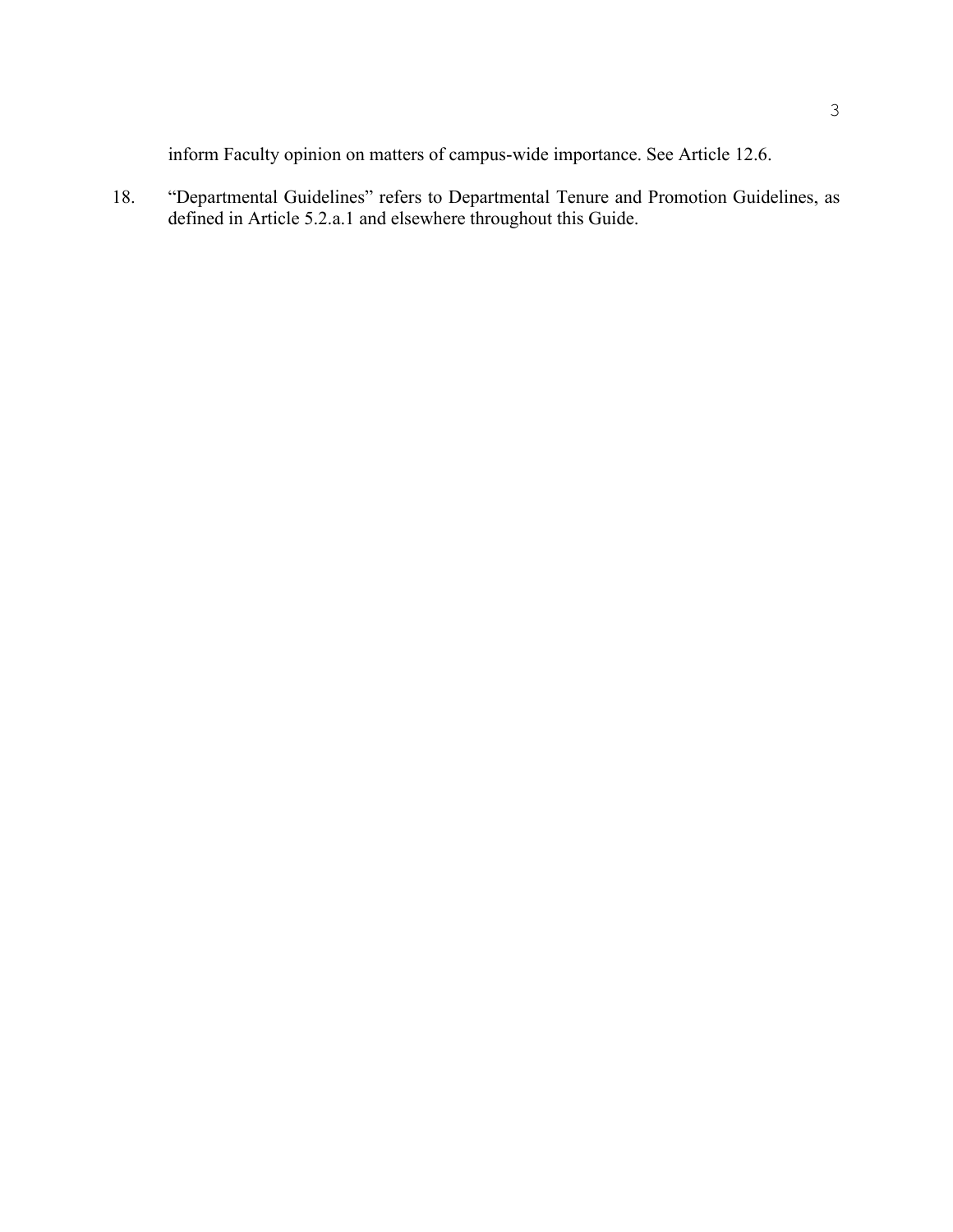inform Faculty opinion on matters of campus-wide importance. See Article 12.6.

18. “Departmental Guidelines” refers to Departmental Tenure and Promotion Guidelines, as defined in Article 5.2.a.1 and elsewhere throughout this Guide.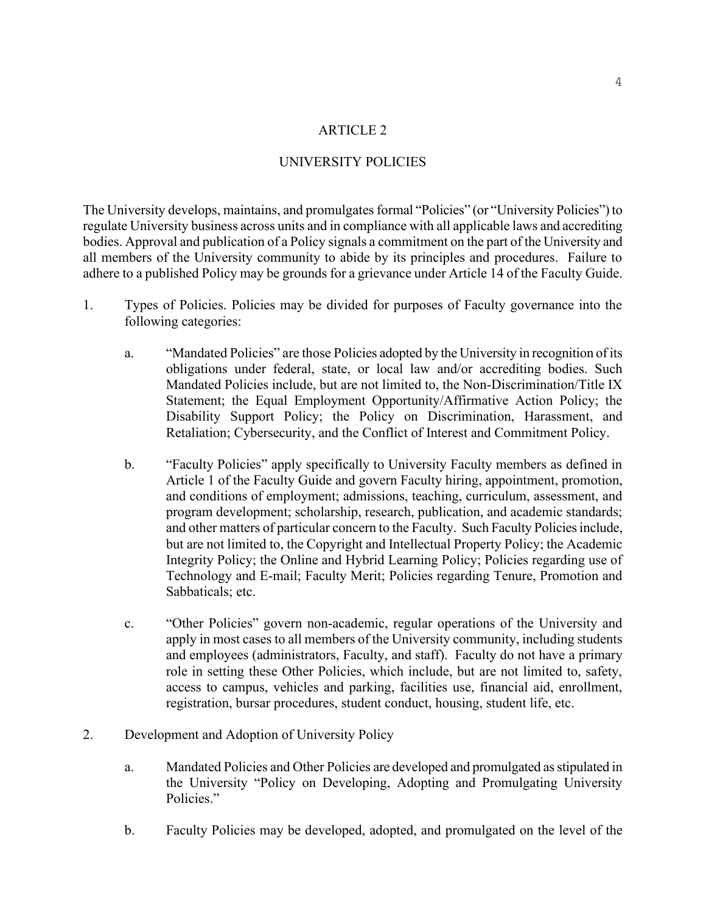# ARTICLE 2

## UNIVERSITY POLICIES

The University develops, maintains, and promulgates formal "Policies" (or "University Policies") to regulate University business across units and in compliance with all applicable laws and accrediting bodies. Approval and publication of a Policy signals a commitment on the part of the University and all members of the University community to abide by its principles and procedures. Failure to adhere to a published Policy may be grounds for a grievance under Article 14 of the Faculty Guide.

1. Types of Policies. Policies may be divided for purposes of Faculty governance into the following categories:

   a. "Mandated Policies" are those Policies adopted by the University in recognition of its obligations under federal, state, or local law and/or accrediting bodies. Such Mandated Policies include, but are not limited to, the Non-Discrimination/Title IX Statement; the Equal Employment Opportunity/Affirmative Action Policy; the Disability Support Policy; the Policy on Discrimination, Harassment, and Retaliation; Cybersecurity, and the Conflict of Interest and Commitment Policy.

   b. "Faculty Policies" apply specifically to University Faculty members as defined in Article 1 of the Faculty Guide and govern Faculty hiring, appointment, promotion, and conditions of employment; admissions, teaching, curriculum, assessment, and program development; scholarship, research, publication, and academic standards; and other matters of particular concern to the Faculty. Such Faculty Policies include, but are not limited to, the Copyright and Intellectual Property Policy; the Academic Integrity Policy; the Online and Hybrid Learning Policy; Policies regarding use of Technology and E-mail; Faculty Merit; Policies regarding Tenure, Promotion and Sabbaticals; etc.

   c. "Other Policies" govern non-academic, regular operations of the University and apply in most cases to all members of the University community, including students and employees (administrators, Faculty, and staff). Faculty do not have a primary role in setting these Other Policies, which include, but are not limited to, safety, access to campus, vehicles and parking, facilities use, financial aid, enrollment, registration, bursar procedures, student conduct, housing, student life, etc.

2. Development and Adoption of University Policy

   a. Mandated Policies and Other Policies are developed and promulgated as stipulated in the University "Policy on Developing, Adopting and Promulgating University Policies."

   b. Faculty Policies may be developed, adopted, and promulgated on the level of the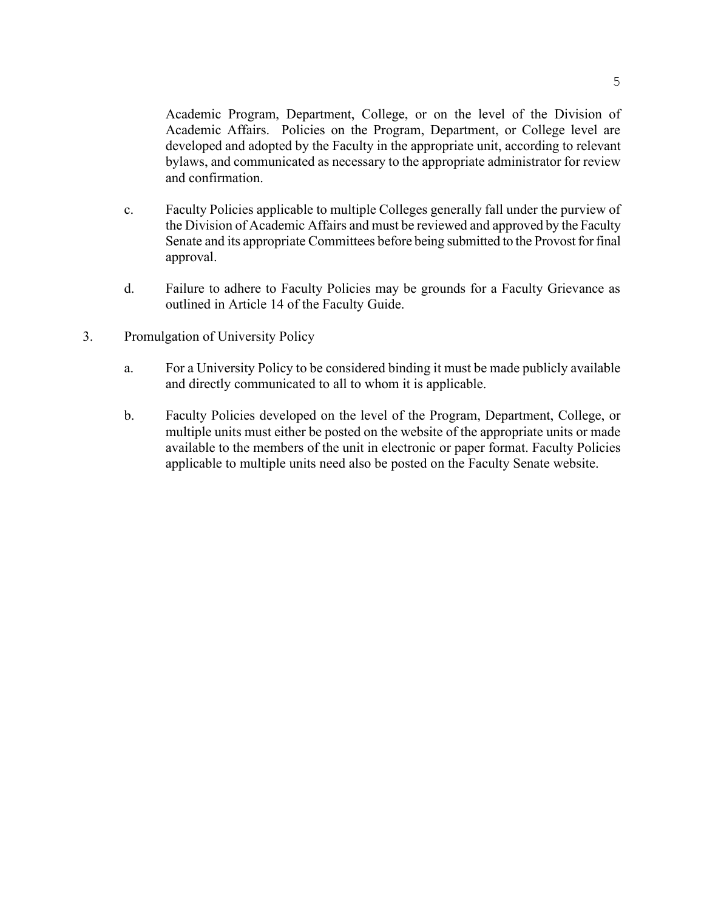Academic Program, Department, College, or on the level of the Division of Academic Affairs. Policies on the Program, Department, or College level are developed and adopted by the Faculty in the appropriate unit, according to relevant bylaws, and communicated as necessary to the appropriate administrator for review and confirmation.

c. Faculty Policies applicable to multiple Colleges generally fall under the purview of the Division of Academic Affairs and must be reviewed and approved by the Faculty Senate and its appropriate Committees before being submitted to the Provost for final approval.

d. Failure to adhere to Faculty Policies may be grounds for a Faculty Grievance as outlined in Article 14 of the Faculty Guide.

3. Promulgation of University Policy

   a. For a University Policy to be considered binding it must be made publicly available and directly communicated to all to whom it is applicable.

   b. Faculty Policies developed on the level of the Program, Department, College, or multiple units must either be posted on the website of the appropriate units or made available to the members of the unit in electronic or paper format. Faculty Policies applicable to multiple units need also be posted on the Faculty Senate website.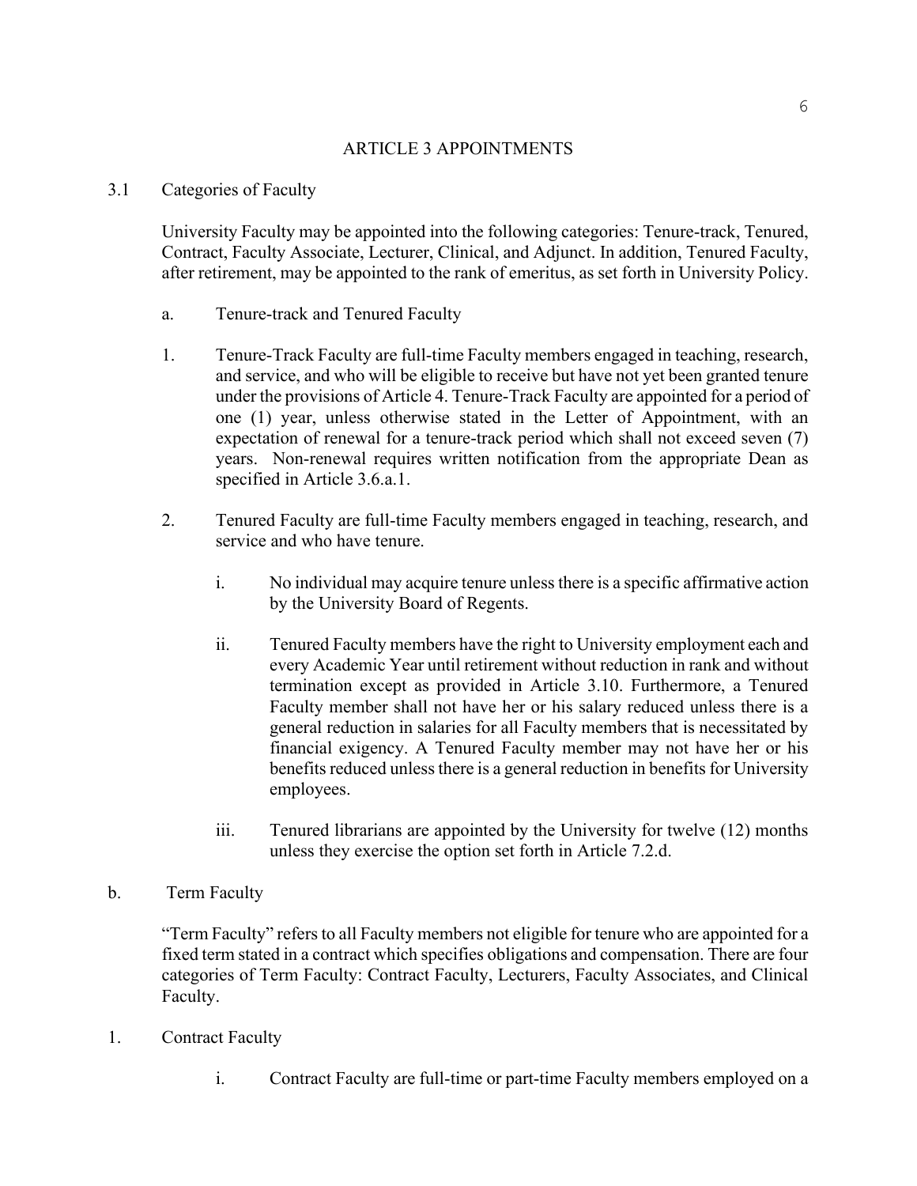# ARTICLE 3 APPOINTMENTS

## 3.1 Categories of Faculty

University Faculty may be appointed into the following categories: Tenure-track, Tenured, Contract, Faculty Associate, Lecturer, Clinical, and Adjunct. In addition, Tenured Faculty, after retirement, may be appointed to the rank of emeritus, as set forth in University Policy.

a. Tenure-track and Tenured Faculty

1. Tenure-Track Faculty are full-time Faculty members engaged in teaching, research, and service, and who will be eligible to receive but have not yet been granted tenure under the provisions of Article 4. Tenure-Track Faculty are appointed for a period of one (1) year, unless otherwise stated in the Letter of Appointment, with an expectation of renewal for a tenure-track period which shall not exceed seven (7) years. Non-renewal requires written notification from the appropriate Dean as specified in Article 3.6.a.1.

2. Tenured Faculty are full-time Faculty members engaged in teaching, research, and service and who have tenure.

   i. No individual may acquire tenure unless there is a specific affirmative action by the University Board of Regents.

   ii. Tenured Faculty members have the right to University employment each and every Academic Year until retirement without reduction in rank and without termination except as provided in Article 3.10. Furthermore, a Tenured Faculty member shall not have her or his salary reduced unless there is a general reduction in salaries for all Faculty members that is necessitated by financial exigency. A Tenured Faculty member may not have her or his benefits reduced unless there is a general reduction in benefits for University employees.

   iii. Tenured librarians are appointed by the University for twelve (12) months unless they exercise the option set forth in Article 7.2.d.

b. Term Faculty

"Term Faculty" refers to all Faculty members not eligible for tenure who are appointed for a fixed term stated in a contract which specifies obligations and compensation. There are four categories of Term Faculty: Contract Faculty, Lecturers, Faculty Associates, and Clinical Faculty.

1. Contract Faculty

   i. Contract Faculty are full-time or part-time Faculty members employed on a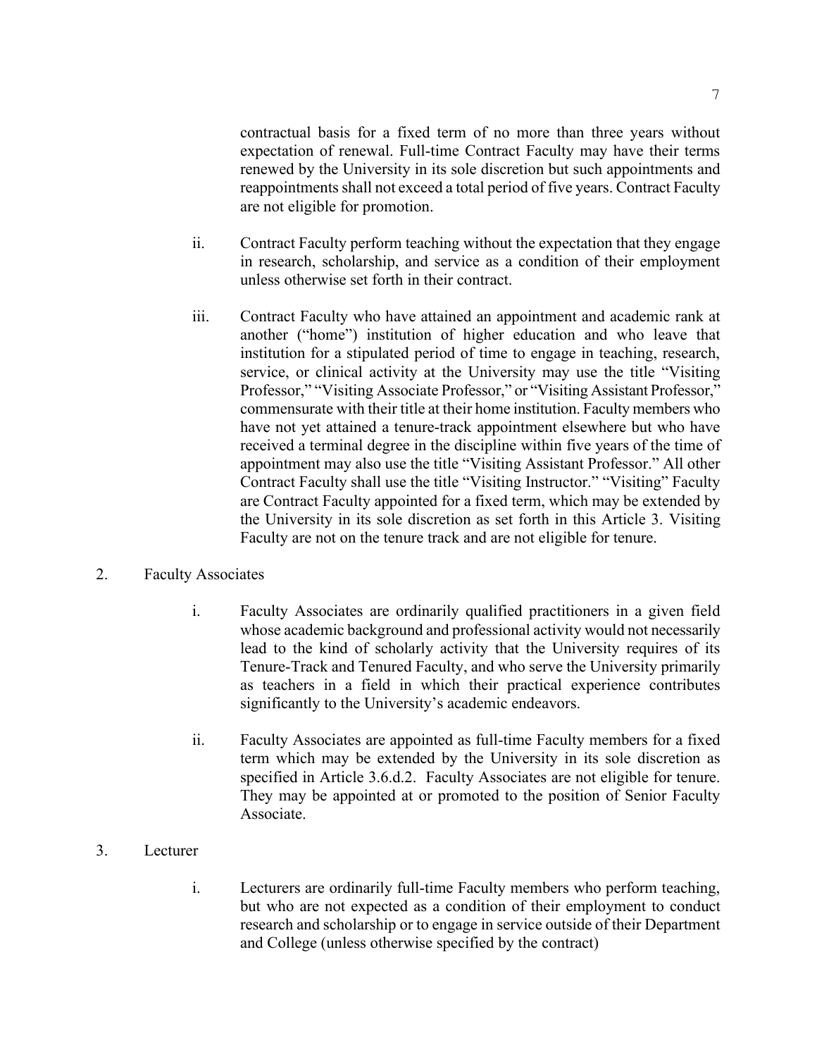contractual basis for a fixed term of no more than three years without expectation of renewal. Full-time Contract Faculty may have their terms renewed by the University in its sole discretion but such appointments and reappointments shall not exceed a total period of five years. Contract Faculty are not eligible for promotion.

ii. Contract Faculty perform teaching without the expectation that they engage in research, scholarship, and service as a condition of their employment unless otherwise set forth in their contract.

iii. Contract Faculty who have attained an appointment and academic rank at another ("home") institution of higher education and who leave that institution for a stipulated period of time to engage in teaching, research, service, or clinical activity at the University may use the title "Visiting Professor," "Visiting Associate Professor," or "Visiting Assistant Professor," commensurate with their title at their home institution. Faculty members who have not yet attained a tenure-track appointment elsewhere but who have received a terminal degree in the discipline within five years of the time of appointment may also use the title "Visiting Assistant Professor." All other Contract Faculty shall use the title "Visiting Instructor." "Visiting" Faculty are Contract Faculty appointed for a fixed term, which may be extended by the University in its sole discretion as set forth in this Article 3. Visiting Faculty are not on the tenure track and are not eligible for tenure.

2. Faculty Associates

i. Faculty Associates are ordinarily qualified practitioners in a given field whose academic background and professional activity would not necessarily lead to the kind of scholarly activity that the University requires of its Tenure-Track and Tenured Faculty, and who serve the University primarily as teachers in a field in which their practical experience contributes significantly to the University's academic endeavors.

ii. Faculty Associates are appointed as full-time Faculty members for a fixed term which may be extended by the University in its sole discretion as specified in Article 3.6.d.2. Faculty Associates are not eligible for tenure. They may be appointed at or promoted to the position of Senior Faculty Associate.

3. Lecturer

i. Lecturers are ordinarily full-time Faculty members who perform teaching, but who are not expected as a condition of their employment to conduct research and scholarship or to engage in service outside of their Department and College (unless otherwise specified by the contract)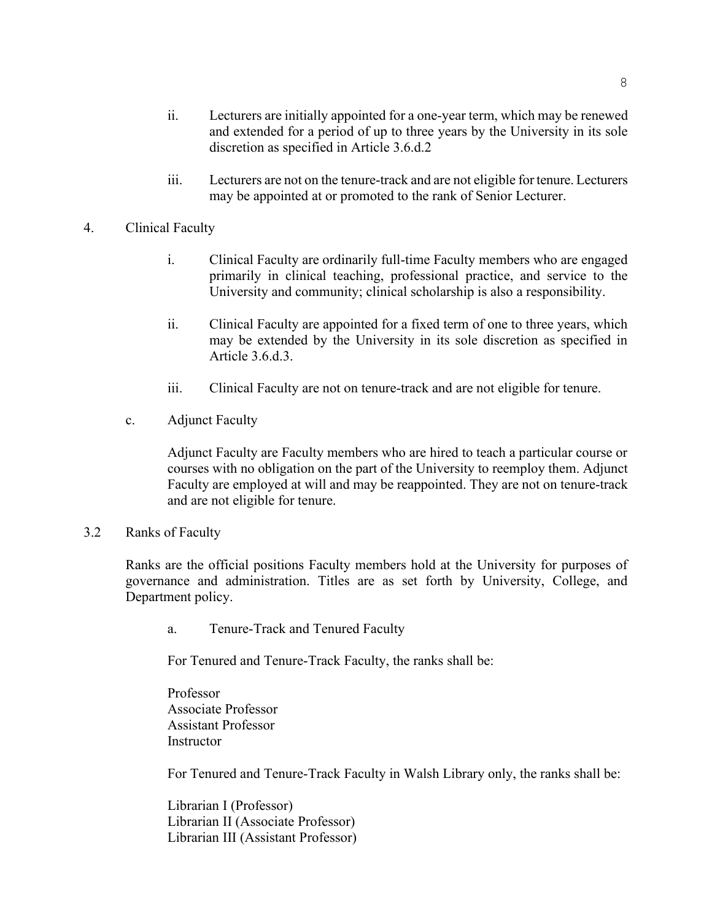ii. Lecturers are initially appointed for a one-year term, which may be renewed and extended for a period of up to three years by the University in its sole discretion as specified in Article 3.6.d.2

iii. Lecturers are not on the tenure-track and are not eligible for tenure. Lecturers may be appointed at or promoted to the rank of Senior Lecturer.

4. Clinical Faculty

i. Clinical Faculty are ordinarily full-time Faculty members who are engaged primarily in clinical teaching, professional practice, and service to the University and community; clinical scholarship is also a responsibility.

ii. Clinical Faculty are appointed for a fixed term of one to three years, which may be extended by the University in its sole discretion as specified in Article 3.6.d.3.

iii. Clinical Faculty are not on tenure-track and are not eligible for tenure.

c. Adjunct Faculty

Adjunct Faculty are Faculty members who are hired to teach a particular course or courses with no obligation on the part of the University to reemploy them. Adjunct Faculty are employed at will and may be reappointed. They are not on tenure-track and are not eligible for tenure.

3.2 Ranks of Faculty

Ranks are the official positions Faculty members hold at the University for purposes of governance and administration. Titles are as set forth by University, College, and Department policy.

a. Tenure-Track and Tenured Faculty

For Tenured and Tenure-Track Faculty, the ranks shall be:

Professor
Associate Professor
Assistant Professor
Instructor

For Tenured and Tenure-Track Faculty in Walsh Library only, the ranks shall be:

Librarian I (Professor)
Librarian II (Associate Professor)
Librarian III (Assistant Professor)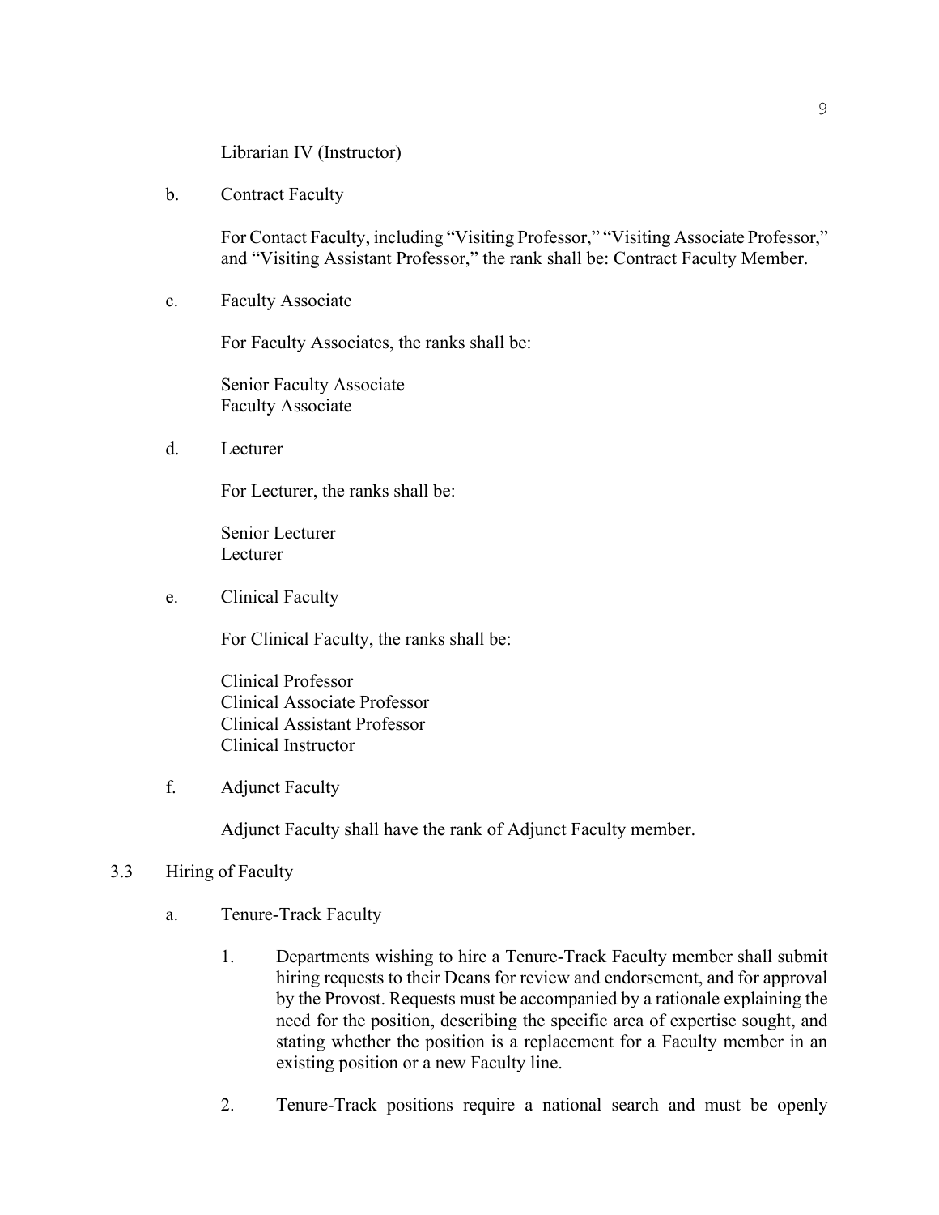Librarian IV (Instructor)

b. Contract Faculty

For Contact Faculty, including "Visiting Professor," "Visiting Associate Professor," and "Visiting Assistant Professor," the rank shall be: Contract Faculty Member.

c. Faculty Associate

For Faculty Associates, the ranks shall be:

Senior Faculty Associate
Faculty Associate

d. Lecturer

For Lecturer, the ranks shall be:

Senior Lecturer
Lecturer

e. Clinical Faculty

For Clinical Faculty, the ranks shall be:

Clinical Professor
Clinical Associate Professor
Clinical Assistant Professor
Clinical Instructor

f. Adjunct Faculty

Adjunct Faculty shall have the rank of Adjunct Faculty member.

3.3 Hiring of Faculty

a. Tenure-Track Faculty

1. Departments wishing to hire a Tenure-Track Faculty member shall submit hiring requests to their Deans for review and endorsement, and for approval by the Provost. Requests must be accompanied by a rationale explaining the need for the position, describing the specific area of expertise sought, and stating whether the position is a replacement for a Faculty member in an existing position or a new Faculty line.

2. Tenure-Track positions require a national search and must be openly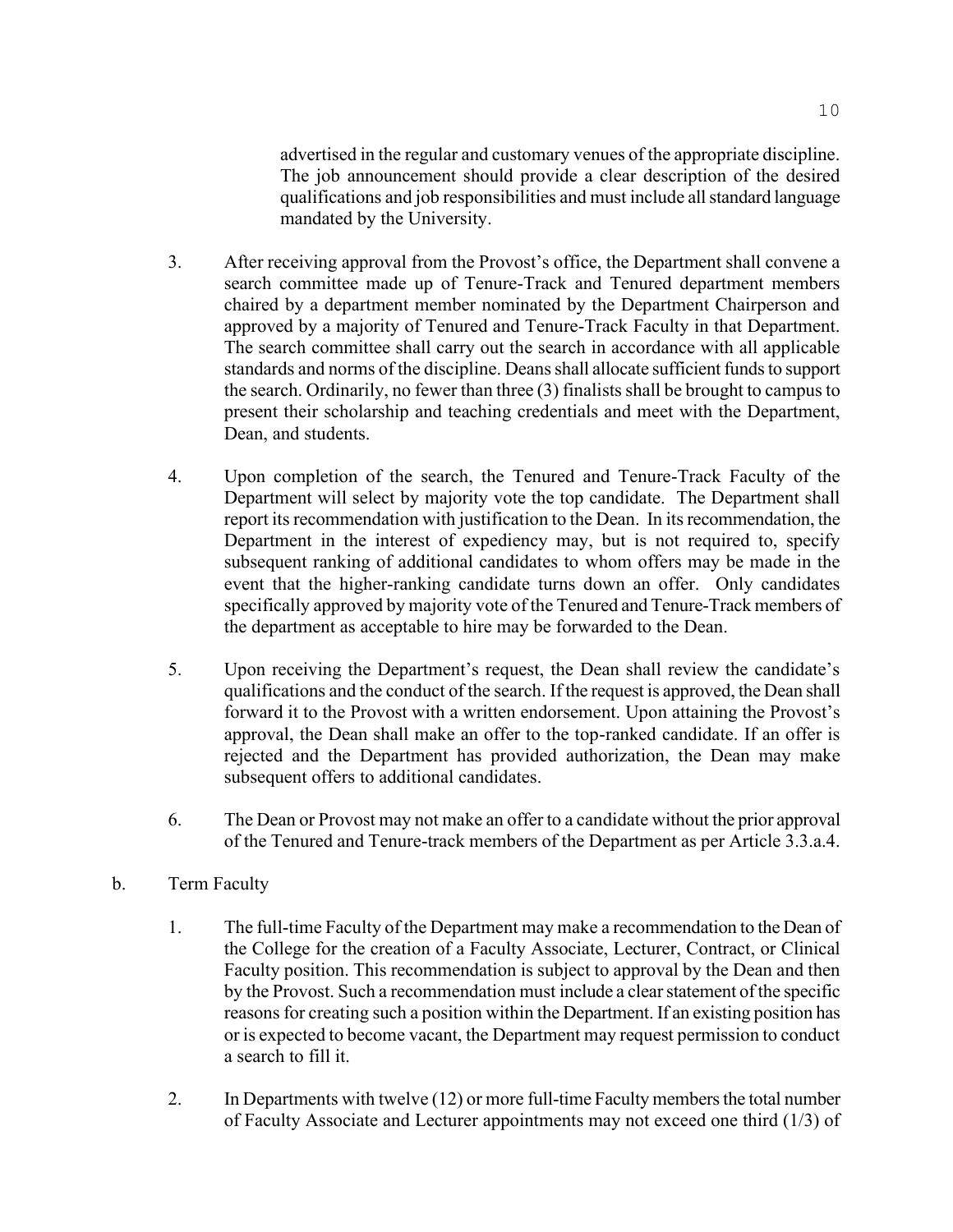advertised in the regular and customary venues of the appropriate discipline. The job announcement should provide a clear description of the desired qualifications and job responsibilities and must include all standard language mandated by the University.

3. After receiving approval from the Provost's office, the Department shall convene a search committee made up of Tenure-Track and Tenured department members chaired by a department member nominated by the Department Chairperson and approved by a majority of Tenured and Tenure-Track Faculty in that Department. The search committee shall carry out the search in accordance with all applicable standards and norms of the discipline. Deans shall allocate sufficient funds to support the search. Ordinarily, no fewer than three (3) finalists shall be brought to campus to present their scholarship and teaching credentials and meet with the Department, Dean, and students.

4. Upon completion of the search, the Tenured and Tenure-Track Faculty of the Department will select by majority vote the top candidate. The Department shall report its recommendation with justification to the Dean. In its recommendation, the Department in the interest of expediency may, but is not required to, specify subsequent ranking of additional candidates to whom offers may be made in the event that the higher-ranking candidate turns down an offer. Only candidates specifically approved by majority vote of the Tenured and Tenure-Track members of the department as acceptable to hire may be forwarded to the Dean.

5. Upon receiving the Department's request, the Dean shall review the candidate's qualifications and the conduct of the search. If the request is approved, the Dean shall forward it to the Provost with a written endorsement. Upon attaining the Provost's approval, the Dean shall make an offer to the top-ranked candidate. If an offer is rejected and the Department has provided authorization, the Dean may make subsequent offers to additional candidates.

6. The Dean or Provost may not make an offer to a candidate without the prior approval of the Tenured and Tenure-track members of the Department as per Article 3.3.a.4.

b. Term Faculty

1. The full-time Faculty of the Department may make a recommendation to the Dean of the College for the creation of a Faculty Associate, Lecturer, Contract, or Clinical Faculty position. This recommendation is subject to approval by the Dean and then by the Provost. Such a recommendation must include a clear statement of the specific reasons for creating such a position within the Department. If an existing position has or is expected to become vacant, the Department may request permission to conduct a search to fill it.

2. In Departments with twelve (12) or more full-time Faculty members the total number of Faculty Associate and Lecturer appointments may not exceed one third (1/3) of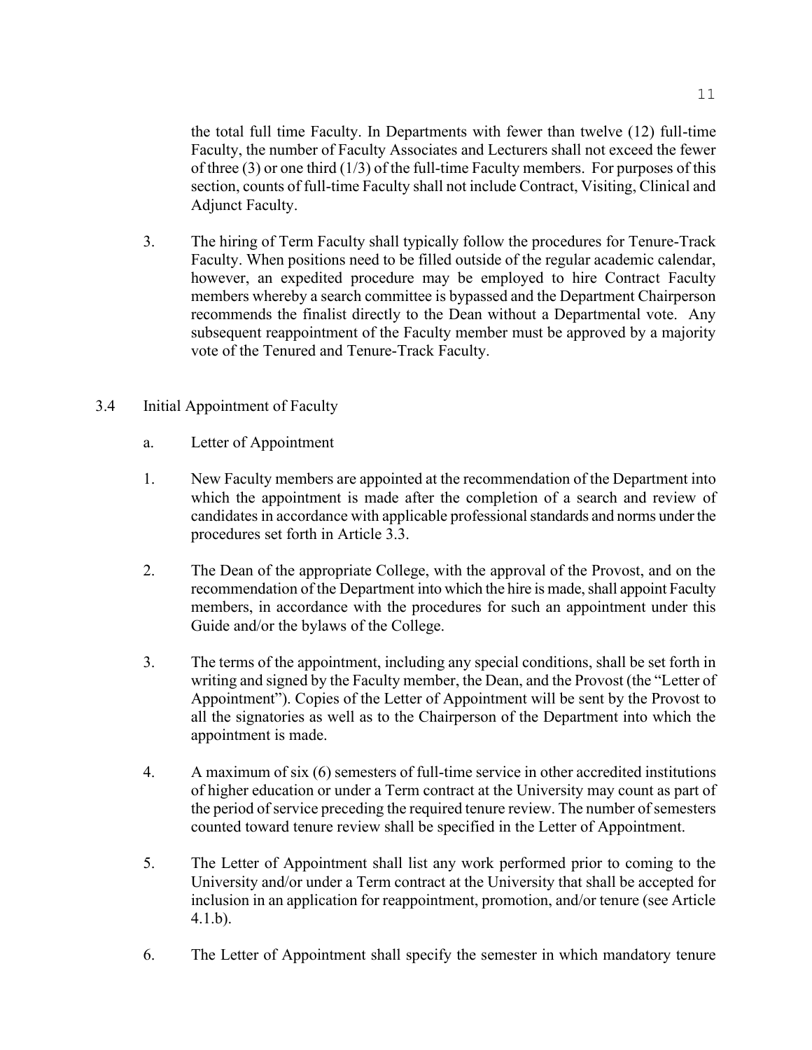the total full time Faculty. In Departments with fewer than twelve (12) full-time Faculty, the number of Faculty Associates and Lecturers shall not exceed the fewer of three (3) or one third (1/3) of the full-time Faculty members. For purposes of this section, counts of full-time Faculty shall not include Contract, Visiting, Clinical and Adjunct Faculty.

3. The hiring of Term Faculty shall typically follow the procedures for Tenure-Track Faculty. When positions need to be filled outside of the regular academic calendar, however, an expedited procedure may be employed to hire Contract Faculty members whereby a search committee is bypassed and the Department Chairperson recommends the finalist directly to the Dean without a Departmental vote. Any subsequent reappointment of the Faculty member must be approved by a majority vote of the Tenured and Tenure-Track Faculty.

## 3.4 Initial Appointment of Faculty

a. Letter of Appointment

1. New Faculty members are appointed at the recommendation of the Department into which the appointment is made after the completion of a search and review of candidates in accordance with applicable professional standards and norms under the procedures set forth in Article 3.3.

2. The Dean of the appropriate College, with the approval of the Provost, and on the recommendation of the Department into which the hire is made, shall appoint Faculty members, in accordance with the procedures for such an appointment under this Guide and/or the bylaws of the College.

3. The terms of the appointment, including any special conditions, shall be set forth in writing and signed by the Faculty member, the Dean, and the Provost (the "Letter of Appointment"). Copies of the Letter of Appointment will be sent by the Provost to all the signatories as well as to the Chairperson of the Department into which the appointment is made.

4. A maximum of six (6) semesters of full-time service in other accredited institutions of higher education or under a Term contract at the University may count as part of the period of service preceding the required tenure review. The number of semesters counted toward tenure review shall be specified in the Letter of Appointment.

5. The Letter of Appointment shall list any work performed prior to coming to the University and/or under a Term contract at the University that shall be accepted for inclusion in an application for reappointment, promotion, and/or tenure (see Article 4.1.b).

6. The Letter of Appointment shall specify the semester in which mandatory tenure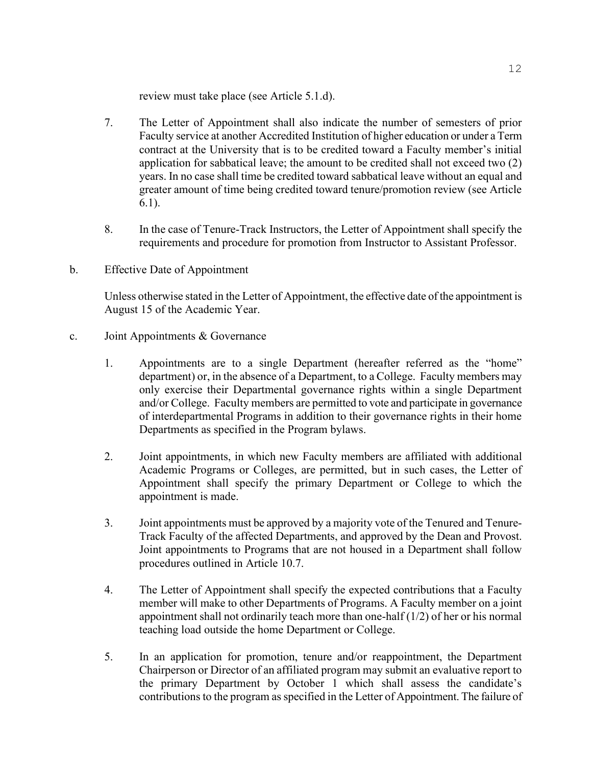review must take place (see Article 5.1.d).

7. The Letter of Appointment shall also indicate the number of semesters of prior Faculty service at another Accredited Institution of higher education or under a Term contract at the University that is to be credited toward a Faculty member's initial application for sabbatical leave; the amount to be credited shall not exceed two (2) years. In no case shall time be credited toward sabbatical leave without an equal and greater amount of time being credited toward tenure/promotion review (see Article 6.1).

8. In the case of Tenure-Track Instructors, the Letter of Appointment shall specify the requirements and procedure for promotion from Instructor to Assistant Professor.

b. Effective Date of Appointment

Unless otherwise stated in the Letter of Appointment, the effective date of the appointment is August 15 of the Academic Year.

c. Joint Appointments & Governance

1. Appointments are to a single Department (hereafter referred as the "home" department) or, in the absence of a Department, to a College. Faculty members may only exercise their Departmental governance rights within a single Department and/or College. Faculty members are permitted to vote and participate in governance of interdepartmental Programs in addition to their governance rights in their home Departments as specified in the Program bylaws.

2. Joint appointments, in which new Faculty members are affiliated with additional Academic Programs or Colleges, are permitted, but in such cases, the Letter of Appointment shall specify the primary Department or College to which the appointment is made.

3. Joint appointments must be approved by a majority vote of the Tenured and Tenure-Track Faculty of the affected Departments, and approved by the Dean and Provost. Joint appointments to Programs that are not housed in a Department shall follow procedures outlined in Article 10.7.

4. The Letter of Appointment shall specify the expected contributions that a Faculty member will make to other Departments of Programs. A Faculty member on a joint appointment shall not ordinarily teach more than one-half (1/2) of her or his normal teaching load outside the home Department or College.

5. In an application for promotion, tenure and/or reappointment, the Department Chairperson or Director of an affiliated program may submit an evaluative report to the primary Department by October 1 which shall assess the candidate's contributions to the program as specified in the Letter of Appointment. The failure of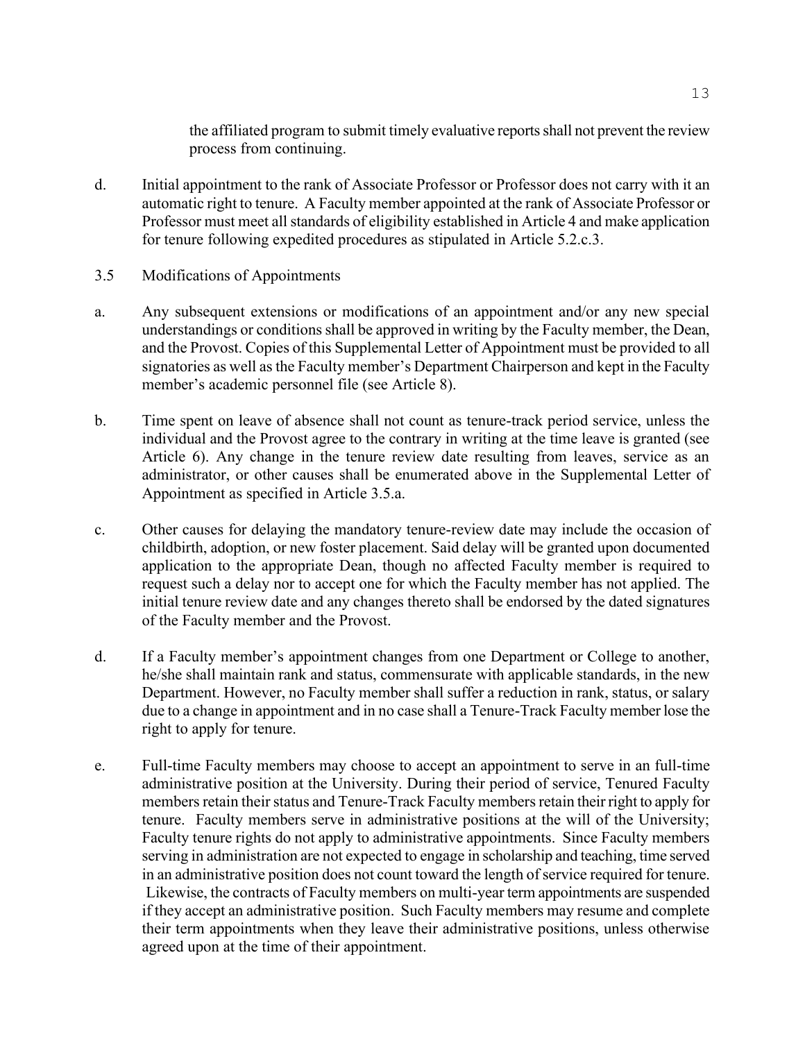the affiliated program to submit timely evaluative reports shall not prevent the review process from continuing.

d. Initial appointment to the rank of Associate Professor or Professor does not carry with it an automatic right to tenure. A Faculty member appointed at the rank of Associate Professor or Professor must meet all standards of eligibility established in Article 4 and make application for tenure following expedited procedures as stipulated in Article 5.2.c.3.

3.5 Modifications of Appointments

a. Any subsequent extensions or modifications of an appointment and/or any new special understandings or conditions shall be approved in writing by the Faculty member, the Dean, and the Provost. Copies of this Supplemental Letter of Appointment must be provided to all signatories as well as the Faculty member's Department Chairperson and kept in the Faculty member's academic personnel file (see Article 8).

b. Time spent on leave of absence shall not count as tenure-track period service, unless the individual and the Provost agree to the contrary in writing at the time leave is granted (see Article 6). Any change in the tenure review date resulting from leaves, service as an administrator, or other causes shall be enumerated above in the Supplemental Letter of Appointment as specified in Article 3.5.a.

c. Other causes for delaying the mandatory tenure-review date may include the occasion of childbirth, adoption, or new foster placement. Said delay will be granted upon documented application to the appropriate Dean, though no affected Faculty member is required to request such a delay nor to accept one for which the Faculty member has not applied. The initial tenure review date and any changes thereto shall be endorsed by the dated signatures of the Faculty member and the Provost.

d. If a Faculty member's appointment changes from one Department or College to another, he/she shall maintain rank and status, commensurate with applicable standards, in the new Department. However, no Faculty member shall suffer a reduction in rank, status, or salary due to a change in appointment and in no case shall a Tenure-Track Faculty member lose the right to apply for tenure.

e. Full-time Faculty members may choose to accept an appointment to serve in an full-time administrative position at the University. During their period of service, Tenured Faculty members retain their status and Tenure-Track Faculty members retain their right to apply for tenure. Faculty members serve in administrative positions at the will of the University; Faculty tenure rights do not apply to administrative appointments. Since Faculty members serving in administration are not expected to engage in scholarship and teaching, time served in an administrative position does not count toward the length of service required for tenure. Likewise, the contracts of Faculty members on multi-year term appointments are suspended if they accept an administrative position. Such Faculty members may resume and complete their term appointments when they leave their administrative positions, unless otherwise agreed upon at the time of their appointment.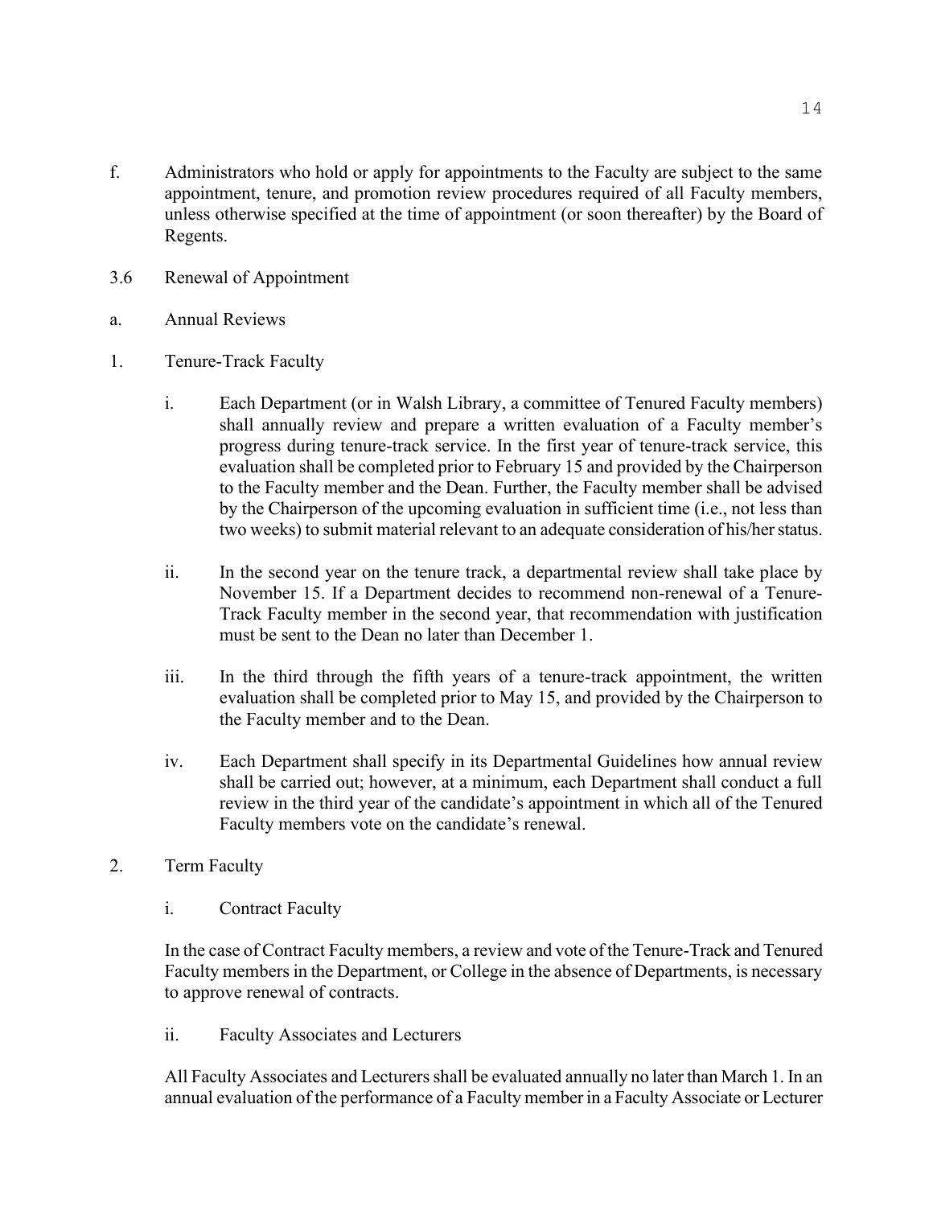f. Administrators who hold or apply for appointments to the Faculty are subject to the same appointment, tenure, and promotion review procedures required of all Faculty members, unless otherwise specified at the time of appointment (or soon thereafter) by the Board of Regents.

3.6 Renewal of Appointment

a. Annual Reviews

1. Tenure-Track Faculty

   i. Each Department (or in Walsh Library, a committee of Tenured Faculty members) shall annually review and prepare a written evaluation of a Faculty member's progress during tenure-track service. In the first year of tenure-track service, this evaluation shall be completed prior to February 15 and provided by the Chairperson to the Faculty member and the Dean. Further, the Faculty member shall be advised by the Chairperson of the upcoming evaluation in sufficient time (i.e., not less than two weeks) to submit material relevant to an adequate consideration of his/her status.

   ii. In the second year on the tenure track, a departmental review shall take place by November 15. If a Department decides to recommend non-renewal of a Tenure-Track Faculty member in the second year, that recommendation with justification must be sent to the Dean no later than December 1.

   iii. In the third through the fifth years of a tenure-track appointment, the written evaluation shall be completed prior to May 15, and provided by the Chairperson to the Faculty member and to the Dean.

   iv. Each Department shall specify in its Departmental Guidelines how annual review shall be carried out; however, at a minimum, each Department shall conduct a full review in the third year of the candidate's appointment in which all of the Tenured Faculty members vote on the candidate's renewal.

2. Term Faculty

   i. Contract Faculty

   In the case of Contract Faculty members, a review and vote of the Tenure-Track and Tenured Faculty members in the Department, or College in the absence of Departments, is necessary to approve renewal of contracts.

   ii. Faculty Associates and Lecturers

   All Faculty Associates and Lecturers shall be evaluated annually no later than March 1. In an annual evaluation of the performance of a Faculty member in a Faculty Associate or Lecturer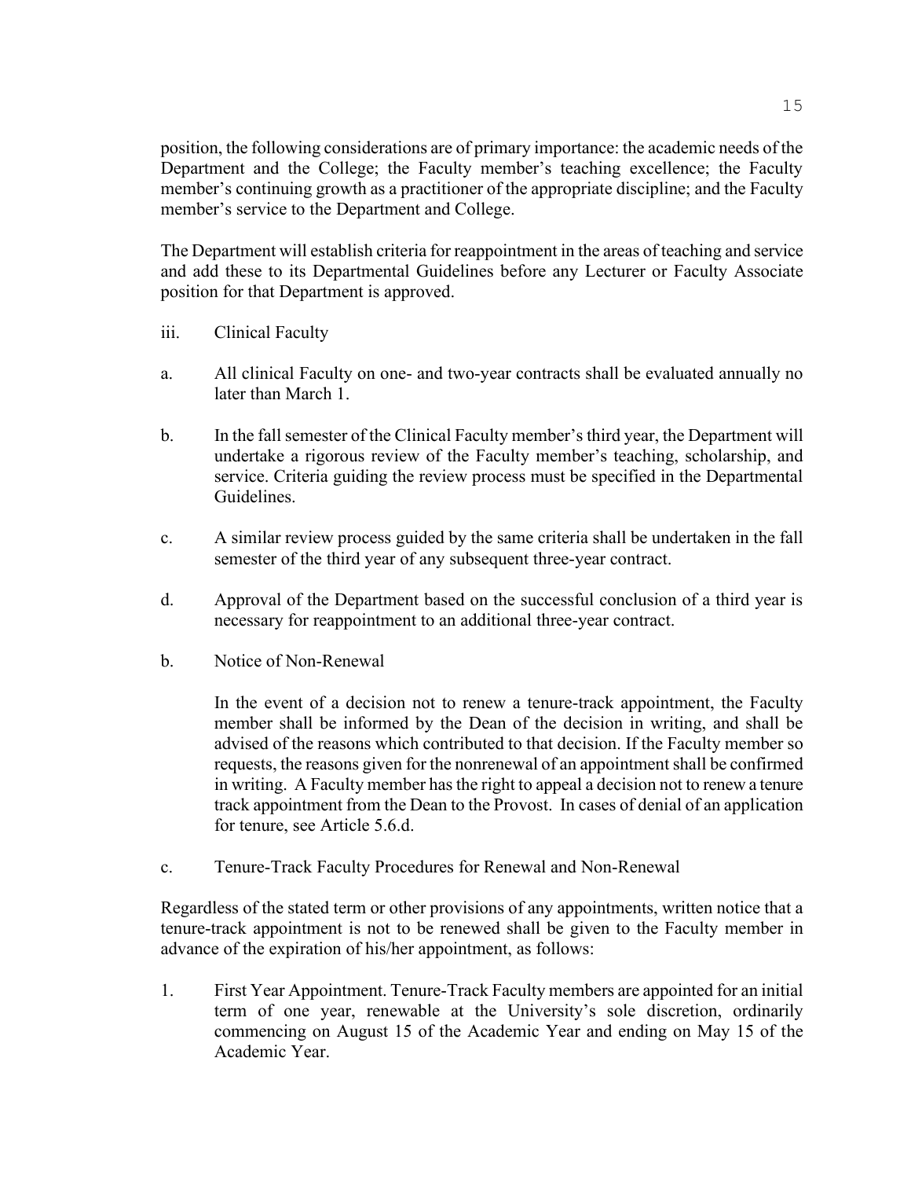position, the following considerations are of primary importance: the academic needs of the Department and the College; the Faculty member's teaching excellence; the Faculty member's continuing growth as a practitioner of the appropriate discipline; and the Faculty member's service to the Department and College.

The Department will establish criteria for reappointment in the areas of teaching and service and add these to its Departmental Guidelines before any Lecturer or Faculty Associate position for that Department is approved.

iii. Clinical Faculty

a. All clinical Faculty on one- and two-year contracts shall be evaluated annually no later than March 1.

b. In the fall semester of the Clinical Faculty member's third year, the Department will undertake a rigorous review of the Faculty member's teaching, scholarship, and service. Criteria guiding the review process must be specified in the Departmental Guidelines.

c. A similar review process guided by the same criteria shall be undertaken in the fall semester of the third year of any subsequent three-year contract.

d. Approval of the Department based on the successful conclusion of a third year is necessary for reappointment to an additional three-year contract.

b. Notice of Non-Renewal

In the event of a decision not to renew a tenure-track appointment, the Faculty member shall be informed by the Dean of the decision in writing, and shall be advised of the reasons which contributed to that decision. If the Faculty member so requests, the reasons given for the nonrenewal of an appointment shall be confirmed in writing. A Faculty member has the right to appeal a decision not to renew a tenure track appointment from the Dean to the Provost. In cases of denial of an application for tenure, see Article 5.6.d.

c. Tenure-Track Faculty Procedures for Renewal and Non-Renewal

Regardless of the stated term or other provisions of any appointments, written notice that a tenure-track appointment is not to be renewed shall be given to the Faculty member in advance of the expiration of his/her appointment, as follows:

1. First Year Appointment. Tenure-Track Faculty members are appointed for an initial term of one year, renewable at the University's sole discretion, ordinarily commencing on August 15 of the Academic Year and ending on May 15 of the Academic Year.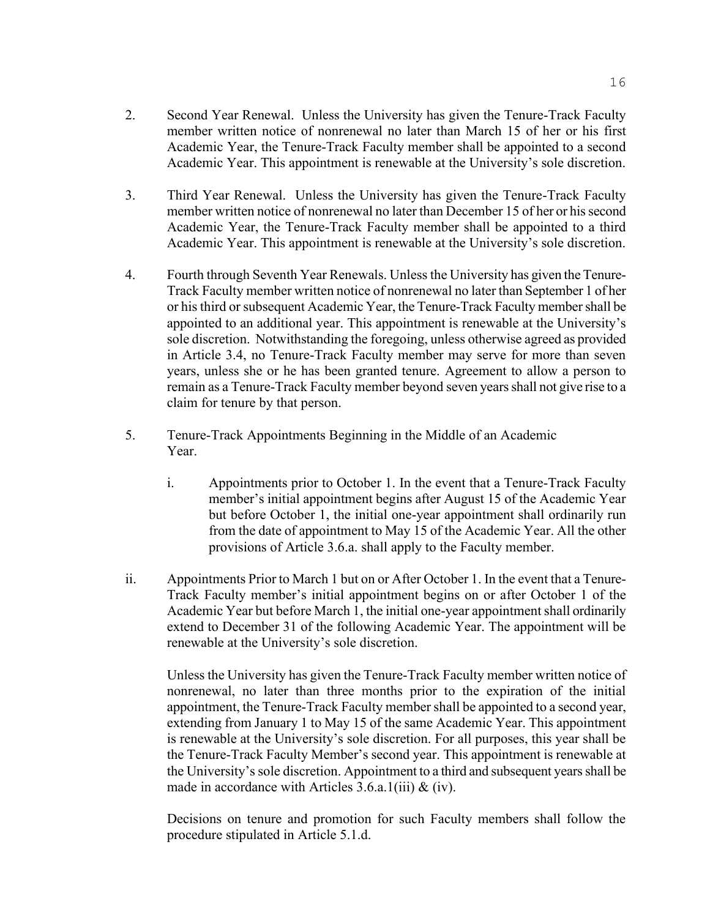2. Second Year Renewal. Unless the University has given the Tenure-Track Faculty member written notice of nonrenewal no later than March 15 of her or his first Academic Year, the Tenure-Track Faculty member shall be appointed to a second Academic Year. This appointment is renewable at the University's sole discretion.

3. Third Year Renewal. Unless the University has given the Tenure-Track Faculty member written notice of nonrenewal no later than December 15 of her or his second Academic Year, the Tenure-Track Faculty member shall be appointed to a third Academic Year. This appointment is renewable at the University's sole discretion.

4. Fourth through Seventh Year Renewals. Unless the University has given the Tenure-Track Faculty member written notice of nonrenewal no later than September 1 of her or his third or subsequent Academic Year, the Tenure-Track Faculty member shall be appointed to an additional year. This appointment is renewable at the University's sole discretion. Notwithstanding the foregoing, unless otherwise agreed as provided in Article 3.4, no Tenure-Track Faculty member may serve for more than seven years, unless she or he has been granted tenure. Agreement to allow a person to remain as a Tenure-Track Faculty member beyond seven years shall not give rise to a claim for tenure by that person.

5. Tenure-Track Appointments Beginning in the Middle of an Academic Year.

   i. Appointments prior to October 1. In the event that a Tenure-Track Faculty member's initial appointment begins after August 15 of the Academic Year but before October 1, the initial one-year appointment shall ordinarily run from the date of appointment to May 15 of the Academic Year. All the other provisions of Article 3.6.a. shall apply to the Faculty member.

   ii. Appointments Prior to March 1 but on or After October 1. In the event that a Tenure-Track Faculty member's initial appointment begins on or after October 1 of the Academic Year but before March 1, the initial one-year appointment shall ordinarily extend to December 31 of the following Academic Year. The appointment will be renewable at the University's sole discretion.

   Unless the University has given the Tenure-Track Faculty member written notice of nonrenewal, no later than three months prior to the expiration of the initial appointment, the Tenure-Track Faculty member shall be appointed to a second year, extending from January 1 to May 15 of the same Academic Year. This appointment is renewable at the University's sole discretion. For all purposes, this year shall be the Tenure-Track Faculty Member's second year. This appointment is renewable at the University's sole discretion. Appointment to a third and subsequent years shall be made in accordance with Articles 3.6.a.1(iii) & (iv).

   Decisions on tenure and promotion for such Faculty members shall follow the procedure stipulated in Article 5.1.d.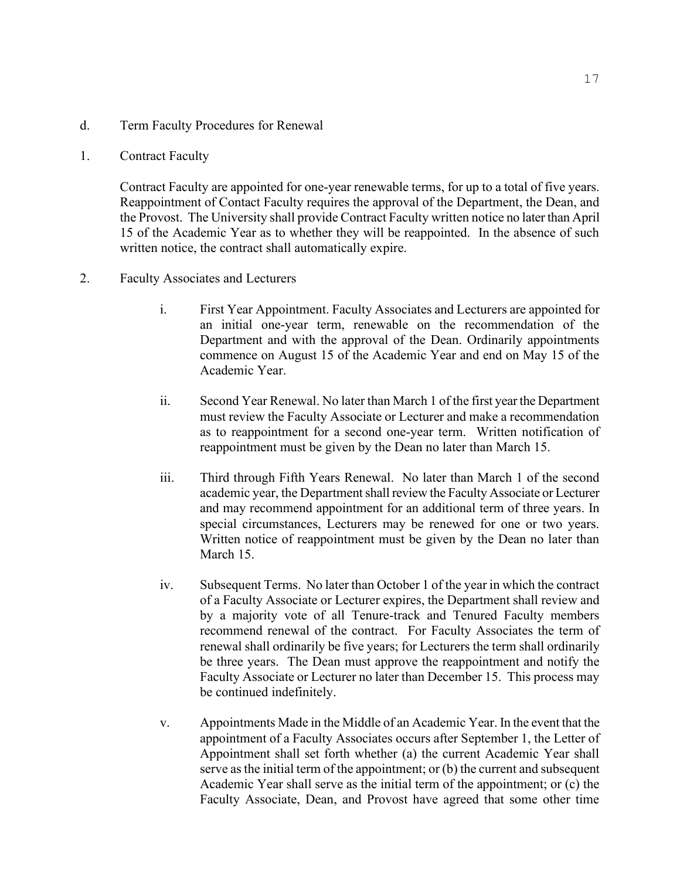d. Term Faculty Procedures for Renewal

1. Contract Faculty

Contract Faculty are appointed for one-year renewable terms, for up to a total of five years. Reappointment of Contact Faculty requires the approval of the Department, the Dean, and the Provost. The University shall provide Contract Faculty written notice no later than April 15 of the Academic Year as to whether they will be reappointed. In the absence of such written notice, the contract shall automatically expire.

2. Faculty Associates and Lecturers

i. First Year Appointment. Faculty Associates and Lecturers are appointed for an initial one-year term, renewable on the recommendation of the Department and with the approval of the Dean. Ordinarily appointments commence on August 15 of the Academic Year and end on May 15 of the Academic Year.

ii. Second Year Renewal. No later than March 1 of the first year the Department must review the Faculty Associate or Lecturer and make a recommendation as to reappointment for a second one-year term. Written notification of reappointment must be given by the Dean no later than March 15.

iii. Third through Fifth Years Renewal. No later than March 1 of the second academic year, the Department shall review the Faculty Associate or Lecturer and may recommend appointment for an additional term of three years. In special circumstances, Lecturers may be renewed for one or two years. Written notice of reappointment must be given by the Dean no later than March 15.

iv. Subsequent Terms. No later than October 1 of the year in which the contract of a Faculty Associate or Lecturer expires, the Department shall review and by a majority vote of all Tenure-track and Tenured Faculty members recommend renewal of the contract. For Faculty Associates the term of renewal shall ordinarily be five years; for Lecturers the term shall ordinarily be three years. The Dean must approve the reappointment and notify the Faculty Associate or Lecturer no later than December 15. This process may be continued indefinitely.

v. Appointments Made in the Middle of an Academic Year. In the event that the appointment of a Faculty Associates occurs after September 1, the Letter of Appointment shall set forth whether (a) the current Academic Year shall serve as the initial term of the appointment; or (b) the current and subsequent Academic Year shall serve as the initial term of the appointment; or (c) the Faculty Associate, Dean, and Provost have agreed that some other time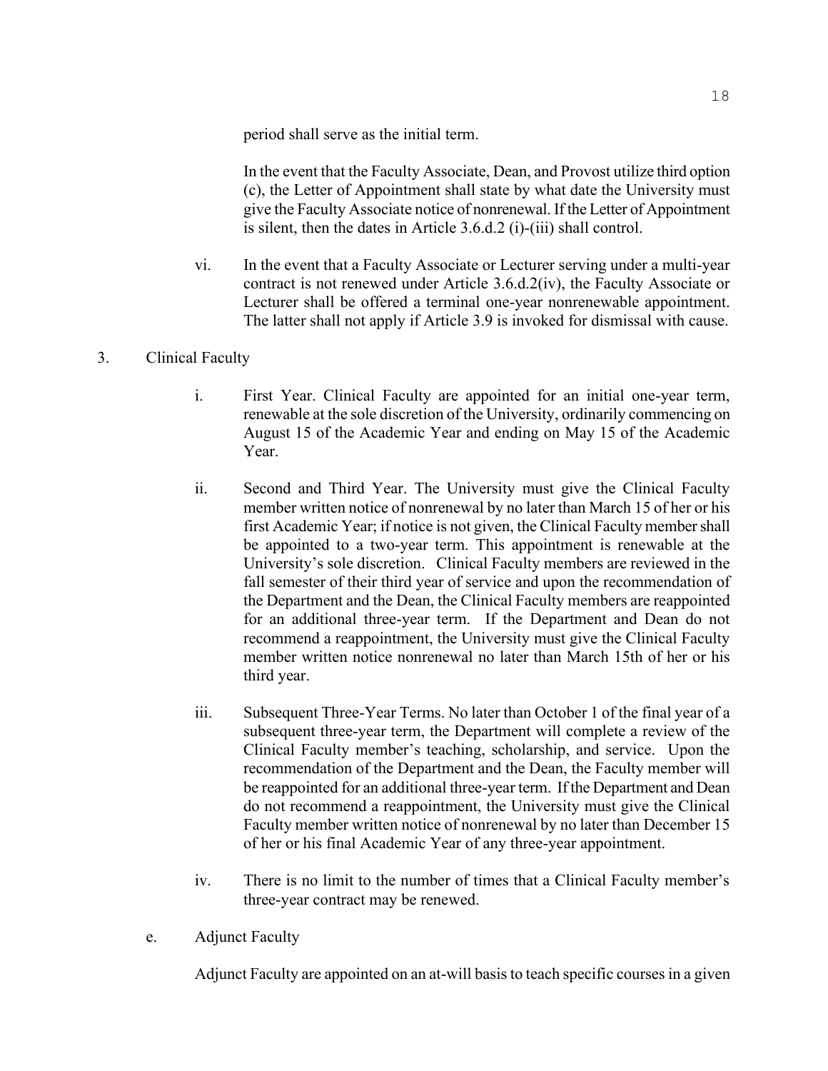period shall serve as the initial term.

In the event that the Faculty Associate, Dean, and Provost utilize third option (c), the Letter of Appointment shall state by what date the University must give the Faculty Associate notice of nonrenewal. If the Letter of Appointment is silent, then the dates in Article 3.6.d.2 (i)-(iii) shall control.

vi. In the event that a Faculty Associate or Lecturer serving under a multi-year contract is not renewed under Article 3.6.d.2(iv), the Faculty Associate or Lecturer shall be offered a terminal one-year nonrenewable appointment. The latter shall not apply if Article 3.9 is invoked for dismissal with cause.

3. Clinical Faculty

i. First Year. Clinical Faculty are appointed for an initial one-year term, renewable at the sole discretion of the University, ordinarily commencing on August 15 of the Academic Year and ending on May 15 of the Academic Year.

ii. Second and Third Year. The University must give the Clinical Faculty member written notice of nonrenewal by no later than March 15 of her or his first Academic Year; if notice is not given, the Clinical Faculty member shall be appointed to a two-year term. This appointment is renewable at the University's sole discretion. Clinical Faculty members are reviewed in the fall semester of their third year of service and upon the recommendation of the Department and the Dean, the Clinical Faculty members are reappointed for an additional three-year term. If the Department and Dean do not recommend a reappointment, the University must give the Clinical Faculty member written notice nonrenewal no later than March 15th of her or his third year.

iii. Subsequent Three-Year Terms. No later than October 1 of the final year of a subsequent three-year term, the Department will complete a review of the Clinical Faculty member's teaching, scholarship, and service. Upon the recommendation of the Department and the Dean, the Faculty member will be reappointed for an additional three-year term. If the Department and Dean do not recommend a reappointment, the University must give the Clinical Faculty member written notice of nonrenewal by no later than December 15 of her or his final Academic Year of any three-year appointment.

iv. There is no limit to the number of times that a Clinical Faculty member's three-year contract may be renewed.

e. Adjunct Faculty

Adjunct Faculty are appointed on an at-will basis to teach specific courses in a given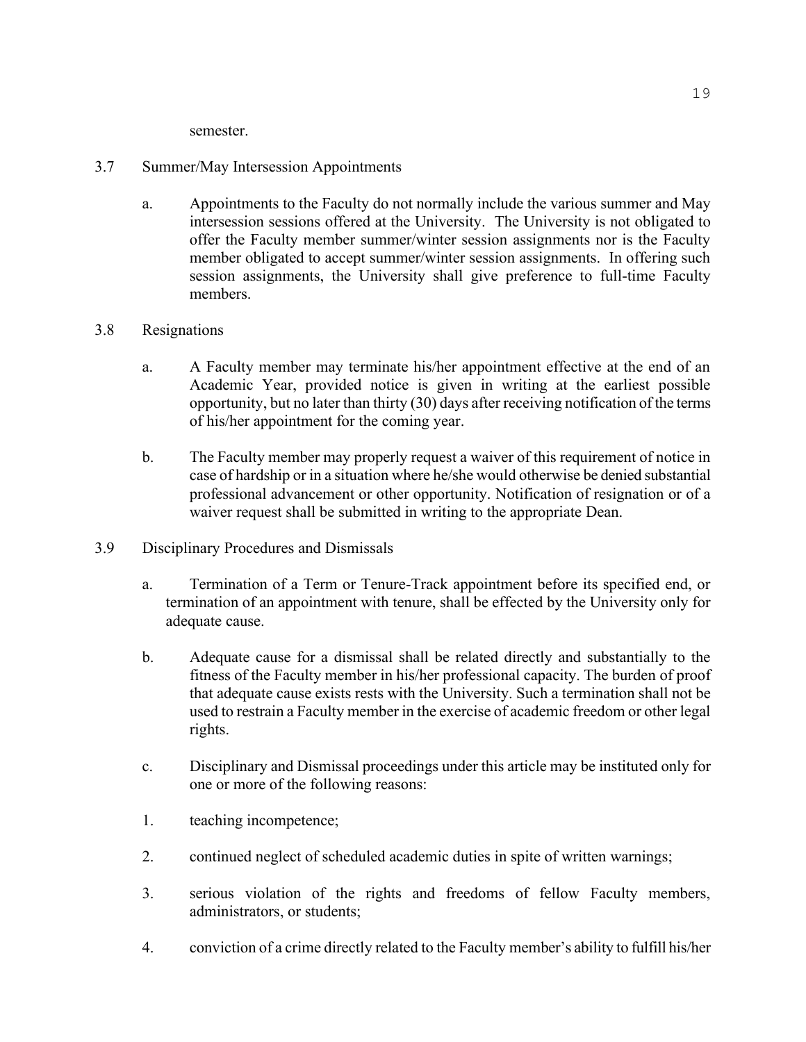semester.

3.7 Summer/May Intersession Appointments

a. Appointments to the Faculty do not normally include the various summer and May intersession sessions offered at the University. The University is not obligated to offer the Faculty member summer/winter session assignments nor is the Faculty member obligated to accept summer/winter session assignments. In offering such session assignments, the University shall give preference to full-time Faculty members.

3.8 Resignations

a. A Faculty member may terminate his/her appointment effective at the end of an Academic Year, provided notice is given in writing at the earliest possible opportunity, but no later than thirty (30) days after receiving notification of the terms of his/her appointment for the coming year.

b. The Faculty member may properly request a waiver of this requirement of notice in case of hardship or in a situation where he/she would otherwise be denied substantial professional advancement or other opportunity. Notification of resignation or of a waiver request shall be submitted in writing to the appropriate Dean.

3.9 Disciplinary Procedures and Dismissals

a. Termination of a Term or Tenure-Track appointment before its specified end, or termination of an appointment with tenure, shall be effected by the University only for adequate cause.

b. Adequate cause for a dismissal shall be related directly and substantially to the fitness of the Faculty member in his/her professional capacity. The burden of proof that adequate cause exists rests with the University. Such a termination shall not be used to restrain a Faculty member in the exercise of academic freedom or other legal rights.

c. Disciplinary and Dismissal proceedings under this article may be instituted only for one or more of the following reasons:

1. teaching incompetence;

2. continued neglect of scheduled academic duties in spite of written warnings;

3. serious violation of the rights and freedoms of fellow Faculty members, administrators, or students;

4. conviction of a crime directly related to the Faculty member's ability to fulfill his/her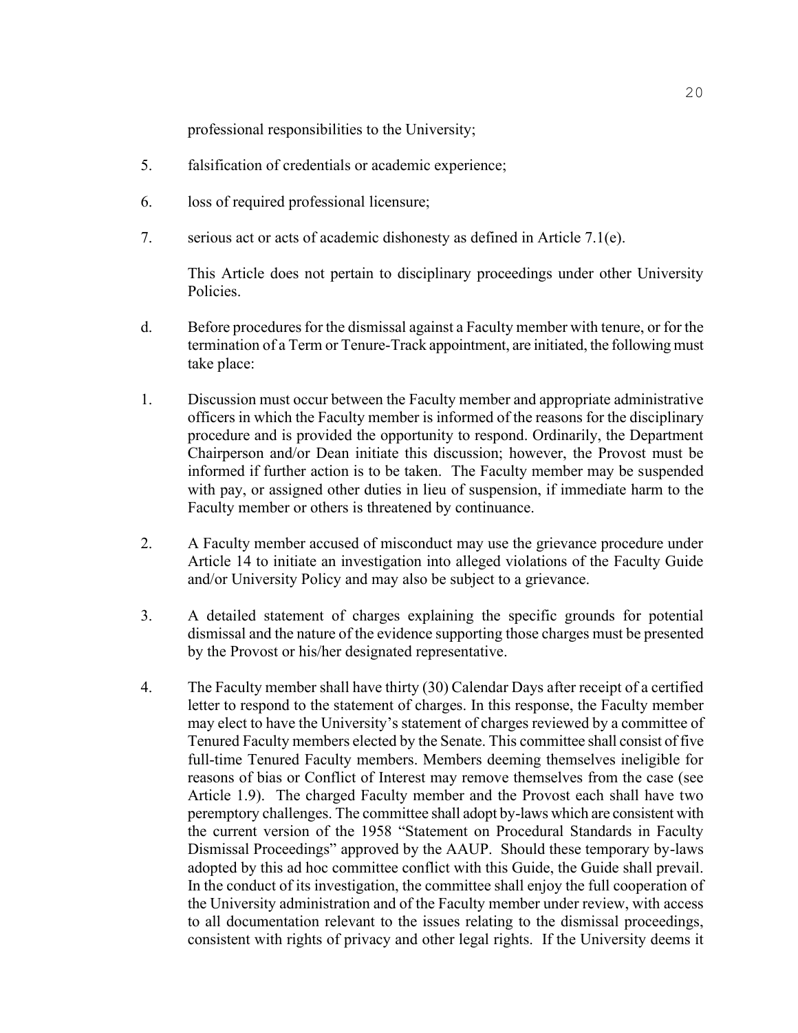professional responsibilities to the University;

5. falsification of credentials or academic experience;

6. loss of required professional licensure;

7. serious act or acts of academic dishonesty as defined in Article 7.1(e).

This Article does not pertain to disciplinary proceedings under other University Policies.

d. Before procedures for the dismissal against a Faculty member with tenure, or for the termination of a Term or Tenure-Track appointment, are initiated, the following must take place:

1. Discussion must occur between the Faculty member and appropriate administrative officers in which the Faculty member is informed of the reasons for the disciplinary procedure and is provided the opportunity to respond. Ordinarily, the Department Chairperson and/or Dean initiate this discussion; however, the Provost must be informed if further action is to be taken. The Faculty member may be suspended with pay, or assigned other duties in lieu of suspension, if immediate harm to the Faculty member or others is threatened by continuance.

2. A Faculty member accused of misconduct may use the grievance procedure under Article 14 to initiate an investigation into alleged violations of the Faculty Guide and/or University Policy and may also be subject to a grievance.

3. A detailed statement of charges explaining the specific grounds for potential dismissal and the nature of the evidence supporting those charges must be presented by the Provost or his/her designated representative.

4. The Faculty member shall have thirty (30) Calendar Days after receipt of a certified letter to respond to the statement of charges. In this response, the Faculty member may elect to have the University's statement of charges reviewed by a committee of Tenured Faculty members elected by the Senate. This committee shall consist of five full-time Tenured Faculty members. Members deeming themselves ineligible for reasons of bias or Conflict of Interest may remove themselves from the case (see Article 1.9). The charged Faculty member and the Provost each shall have two peremptory challenges. The committee shall adopt by-laws which are consistent with the current version of the 1958 "Statement on Procedural Standards in Faculty Dismissal Proceedings" approved by the AAUP. Should these temporary by-laws adopted by this ad hoc committee conflict with this Guide, the Guide shall prevail. In the conduct of its investigation, the committee shall enjoy the full cooperation of the University administration and of the Faculty member under review, with access to all documentation relevant to the issues relating to the dismissal proceedings, consistent with rights of privacy and other legal rights. If the University deems it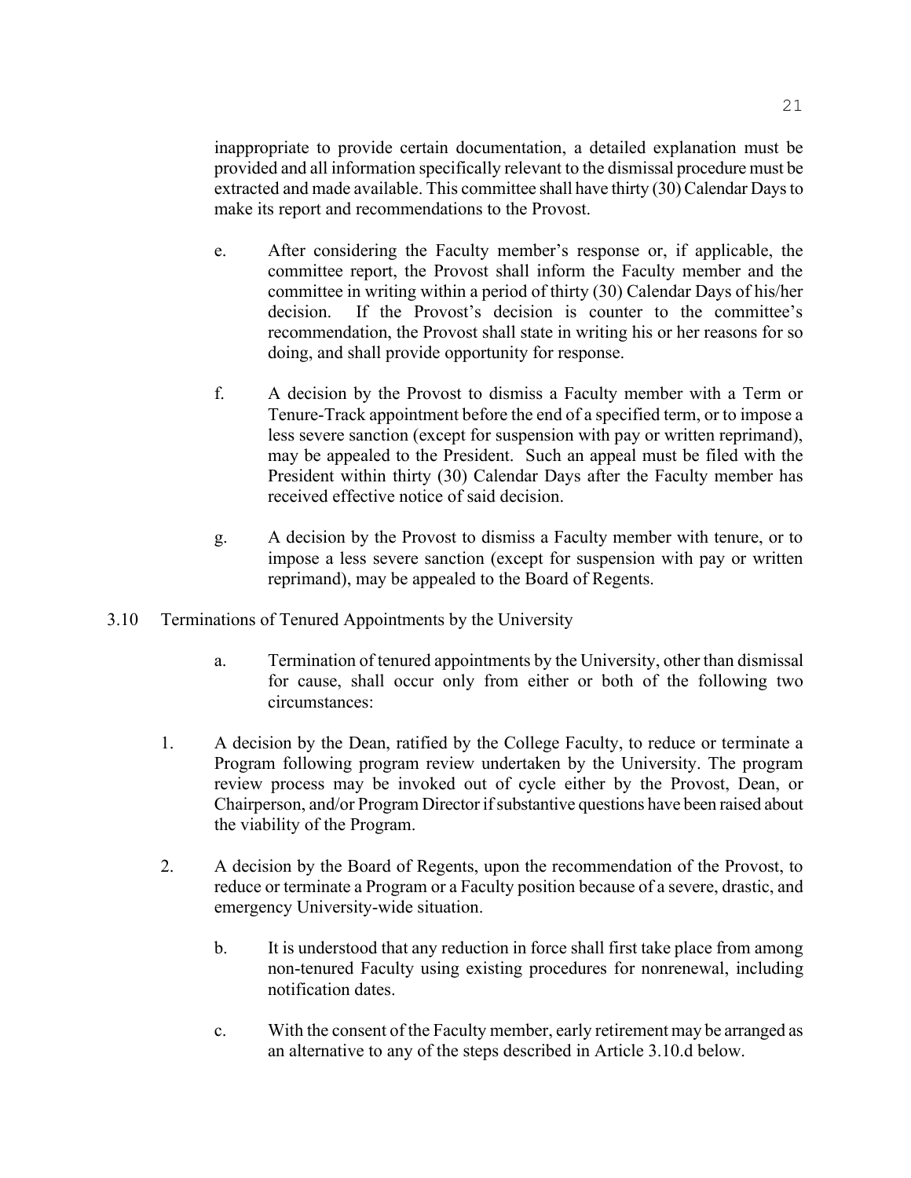inappropriate to provide certain documentation, a detailed explanation must be provided and all information specifically relevant to the dismissal procedure must be extracted and made available. This committee shall have thirty (30) Calendar Days to make its report and recommendations to the Provost.

e. After considering the Faculty member's response or, if applicable, the committee report, the Provost shall inform the Faculty member and the committee in writing within a period of thirty (30) Calendar Days of his/her decision. If the Provost's decision is counter to the committee's recommendation, the Provost shall state in writing his or her reasons for so doing, and shall provide opportunity for response.

f. A decision by the Provost to dismiss a Faculty member with a Term or Tenure-Track appointment before the end of a specified term, or to impose a less severe sanction (except for suspension with pay or written reprimand), may be appealed to the President. Such an appeal must be filed with the President within thirty (30) Calendar Days after the Faculty member has received effective notice of said decision.

g. A decision by the Provost to dismiss a Faculty member with tenure, or to impose a less severe sanction (except for suspension with pay or written reprimand), may be appealed to the Board of Regents.

3.10 Terminations of Tenured Appointments by the University

a. Termination of tenured appointments by the University, other than dismissal for cause, shall occur only from either or both of the following two circumstances:

1. A decision by the Dean, ratified by the College Faculty, to reduce or terminate a Program following program review undertaken by the University. The program review process may be invoked out of cycle either by the Provost, Dean, or Chairperson, and/or Program Director if substantive questions have been raised about the viability of the Program.

2. A decision by the Board of Regents, upon the recommendation of the Provost, to reduce or terminate a Program or a Faculty position because of a severe, drastic, and emergency University-wide situation.

b. It is understood that any reduction in force shall first take place from among non-tenured Faculty using existing procedures for nonrenewal, including notification dates.

c. With the consent of the Faculty member, early retirement may be arranged as an alternative to any of the steps described in Article 3.10.d below.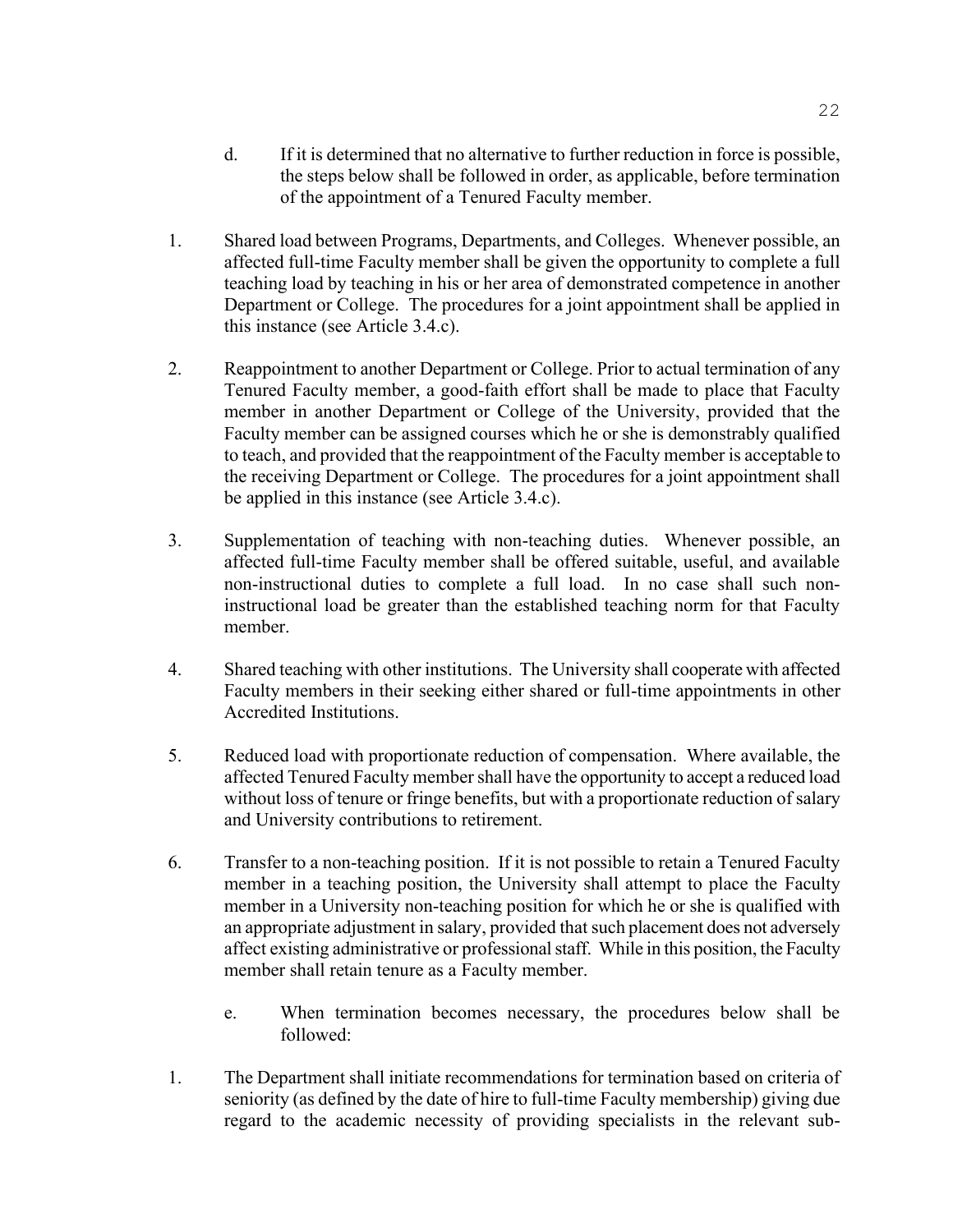d. If it is determined that no alternative to further reduction in force is possible, the steps below shall be followed in order, as applicable, before termination of the appointment of a Tenured Faculty member.

1. Shared load between Programs, Departments, and Colleges. Whenever possible, an affected full-time Faculty member shall be given the opportunity to complete a full teaching load by teaching in his or her area of demonstrated competence in another Department or College. The procedures for a joint appointment shall be applied in this instance (see Article 3.4.c).

2. Reappointment to another Department or College. Prior to actual termination of any Tenured Faculty member, a good-faith effort shall be made to place that Faculty member in another Department or College of the University, provided that the Faculty member can be assigned courses which he or she is demonstrably qualified to teach, and provided that the reappointment of the Faculty member is acceptable to the receiving Department or College. The procedures for a joint appointment shall be applied in this instance (see Article 3.4.c).

3. Supplementation of teaching with non-teaching duties. Whenever possible, an affected full-time Faculty member shall be offered suitable, useful, and available non-instructional duties to complete a full load. In no case shall such non-instructional load be greater than the established teaching norm for that Faculty member.

4. Shared teaching with other institutions. The University shall cooperate with affected Faculty members in their seeking either shared or full-time appointments in other Accredited Institutions.

5. Reduced load with proportionate reduction of compensation. Where available, the affected Tenured Faculty member shall have the opportunity to accept a reduced load without loss of tenure or fringe benefits, but with a proportionate reduction of salary and University contributions to retirement.

6. Transfer to a non-teaching position. If it is not possible to retain a Tenured Faculty member in a teaching position, the University shall attempt to place the Faculty member in a University non-teaching position for which he or she is qualified with an appropriate adjustment in salary, provided that such placement does not adversely affect existing administrative or professional staff. While in this position, the Faculty member shall retain tenure as a Faculty member.

e. When termination becomes necessary, the procedures below shall be followed:

1. The Department shall initiate recommendations for termination based on criteria of seniority (as defined by the date of hire to full-time Faculty membership) giving due regard to the academic necessity of providing specialists in the relevant sub-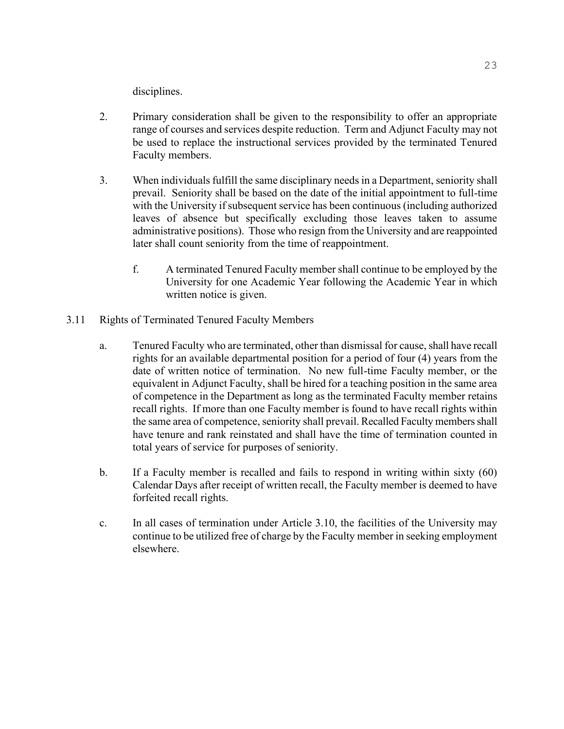disciplines.

2. Primary consideration shall be given to the responsibility to offer an appropriate range of courses and services despite reduction. Term and Adjunct Faculty may not be used to replace the instructional services provided by the terminated Tenured Faculty members.

3. When individuals fulfill the same disciplinary needs in a Department, seniority shall prevail. Seniority shall be based on the date of the initial appointment to full-time with the University if subsequent service has been continuous (including authorized leaves of absence but specifically excluding those leaves taken to assume administrative positions). Those who resign from the University and are reappointed later shall count seniority from the time of reappointment.

   f. A terminated Tenured Faculty member shall continue to be employed by the University for one Academic Year following the Academic Year in which written notice is given.

3.11 Rights of Terminated Tenured Faculty Members

a. Tenured Faculty who are terminated, other than dismissal for cause, shall have recall rights for an available departmental position for a period of four (4) years from the date of written notice of termination. No new full-time Faculty member, or the equivalent in Adjunct Faculty, shall be hired for a teaching position in the same area of competence in the Department as long as the terminated Faculty member retains recall rights. If more than one Faculty member is found to have recall rights within the same area of competence, seniority shall prevail. Recalled Faculty members shall have tenure and rank reinstated and shall have the time of termination counted in total years of service for purposes of seniority.

b. If a Faculty member is recalled and fails to respond in writing within sixty (60) Calendar Days after receipt of written recall, the Faculty member is deemed to have forfeited recall rights.

c. In all cases of termination under Article 3.10, the facilities of the University may continue to be utilized free of charge by the Faculty member in seeking employment elsewhere.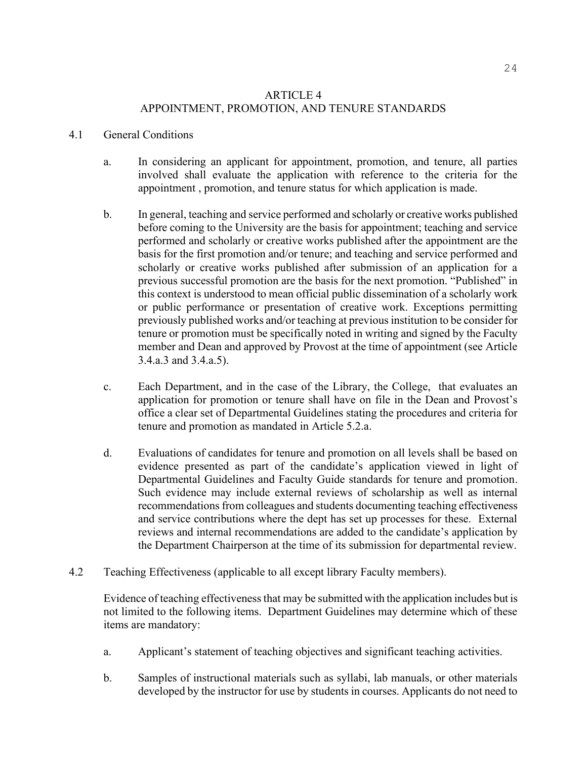# ARTICLE 4
# APPOINTMENT, PROMOTION, AND TENURE STANDARDS

## 4.1 General Conditions

a. In considering an applicant for appointment, promotion, and tenure, all parties involved shall evaluate the application with reference to the criteria for the appointment , promotion, and tenure status for which application is made.

b. In general, teaching and service performed and scholarly or creative works published before coming to the University are the basis for appointment; teaching and service performed and scholarly or creative works published after the appointment are the basis for the first promotion and/or tenure; and teaching and service performed and scholarly or creative works published after submission of an application for a previous successful promotion are the basis for the next promotion. "Published" in this context is understood to mean official public dissemination of a scholarly work or public performance or presentation of creative work. Exceptions permitting previously published works and/or teaching at previous institution to be consider for tenure or promotion must be specifically noted in writing and signed by the Faculty member and Dean and approved by Provost at the time of appointment (see Article 3.4.a.3 and 3.4.a.5).

c. Each Department, and in the case of the Library, the College, that evaluates an application for promotion or tenure shall have on file in the Dean and Provost's office a clear set of Departmental Guidelines stating the procedures and criteria for tenure and promotion as mandated in Article 5.2.a.

d. Evaluations of candidates for tenure and promotion on all levels shall be based on evidence presented as part of the candidate's application viewed in light of Departmental Guidelines and Faculty Guide standards for tenure and promotion. Such evidence may include external reviews of scholarship as well as internal recommendations from colleagues and students documenting teaching effectiveness and service contributions where the dept has set up processes for these. External reviews and internal recommendations are added to the candidate's application by the Department Chairperson at the time of its submission for departmental review.

## 4.2 Teaching Effectiveness (applicable to all except library Faculty members).

Evidence of teaching effectiveness that may be submitted with the application includes but is not limited to the following items. Department Guidelines may determine which of these items are mandatory:

a. Applicant's statement of teaching objectives and significant teaching activities.

b. Samples of instructional materials such as syllabi, lab manuals, or other materials developed by the instructor for use by students in courses. Applicants do not need to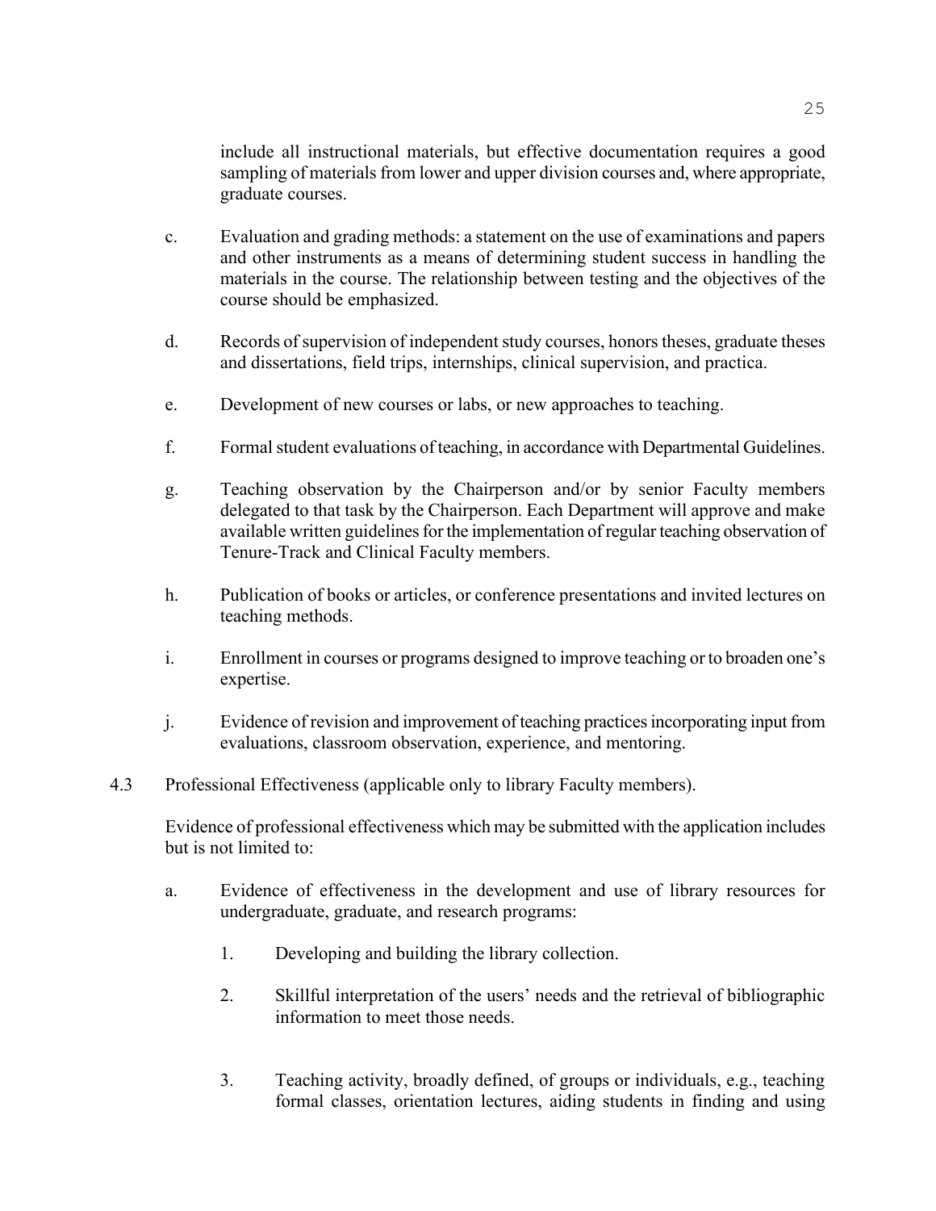include all instructional materials, but effective documentation requires a good sampling of materials from lower and upper division courses and, where appropriate, graduate courses.

c. Evaluation and grading methods: a statement on the use of examinations and papers and other instruments as a means of determining student success in handling the materials in the course. The relationship between testing and the objectives of the course should be emphasized.

d. Records of supervision of independent study courses, honors theses, graduate theses and dissertations, field trips, internships, clinical supervision, and practica.

e. Development of new courses or labs, or new approaches to teaching.

f. Formal student evaluations of teaching, in accordance with Departmental Guidelines.

g. Teaching observation by the Chairperson and/or by senior Faculty members delegated to that task by the Chairperson. Each Department will approve and make available written guidelines for the implementation of regular teaching observation of Tenure-Track and Clinical Faculty members.

h. Publication of books or articles, or conference presentations and invited lectures on teaching methods.

i. Enrollment in courses or programs designed to improve teaching or to broaden one's expertise.

j. Evidence of revision and improvement of teaching practices incorporating input from evaluations, classroom observation, experience, and mentoring.

4.3 Professional Effectiveness (applicable only to library Faculty members).

Evidence of professional effectiveness which may be submitted with the application includes but is not limited to:

a. Evidence of effectiveness in the development and use of library resources for undergraduate, graduate, and research programs:

1. Developing and building the library collection.

2. Skillful interpretation of the users' needs and the retrieval of bibliographic information to meet those needs.

3. Teaching activity, broadly defined, of groups or individuals, e.g., teaching formal classes, orientation lectures, aiding students in finding and using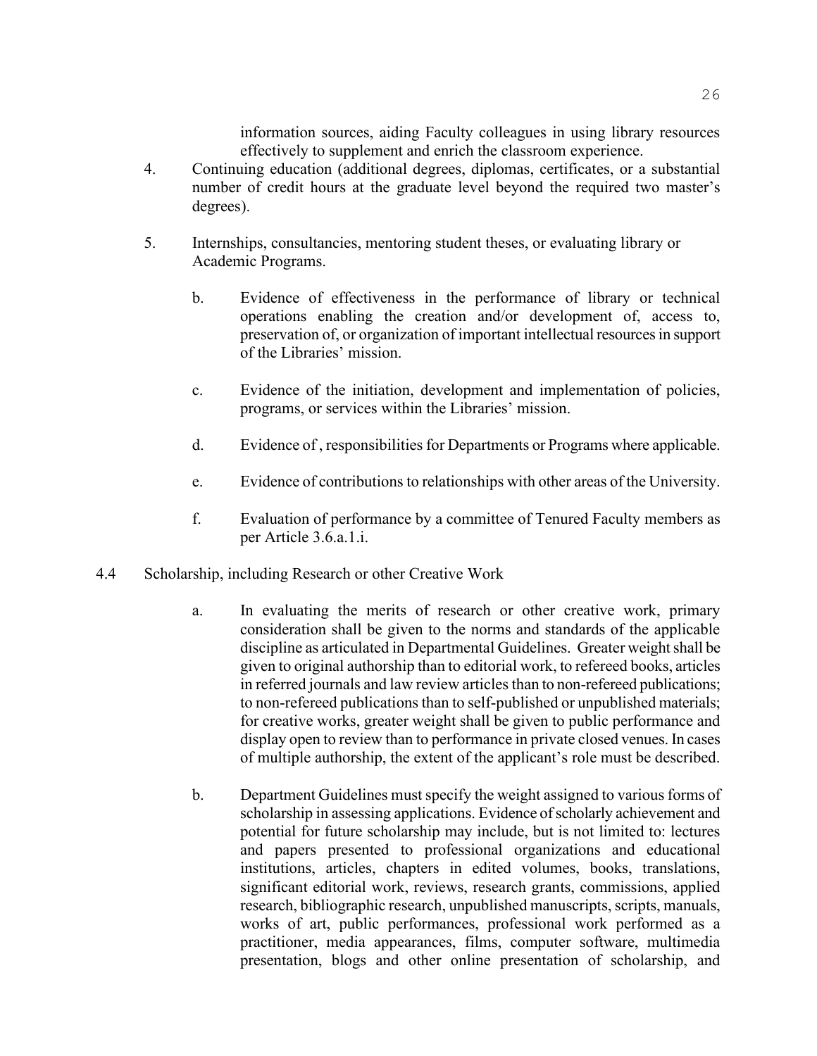information sources, aiding Faculty colleagues in using library resources effectively to supplement and enrich the classroom experience.

4. Continuing education (additional degrees, diplomas, certificates, or a substantial number of credit hours at the graduate level beyond the required two master's degrees).

5. Internships, consultancies, mentoring student theses, or evaluating library or Academic Programs.

b. Evidence of effectiveness in the performance of library or technical operations enabling the creation and/or development of, access to, preservation of, or organization of important intellectual resources in support of the Libraries' mission.

c. Evidence of the initiation, development and implementation of policies, programs, or services within the Libraries' mission.

d. Evidence of , responsibilities for Departments or Programs where applicable.

e. Evidence of contributions to relationships with other areas of the University.

f. Evaluation of performance by a committee of Tenured Faculty members as per Article 3.6.a.1.i.

4.4 Scholarship, including Research or other Creative Work

a. In evaluating the merits of research or other creative work, primary consideration shall be given to the norms and standards of the applicable discipline as articulated in Departmental Guidelines. Greater weight shall be given to original authorship than to editorial work, to refereed books, articles in referred journals and law review articles than to non-refereed publications; to non-refereed publications than to self-published or unpublished materials; for creative works, greater weight shall be given to public performance and display open to review than to performance in private closed venues. In cases of multiple authorship, the extent of the applicant's role must be described.

b. Department Guidelines must specify the weight assigned to various forms of scholarship in assessing applications. Evidence of scholarly achievement and potential for future scholarship may include, but is not limited to: lectures and papers presented to professional organizations and educational institutions, articles, chapters in edited volumes, books, translations, significant editorial work, reviews, research grants, commissions, applied research, bibliographic research, unpublished manuscripts, scripts, manuals, works of art, public performances, professional work performed as a practitioner, media appearances, films, computer software, multimedia presentation, blogs and other online presentation of scholarship, and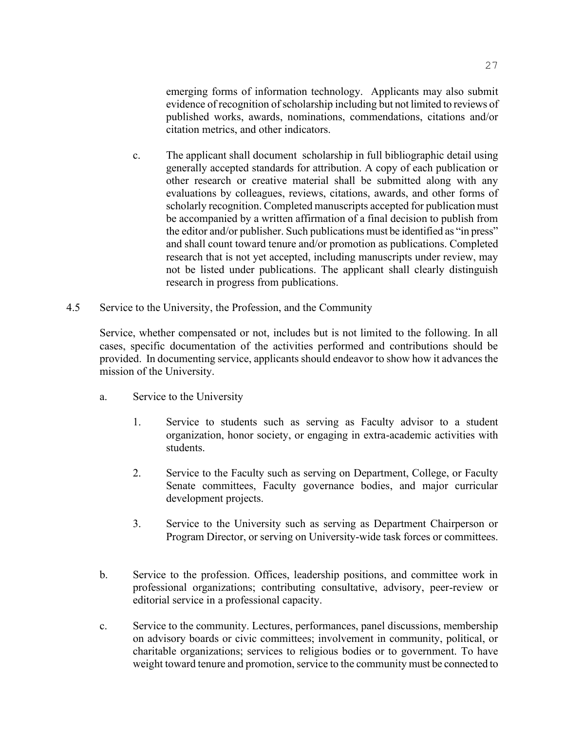emerging forms of information technology. Applicants may also submit evidence of recognition of scholarship including but not limited to reviews of published works, awards, nominations, commendations, citations and/or citation metrics, and other indicators.

c. The applicant shall document scholarship in full bibliographic detail using generally accepted standards for attribution. A copy of each publication or other research or creative material shall be submitted along with any evaluations by colleagues, reviews, citations, awards, and other forms of scholarly recognition. Completed manuscripts accepted for publication must be accompanied by a written affirmation of a final decision to publish from the editor and/or publisher. Such publications must be identified as "in press" and shall count toward tenure and/or promotion as publications. Completed research that is not yet accepted, including manuscripts under review, may not be listed under publications. The applicant shall clearly distinguish research in progress from publications.

4.5 Service to the University, the Profession, and the Community

Service, whether compensated or not, includes but is not limited to the following. In all cases, specific documentation of the activities performed and contributions should be provided. In documenting service, applicants should endeavor to show how it advances the mission of the University.

a. Service to the University

1. Service to students such as serving as Faculty advisor to a student organization, honor society, or engaging in extra-academic activities with students.

2. Service to the Faculty such as serving on Department, College, or Faculty Senate committees, Faculty governance bodies, and major curricular development projects.

3. Service to the University such as serving as Department Chairperson or Program Director, or serving on University-wide task forces or committees.

b. Service to the profession. Offices, leadership positions, and committee work in professional organizations; contributing consultative, advisory, peer-review or editorial service in a professional capacity.

c. Service to the community. Lectures, performances, panel discussions, membership on advisory boards or civic committees; involvement in community, political, or charitable organizations; services to religious bodies or to government. To have weight toward tenure and promotion, service to the community must be connected to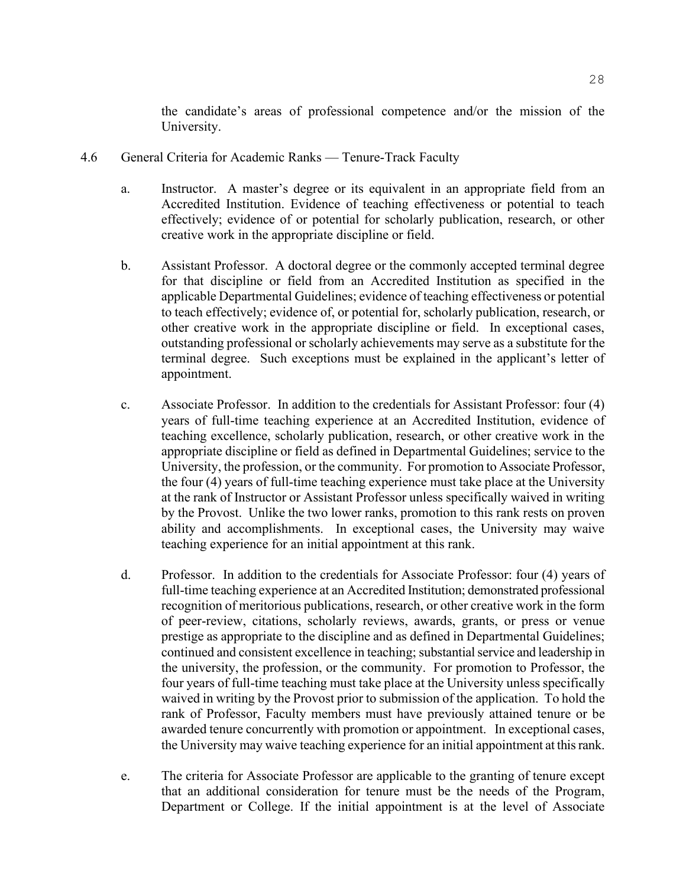the candidate's areas of professional competence and/or the mission of the University.

4.6 General Criteria for Academic Ranks — Tenure-Track Faculty

a. Instructor. A master's degree or its equivalent in an appropriate field from an Accredited Institution. Evidence of teaching effectiveness or potential to teach effectively; evidence of or potential for scholarly publication, research, or other creative work in the appropriate discipline or field.

b. Assistant Professor. A doctoral degree or the commonly accepted terminal degree for that discipline or field from an Accredited Institution as specified in the applicable Departmental Guidelines; evidence of teaching effectiveness or potential to teach effectively; evidence of, or potential for, scholarly publication, research, or other creative work in the appropriate discipline or field. In exceptional cases, outstanding professional or scholarly achievements may serve as a substitute for the terminal degree. Such exceptions must be explained in the applicant's letter of appointment.

c. Associate Professor. In addition to the credentials for Assistant Professor: four (4) years of full-time teaching experience at an Accredited Institution, evidence of teaching excellence, scholarly publication, research, or other creative work in the appropriate discipline or field as defined in Departmental Guidelines; service to the University, the profession, or the community. For promotion to Associate Professor, the four (4) years of full-time teaching experience must take place at the University at the rank of Instructor or Assistant Professor unless specifically waived in writing by the Provost. Unlike the two lower ranks, promotion to this rank rests on proven ability and accomplishments. In exceptional cases, the University may waive teaching experience for an initial appointment at this rank.

d. Professor. In addition to the credentials for Associate Professor: four (4) years of full-time teaching experience at an Accredited Institution; demonstrated professional recognition of meritorious publications, research, or other creative work in the form of peer-review, citations, scholarly reviews, awards, grants, or press or venue prestige as appropriate to the discipline and as defined in Departmental Guidelines; continued and consistent excellence in teaching; substantial service and leadership in the university, the profession, or the community. For promotion to Professor, the four years of full-time teaching must take place at the University unless specifically waived in writing by the Provost prior to submission of the application. To hold the rank of Professor, Faculty members must have previously attained tenure or be awarded tenure concurrently with promotion or appointment. In exceptional cases, the University may waive teaching experience for an initial appointment at this rank.

e. The criteria for Associate Professor are applicable to the granting of tenure except that an additional consideration for tenure must be the needs of the Program, Department or College. If the initial appointment is at the level of Associate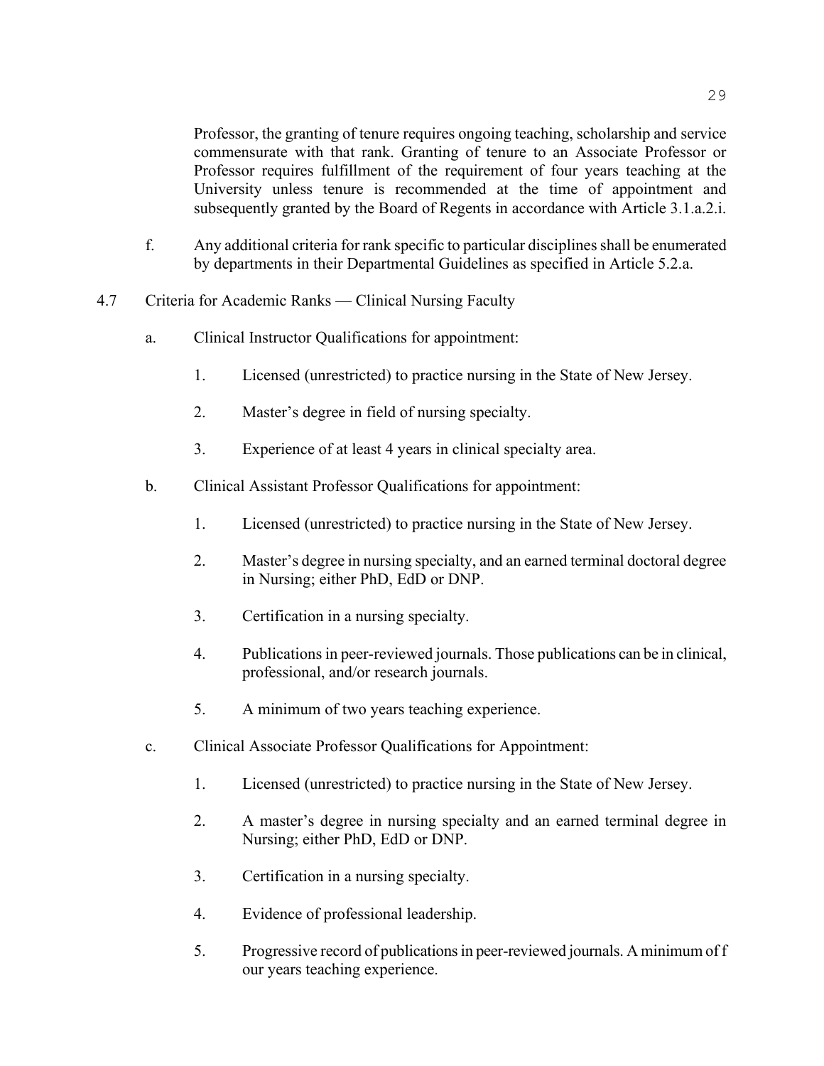Professor, the granting of tenure requires ongoing teaching, scholarship and service commensurate with that rank. Granting of tenure to an Associate Professor or Professor requires fulfillment of the requirement of four years teaching at the University unless tenure is recommended at the time of appointment and subsequently granted by the Board of Regents in accordance with Article 3.1.a.2.i.

f. Any additional criteria for rank specific to particular disciplines shall be enumerated by departments in their Departmental Guidelines as specified in Article 5.2.a.

4.7 Criteria for Academic Ranks — Clinical Nursing Faculty

a. Clinical Instructor Qualifications for appointment:

1. Licensed (unrestricted) to practice nursing in the State of New Jersey.

2. Master's degree in field of nursing specialty.

3. Experience of at least 4 years in clinical specialty area.

b. Clinical Assistant Professor Qualifications for appointment:

1. Licensed (unrestricted) to practice nursing in the State of New Jersey.

2. Master's degree in nursing specialty, and an earned terminal doctoral degree in Nursing; either PhD, EdD or DNP.

3. Certification in a nursing specialty.

4. Publications in peer-reviewed journals. Those publications can be in clinical, professional, and/or research journals.

5. A minimum of two years teaching experience.

c. Clinical Associate Professor Qualifications for Appointment:

1. Licensed (unrestricted) to practice nursing in the State of New Jersey.

2. A master's degree in nursing specialty and an earned terminal degree in Nursing; either PhD, EdD or DNP.

3. Certification in a nursing specialty.

4. Evidence of professional leadership.

5. Progressive record of publications in peer-reviewed journals. A minimum of f our years teaching experience.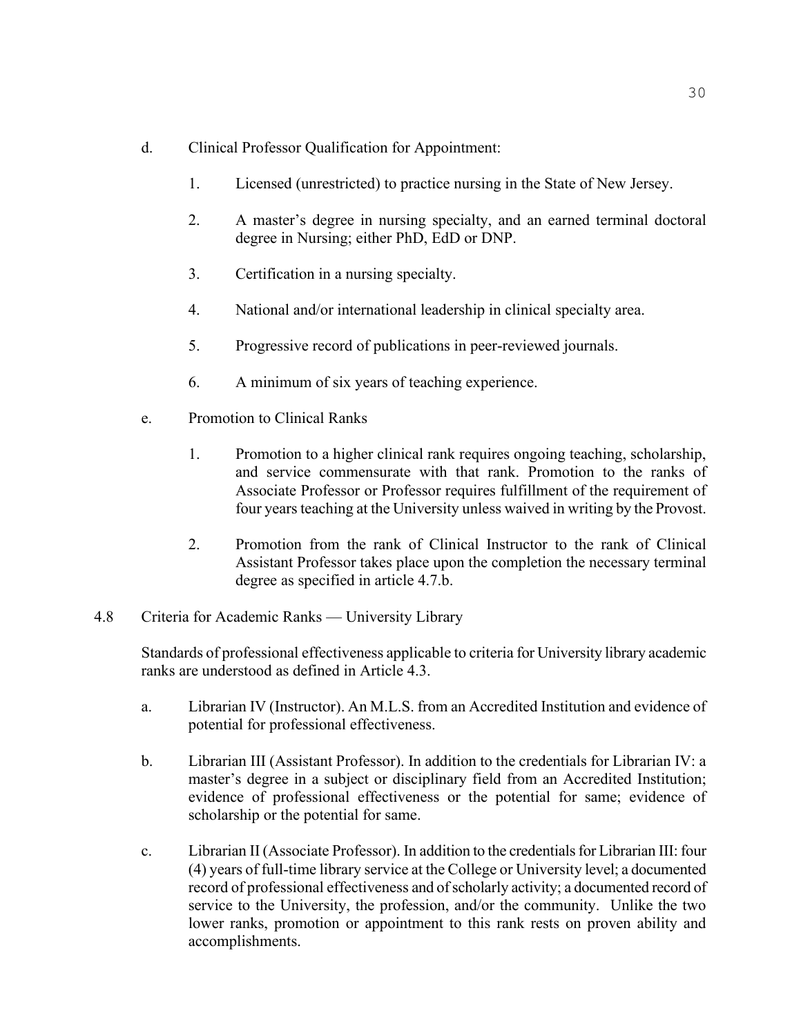d. Clinical Professor Qualification for Appointment:

1. Licensed (unrestricted) to practice nursing in the State of New Jersey.

2. A master's degree in nursing specialty, and an earned terminal doctoral degree in Nursing; either PhD, EdD or DNP.

3. Certification in a nursing specialty.

4. National and/or international leadership in clinical specialty area.

5. Progressive record of publications in peer-reviewed journals.

6. A minimum of six years of teaching experience.

e. Promotion to Clinical Ranks

1. Promotion to a higher clinical rank requires ongoing teaching, scholarship, and service commensurate with that rank. Promotion to the ranks of Associate Professor or Professor requires fulfillment of the requirement of four years teaching at the University unless waived in writing by the Provost.

2. Promotion from the rank of Clinical Instructor to the rank of Clinical Assistant Professor takes place upon the completion the necessary terminal degree as specified in article 4.7.b.

## 4.8 Criteria for Academic Ranks — University Library

Standards of professional effectiveness applicable to criteria for University library academic ranks are understood as defined in Article 4.3.

a. Librarian IV (Instructor). An M.L.S. from an Accredited Institution and evidence of potential for professional effectiveness.

b. Librarian III (Assistant Professor). In addition to the credentials for Librarian IV: a master's degree in a subject or disciplinary field from an Accredited Institution; evidence of professional effectiveness or the potential for same; evidence of scholarship or the potential for same.

c. Librarian II (Associate Professor). In addition to the credentials for Librarian III: four (4) years of full-time library service at the College or University level; a documented record of professional effectiveness and of scholarly activity; a documented record of service to the University, the profession, and/or the community. Unlike the two lower ranks, promotion or appointment to this rank rests on proven ability and accomplishments.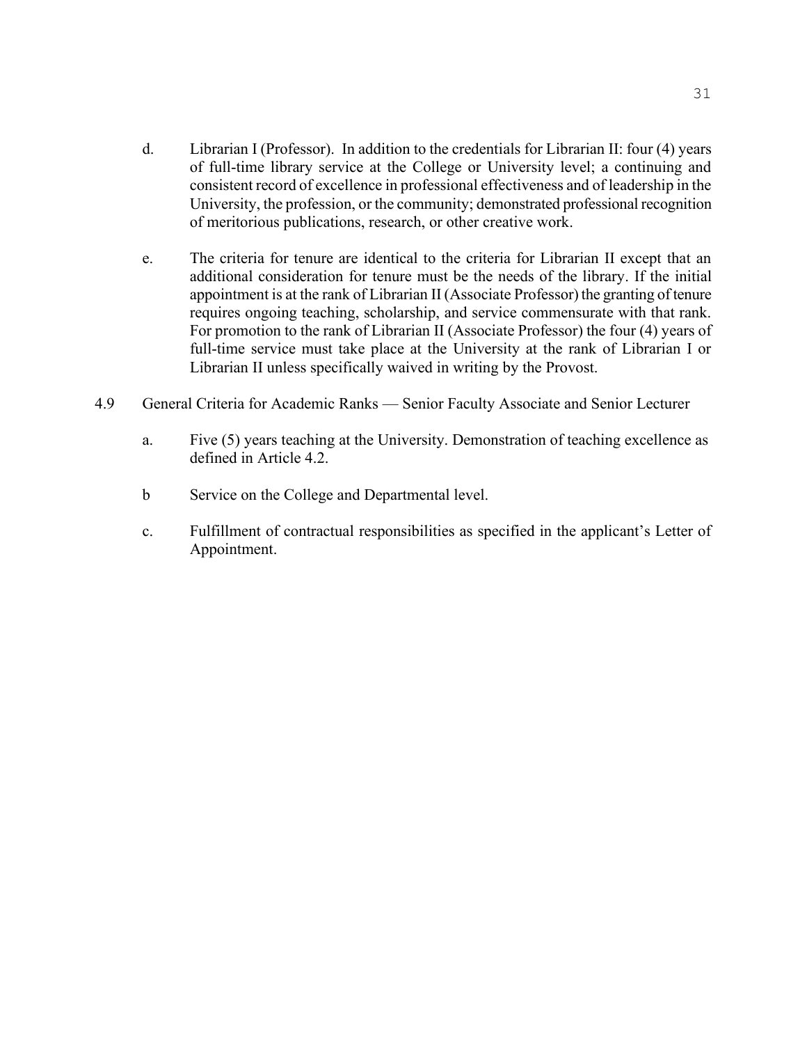d. Librarian I (Professor). In addition to the credentials for Librarian II: four (4) years of full-time library service at the College or University level; a continuing and consistent record of excellence in professional effectiveness and of leadership in the University, the profession, or the community; demonstrated professional recognition of meritorious publications, research, or other creative work.

e. The criteria for tenure are identical to the criteria for Librarian II except that an additional consideration for tenure must be the needs of the library. If the initial appointment is at the rank of Librarian II (Associate Professor) the granting of tenure requires ongoing teaching, scholarship, and service commensurate with that rank. For promotion to the rank of Librarian II (Associate Professor) the four (4) years of full-time service must take place at the University at the rank of Librarian I or Librarian II unless specifically waived in writing by the Provost.

4.9 General Criteria for Academic Ranks — Senior Faculty Associate and Senior Lecturer

a. Five (5) years teaching at the University. Demonstration of teaching excellence as defined in Article 4.2.

b Service on the College and Departmental level.

c. Fulfillment of contractual responsibilities as specified in the applicant's Letter of Appointment.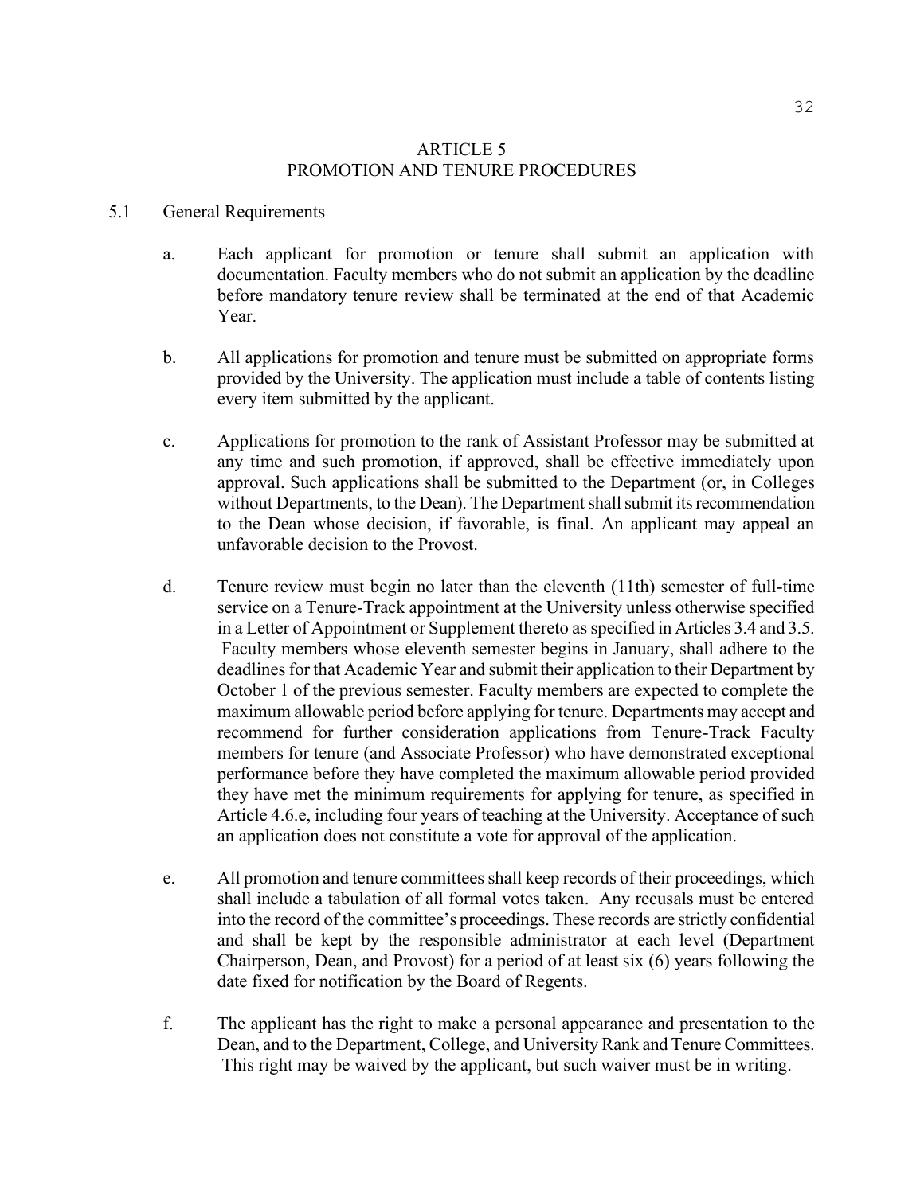# ARTICLE 5
# PROMOTION AND TENURE PROCEDURES

## 5.1 General Requirements

a. Each applicant for promotion or tenure shall submit an application with documentation. Faculty members who do not submit an application by the deadline before mandatory tenure review shall be terminated at the end of that Academic Year.

b. All applications for promotion and tenure must be submitted on appropriate forms provided by the University. The application must include a table of contents listing every item submitted by the applicant.

c. Applications for promotion to the rank of Assistant Professor may be submitted at any time and such promotion, if approved, shall be effective immediately upon approval. Such applications shall be submitted to the Department (or, in Colleges without Departments, to the Dean). The Department shall submit its recommendation to the Dean whose decision, if favorable, is final. An applicant may appeal an unfavorable decision to the Provost.

d. Tenure review must begin no later than the eleventh (11th) semester of full-time service on a Tenure-Track appointment at the University unless otherwise specified in a Letter of Appointment or Supplement thereto as specified in Articles 3.4 and 3.5. Faculty members whose eleventh semester begins in January, shall adhere to the deadlines for that Academic Year and submit their application to their Department by October 1 of the previous semester. Faculty members are expected to complete the maximum allowable period before applying for tenure. Departments may accept and recommend for further consideration applications from Tenure-Track Faculty members for tenure (and Associate Professor) who have demonstrated exceptional performance before they have completed the maximum allowable period provided they have met the minimum requirements for applying for tenure, as specified in Article 4.6.e, including four years of teaching at the University. Acceptance of such an application does not constitute a vote for approval of the application.

e. All promotion and tenure committees shall keep records of their proceedings, which shall include a tabulation of all formal votes taken. Any recusals must be entered into the record of the committee's proceedings. These records are strictly confidential and shall be kept by the responsible administrator at each level (Department Chairperson, Dean, and Provost) for a period of at least six (6) years following the date fixed for notification by the Board of Regents.

f. The applicant has the right to make a personal appearance and presentation to the Dean, and to the Department, College, and University Rank and Tenure Committees. This right may be waived by the applicant, but such waiver must be in writing.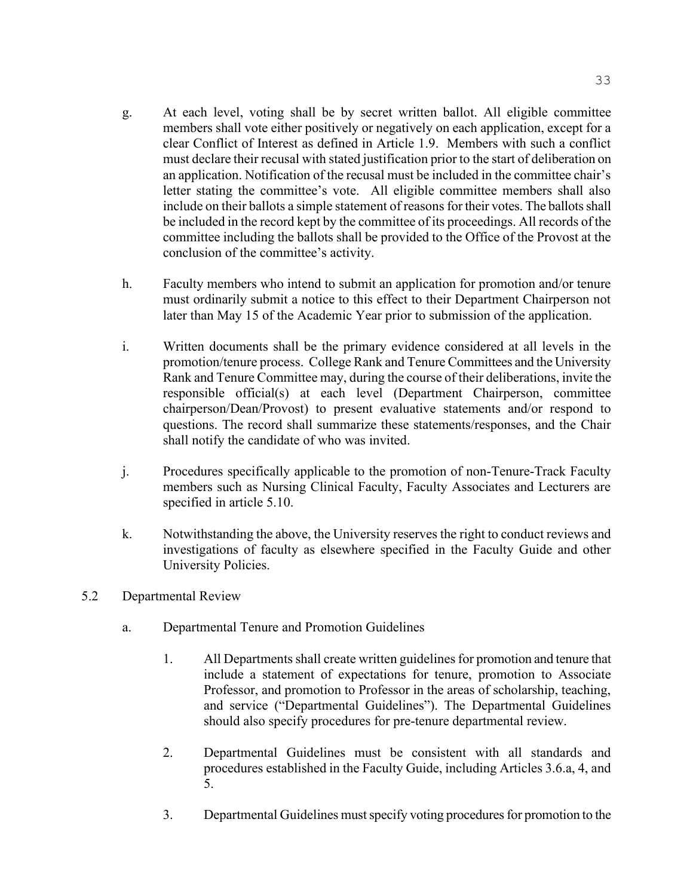g. At each level, voting shall be by secret written ballot. All eligible committee members shall vote either positively or negatively on each application, except for a clear Conflict of Interest as defined in Article 1.9. Members with such a conflict must declare their recusal with stated justification prior to the start of deliberation on an application. Notification of the recusal must be included in the committee chair's letter stating the committee's vote. All eligible committee members shall also include on their ballots a simple statement of reasons for their votes. The ballots shall be included in the record kept by the committee of its proceedings. All records of the committee including the ballots shall be provided to the Office of the Provost at the conclusion of the committee's activity.

h. Faculty members who intend to submit an application for promotion and/or tenure must ordinarily submit a notice to this effect to their Department Chairperson not later than May 15 of the Academic Year prior to submission of the application.

i. Written documents shall be the primary evidence considered at all levels in the promotion/tenure process. College Rank and Tenure Committees and the University Rank and Tenure Committee may, during the course of their deliberations, invite the responsible official(s) at each level (Department Chairperson, committee chairperson/Dean/Provost) to present evaluative statements and/or respond to questions. The record shall summarize these statements/responses, and the Chair shall notify the candidate of who was invited.

j. Procedures specifically applicable to the promotion of non-Tenure-Track Faculty members such as Nursing Clinical Faculty, Faculty Associates and Lecturers are specified in article 5.10.

k. Notwithstanding the above, the University reserves the right to conduct reviews and investigations of faculty as elsewhere specified in the Faculty Guide and other University Policies.

5.2 Departmental Review

a. Departmental Tenure and Promotion Guidelines

1. All Departments shall create written guidelines for promotion and tenure that include a statement of expectations for tenure, promotion to Associate Professor, and promotion to Professor in the areas of scholarship, teaching, and service ("Departmental Guidelines"). The Departmental Guidelines should also specify procedures for pre-tenure departmental review.

2. Departmental Guidelines must be consistent with all standards and procedures established in the Faculty Guide, including Articles 3.6.a, 4, and 5.

3. Departmental Guidelines must specify voting procedures for promotion to the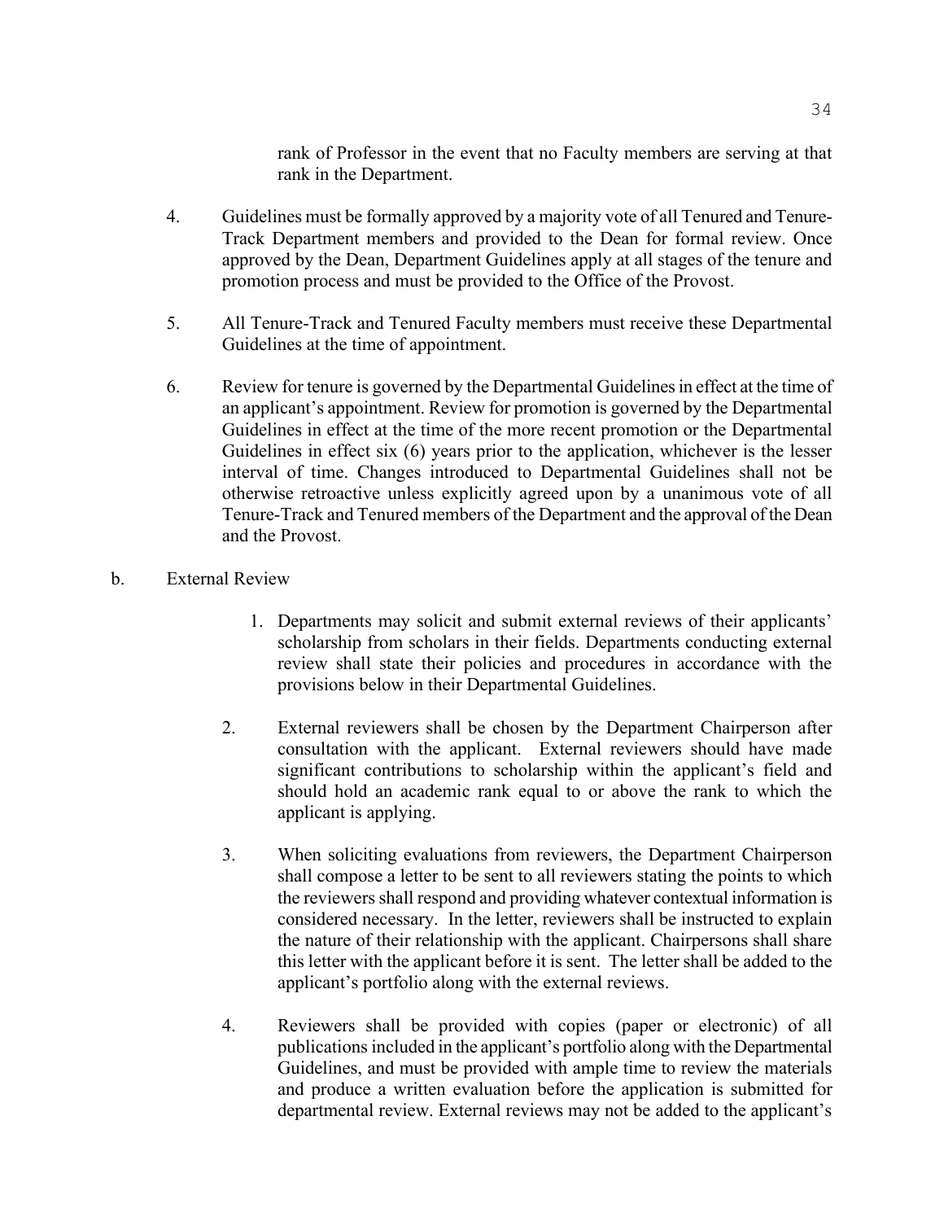rank of Professor in the event that no Faculty members are serving at that rank in the Department.

4. Guidelines must be formally approved by a majority vote of all Tenured and Tenure-Track Department members and provided to the Dean for formal review. Once approved by the Dean, Department Guidelines apply at all stages of the tenure and promotion process and must be provided to the Office of the Provost.

5. All Tenure-Track and Tenured Faculty members must receive these Departmental Guidelines at the time of appointment.

6. Review for tenure is governed by the Departmental Guidelines in effect at the time of an applicant's appointment. Review for promotion is governed by the Departmental Guidelines in effect at the time of the more recent promotion or the Departmental Guidelines in effect six (6) years prior to the application, whichever is the lesser interval of time. Changes introduced to Departmental Guidelines shall not be otherwise retroactive unless explicitly agreed upon by a unanimous vote of all Tenure-Track and Tenured members of the Department and the approval of the Dean and the Provost.

b. External Review

1. Departments may solicit and submit external reviews of their applicants' scholarship from scholars in their fields. Departments conducting external review shall state their policies and procedures in accordance with the provisions below in their Departmental Guidelines.

2. External reviewers shall be chosen by the Department Chairperson after consultation with the applicant. External reviewers should have made significant contributions to scholarship within the applicant's field and should hold an academic rank equal to or above the rank to which the applicant is applying.

3. When soliciting evaluations from reviewers, the Department Chairperson shall compose a letter to be sent to all reviewers stating the points to which the reviewers shall respond and providing whatever contextual information is considered necessary. In the letter, reviewers shall be instructed to explain the nature of their relationship with the applicant. Chairpersons shall share this letter with the applicant before it is sent. The letter shall be added to the applicant's portfolio along with the external reviews.

4. Reviewers shall be provided with copies (paper or electronic) of all publications included in the applicant's portfolio along with the Departmental Guidelines, and must be provided with ample time to review the materials and produce a written evaluation before the application is submitted for departmental review. External reviews may not be added to the applicant's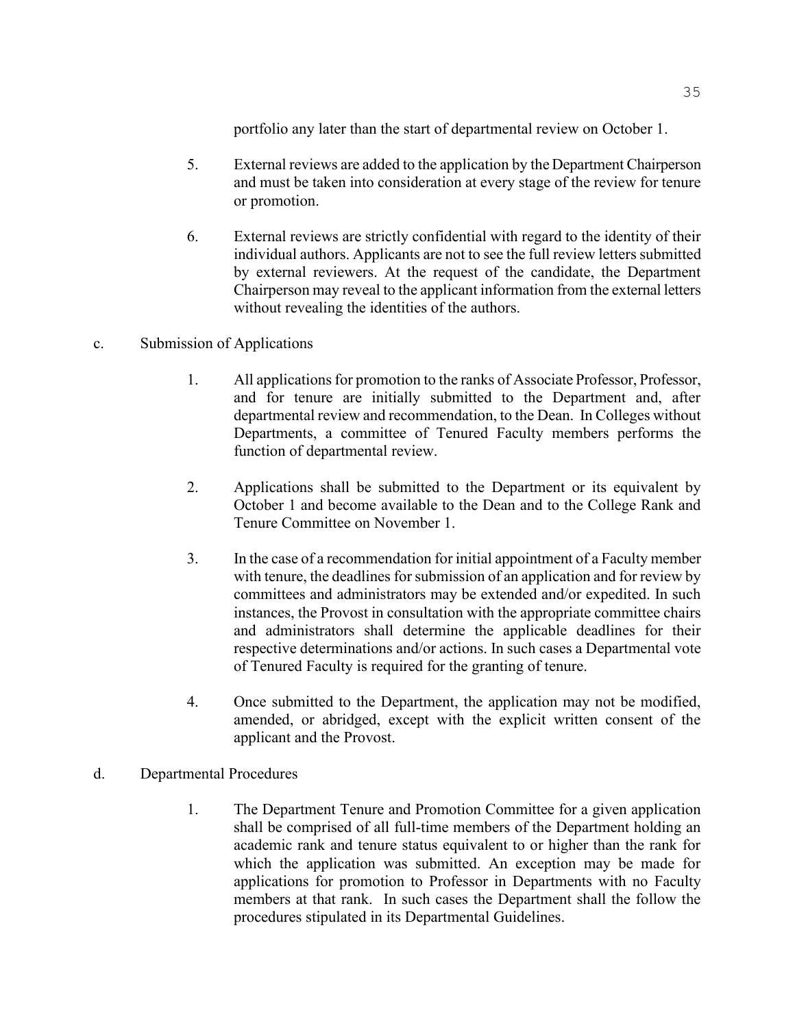portfolio any later than the start of departmental review on October 1.

5. External reviews are added to the application by the Department Chairperson and must be taken into consideration at every stage of the review for tenure or promotion.

6. External reviews are strictly confidential with regard to the identity of their individual authors. Applicants are not to see the full review letters submitted by external reviewers. At the request of the candidate, the Department Chairperson may reveal to the applicant information from the external letters without revealing the identities of the authors.

c. Submission of Applications

1. All applications for promotion to the ranks of Associate Professor, Professor, and for tenure are initially submitted to the Department and, after departmental review and recommendation, to the Dean. In Colleges without Departments, a committee of Tenured Faculty members performs the function of departmental review.

2. Applications shall be submitted to the Department or its equivalent by October 1 and become available to the Dean and to the College Rank and Tenure Committee on November 1.

3. In the case of a recommendation for initial appointment of a Faculty member with tenure, the deadlines for submission of an application and for review by committees and administrators may be extended and/or expedited. In such instances, the Provost in consultation with the appropriate committee chairs and administrators shall determine the applicable deadlines for their respective determinations and/or actions. In such cases a Departmental vote of Tenured Faculty is required for the granting of tenure.

4. Once submitted to the Department, the application may not be modified, amended, or abridged, except with the explicit written consent of the applicant and the Provost.

d. Departmental Procedures

1. The Department Tenure and Promotion Committee for a given application shall be comprised of all full-time members of the Department holding an academic rank and tenure status equivalent to or higher than the rank for which the application was submitted. An exception may be made for applications for promotion to Professor in Departments with no Faculty members at that rank. In such cases the Department shall the follow the procedures stipulated in its Departmental Guidelines.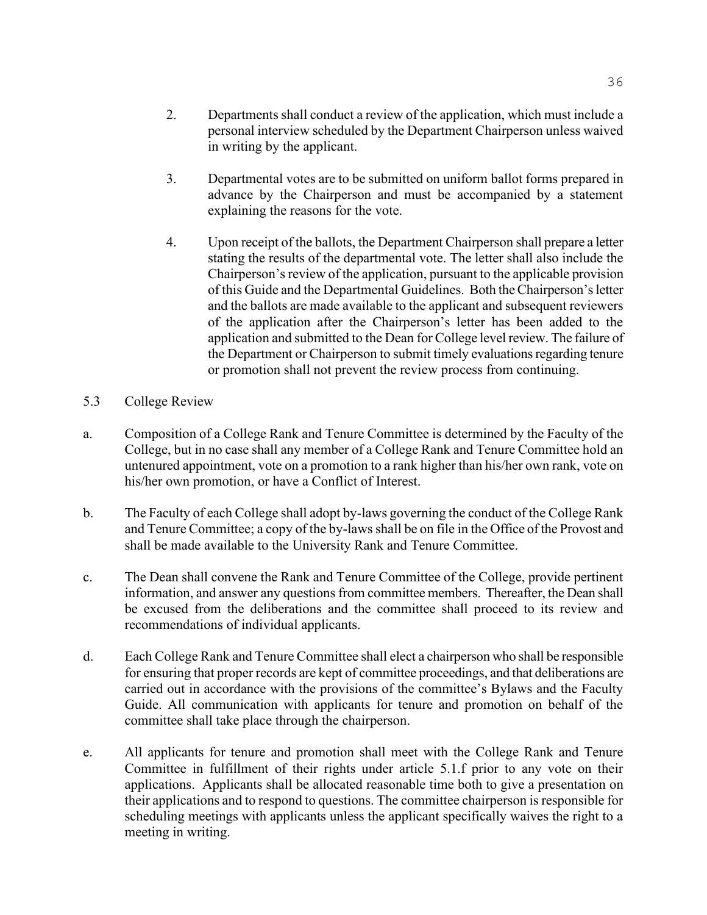2. Departments shall conduct a review of the application, which must include a personal interview scheduled by the Department Chairperson unless waived in writing by the applicant.

3. Departmental votes are to be submitted on uniform ballot forms prepared in advance by the Chairperson and must be accompanied by a statement explaining the reasons for the vote.

4. Upon receipt of the ballots, the Department Chairperson shall prepare a letter stating the results of the departmental vote. The letter shall also include the Chairperson's review of the application, pursuant to the applicable provision of this Guide and the Departmental Guidelines. Both the Chairperson's letter and the ballots are made available to the applicant and subsequent reviewers of the application after the Chairperson's letter has been added to the application and submitted to the Dean for College level review. The failure of the Department or Chairperson to submit timely evaluations regarding tenure or promotion shall not prevent the review process from continuing.

## 5.3 College Review

a. Composition of a College Rank and Tenure Committee is determined by the Faculty of the College, but in no case shall any member of a College Rank and Tenure Committee hold an untenured appointment, vote on a promotion to a rank higher than his/her own rank, vote on his/her own promotion, or have a Conflict of Interest.

b. The Faculty of each College shall adopt by-laws governing the conduct of the College Rank and Tenure Committee; a copy of the by-laws shall be on file in the Office of the Provost and shall be made available to the University Rank and Tenure Committee.

c. The Dean shall convene the Rank and Tenure Committee of the College, provide pertinent information, and answer any questions from committee members. Thereafter, the Dean shall be excused from the deliberations and the committee shall proceed to its review and recommendations of individual applicants.

d. Each College Rank and Tenure Committee shall elect a chairperson who shall be responsible for ensuring that proper records are kept of committee proceedings, and that deliberations are carried out in accordance with the provisions of the committee's Bylaws and the Faculty Guide. All communication with applicants for tenure and promotion on behalf of the committee shall take place through the chairperson.

e. All applicants for tenure and promotion shall meet with the College Rank and Tenure Committee in fulfillment of their rights under article 5.1.f prior to any vote on their applications. Applicants shall be allocated reasonable time both to give a presentation on their applications and to respond to questions. The committee chairperson is responsible for scheduling meetings with applicants unless the applicant specifically waives the right to a meeting in writing.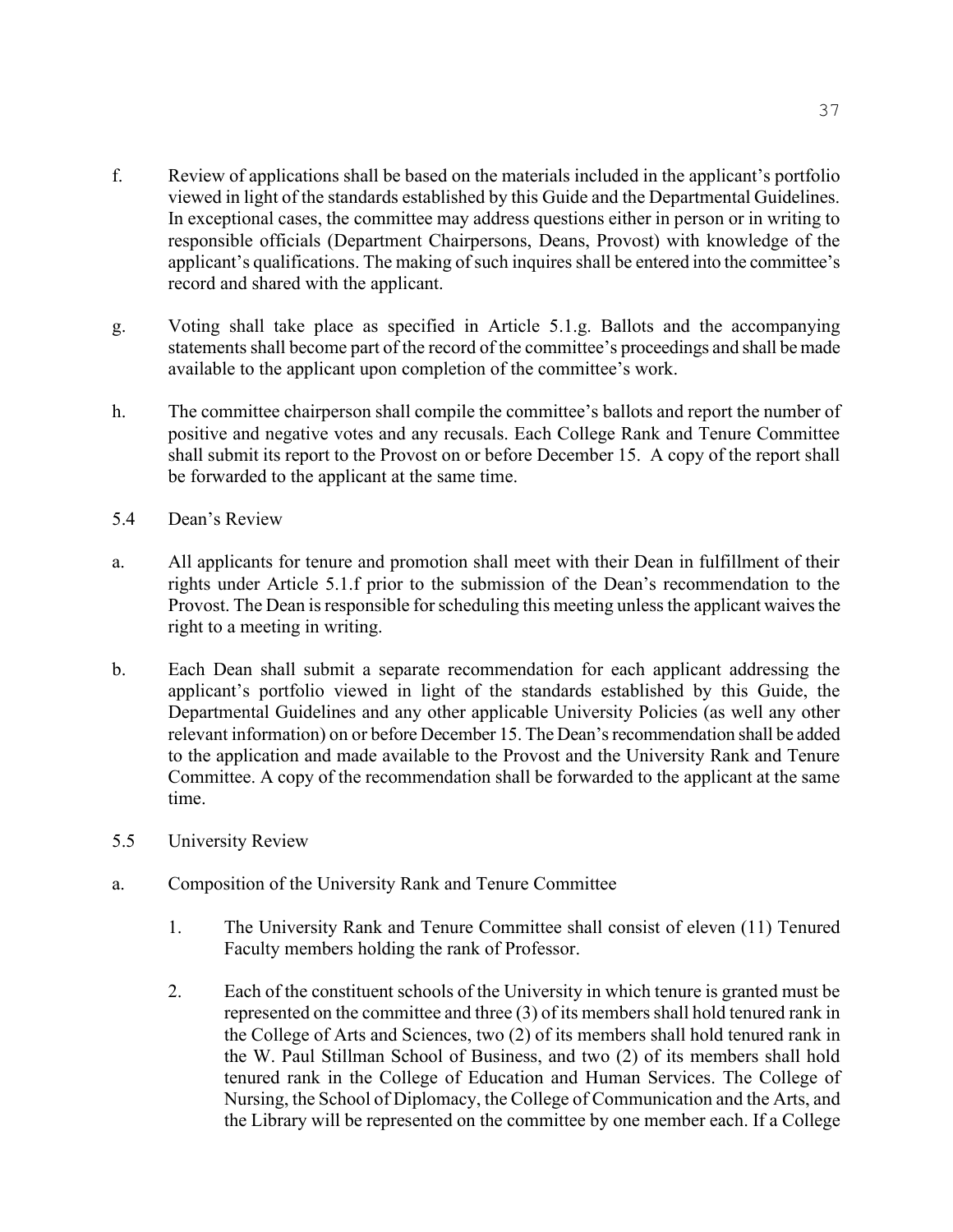f. Review of applications shall be based on the materials included in the applicant's portfolio viewed in light of the standards established by this Guide and the Departmental Guidelines. In exceptional cases, the committee may address questions either in person or in writing to responsible officials (Department Chairpersons, Deans, Provost) with knowledge of the applicant's qualifications. The making of such inquires shall be entered into the committee's record and shared with the applicant.

g. Voting shall take place as specified in Article 5.1.g. Ballots and the accompanying statements shall become part of the record of the committee's proceedings and shall be made available to the applicant upon completion of the committee's work.

h. The committee chairperson shall compile the committee's ballots and report the number of positive and negative votes and any recusals. Each College Rank and Tenure Committee shall submit its report to the Provost on or before December 15. A copy of the report shall be forwarded to the applicant at the same time.

5.4 Dean's Review

a. All applicants for tenure and promotion shall meet with their Dean in fulfillment of their rights under Article 5.1.f prior to the submission of the Dean's recommendation to the Provost. The Dean is responsible for scheduling this meeting unless the applicant waives the right to a meeting in writing.

b. Each Dean shall submit a separate recommendation for each applicant addressing the applicant's portfolio viewed in light of the standards established by this Guide, the Departmental Guidelines and any other applicable University Policies (as well any other relevant information) on or before December 15. The Dean's recommendation shall be added to the application and made available to the Provost and the University Rank and Tenure Committee. A copy of the recommendation shall be forwarded to the applicant at the same time.

5.5 University Review

a. Composition of the University Rank and Tenure Committee

1. The University Rank and Tenure Committee shall consist of eleven (11) Tenured Faculty members holding the rank of Professor.

2. Each of the constituent schools of the University in which tenure is granted must be represented on the committee and three (3) of its members shall hold tenured rank in the College of Arts and Sciences, two (2) of its members shall hold tenured rank in the W. Paul Stillman School of Business, and two (2) of its members shall hold tenured rank in the College of Education and Human Services. The College of Nursing, the School of Diplomacy, the College of Communication and the Arts, and the Library will be represented on the committee by one member each. If a College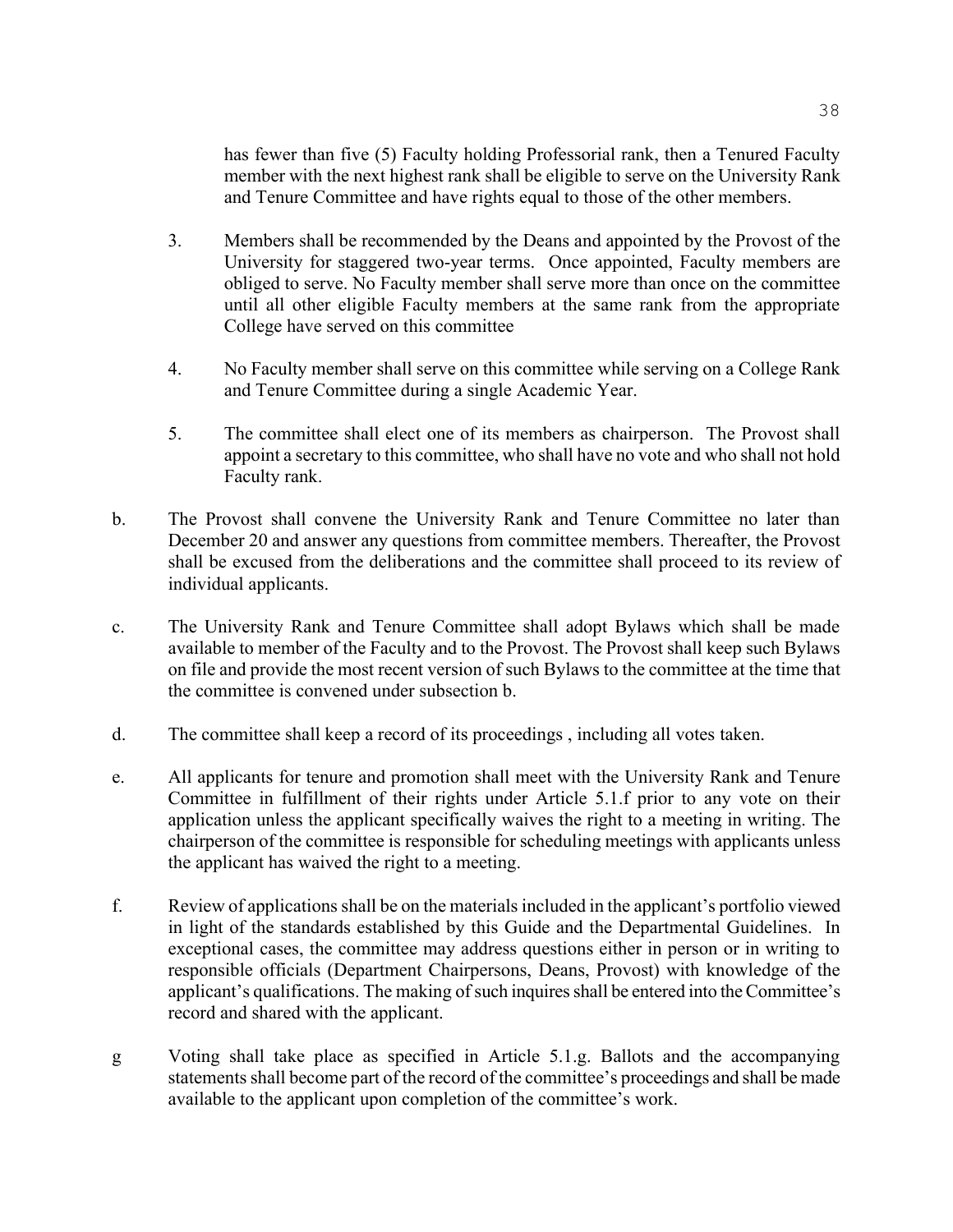has fewer than five (5) Faculty holding Professorial rank, then a Tenured Faculty member with the next highest rank shall be eligible to serve on the University Rank and Tenure Committee and have rights equal to those of the other members.

3. Members shall be recommended by the Deans and appointed by the Provost of the University for staggered two-year terms. Once appointed, Faculty members are obliged to serve. No Faculty member shall serve more than once on the committee until all other eligible Faculty members at the same rank from the appropriate College have served on this committee

4. No Faculty member shall serve on this committee while serving on a College Rank and Tenure Committee during a single Academic Year.

5. The committee shall elect one of its members as chairperson. The Provost shall appoint a secretary to this committee, who shall have no vote and who shall not hold Faculty rank.

b. The Provost shall convene the University Rank and Tenure Committee no later than December 20 and answer any questions from committee members. Thereafter, the Provost shall be excused from the deliberations and the committee shall proceed to its review of individual applicants.

c. The University Rank and Tenure Committee shall adopt Bylaws which shall be made available to member of the Faculty and to the Provost. The Provost shall keep such Bylaws on file and provide the most recent version of such Bylaws to the committee at the time that the committee is convened under subsection b.

d. The committee shall keep a record of its proceedings , including all votes taken.

e. All applicants for tenure and promotion shall meet with the University Rank and Tenure Committee in fulfillment of their rights under Article 5.1.f prior to any vote on their application unless the applicant specifically waives the right to a meeting in writing. The chairperson of the committee is responsible for scheduling meetings with applicants unless the applicant has waived the right to a meeting.

f. Review of applications shall be on the materials included in the applicant's portfolio viewed in light of the standards established by this Guide and the Departmental Guidelines. In exceptional cases, the committee may address questions either in person or in writing to responsible officials (Department Chairpersons, Deans, Provost) with knowledge of the applicant's qualifications. The making of such inquires shall be entered into the Committee's record and shared with the applicant.

g Voting shall take place as specified in Article 5.1.g. Ballots and the accompanying statements shall become part of the record of the committee's proceedings and shall be made available to the applicant upon completion of the committee's work.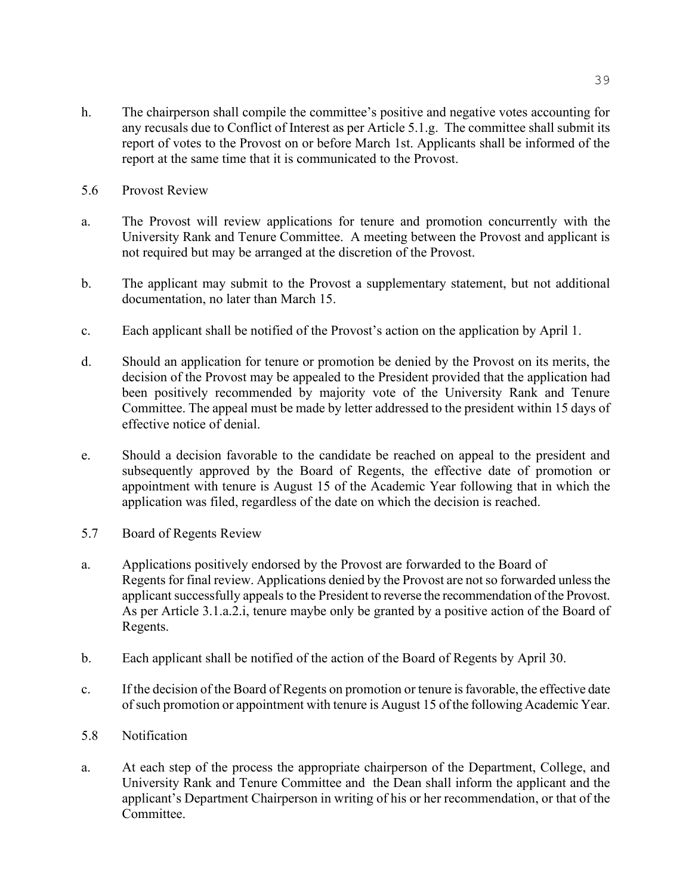h. The chairperson shall compile the committee's positive and negative votes accounting for any recusals due to Conflict of Interest as per Article 5.1.g. The committee shall submit its report of votes to the Provost on or before March 1st. Applicants shall be informed of the report at the same time that it is communicated to the Provost.

5.6 Provost Review

a. The Provost will review applications for tenure and promotion concurrently with the University Rank and Tenure Committee. A meeting between the Provost and applicant is not required but may be arranged at the discretion of the Provost.

b. The applicant may submit to the Provost a supplementary statement, but not additional documentation, no later than March 15.

c. Each applicant shall be notified of the Provost's action on the application by April 1.

d. Should an application for tenure or promotion be denied by the Provost on its merits, the decision of the Provost may be appealed to the President provided that the application had been positively recommended by majority vote of the University Rank and Tenure Committee. The appeal must be made by letter addressed to the president within 15 days of effective notice of denial.

e. Should a decision favorable to the candidate be reached on appeal to the president and subsequently approved by the Board of Regents, the effective date of promotion or appointment with tenure is August 15 of the Academic Year following that in which the application was filed, regardless of the date on which the decision is reached.

5.7 Board of Regents Review

a. Applications positively endorsed by the Provost are forwarded to the Board of Regents for final review. Applications denied by the Provost are not so forwarded unless the applicant successfully appeals to the President to reverse the recommendation of the Provost. As per Article 3.1.a.2.i, tenure maybe only be granted by a positive action of the Board of Regents.

b. Each applicant shall be notified of the action of the Board of Regents by April 30.

c. If the decision of the Board of Regents on promotion or tenure is favorable, the effective date of such promotion or appointment with tenure is August 15 of the following Academic Year.

5.8 Notification

a. At each step of the process the appropriate chairperson of the Department, College, and University Rank and Tenure Committee and the Dean shall inform the applicant and the applicant's Department Chairperson in writing of his or her recommendation, or that of the Committee.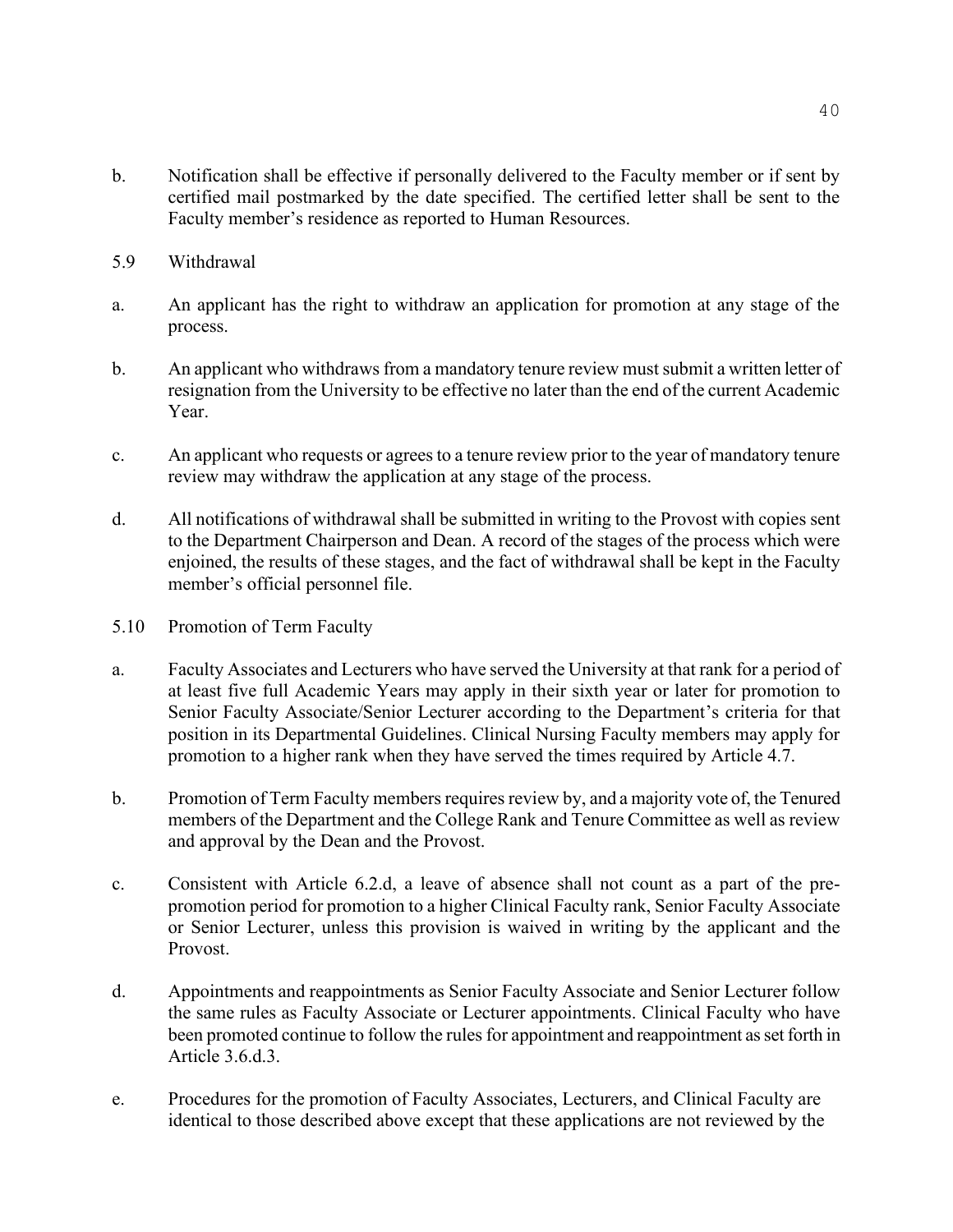b. Notification shall be effective if personally delivered to the Faculty member or if sent by certified mail postmarked by the date specified. The certified letter shall be sent to the Faculty member's residence as reported to Human Resources.

5.9 Withdrawal

a. An applicant has the right to withdraw an application for promotion at any stage of the process.

b. An applicant who withdraws from a mandatory tenure review must submit a written letter of resignation from the University to be effective no later than the end of the current Academic Year.

c. An applicant who requests or agrees to a tenure review prior to the year of mandatory tenure review may withdraw the application at any stage of the process.

d. All notifications of withdrawal shall be submitted in writing to the Provost with copies sent to the Department Chairperson and Dean. A record of the stages of the process which were enjoined, the results of these stages, and the fact of withdrawal shall be kept in the Faculty member's official personnel file.

5.10 Promotion of Term Faculty

a. Faculty Associates and Lecturers who have served the University at that rank for a period of at least five full Academic Years may apply in their sixth year or later for promotion to Senior Faculty Associate/Senior Lecturer according to the Department's criteria for that position in its Departmental Guidelines. Clinical Nursing Faculty members may apply for promotion to a higher rank when they have served the times required by Article 4.7.

b. Promotion of Term Faculty members requires review by, and a majority vote of, the Tenured members of the Department and the College Rank and Tenure Committee as well as review and approval by the Dean and the Provost.

c. Consistent with Article 6.2.d, a leave of absence shall not count as a part of the pre-promotion period for promotion to a higher Clinical Faculty rank, Senior Faculty Associate or Senior Lecturer, unless this provision is waived in writing by the applicant and the Provost.

d. Appointments and reappointments as Senior Faculty Associate and Senior Lecturer follow the same rules as Faculty Associate or Lecturer appointments. Clinical Faculty who have been promoted continue to follow the rules for appointment and reappointment as set forth in Article 3.6.d.3.

e. Procedures for the promotion of Faculty Associates, Lecturers, and Clinical Faculty are identical to those described above except that these applications are not reviewed by the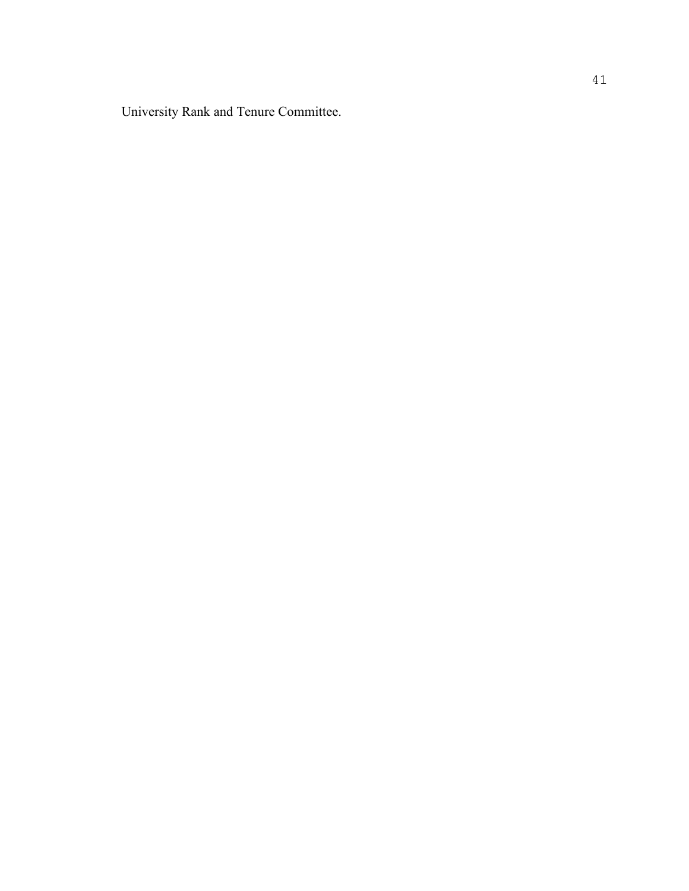University Rank and Tenure Committee.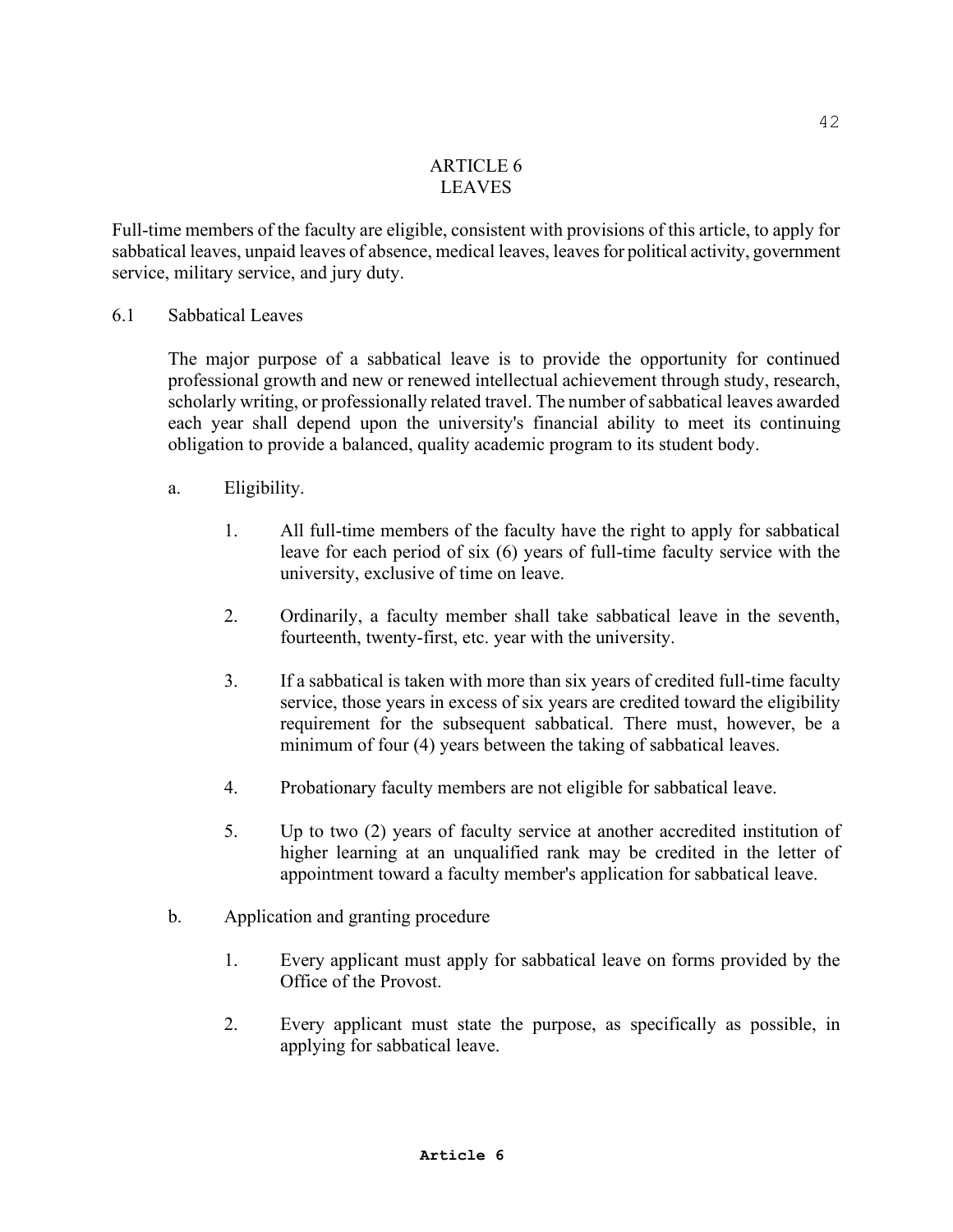# ARTICLE 6
# LEAVES

Full-time members of the faculty are eligible, consistent with provisions of this article, to apply for sabbatical leaves, unpaid leaves of absence, medical leaves, leaves for political activity, government service, military service, and jury duty.

## 6.1 Sabbatical Leaves

The major purpose of a sabbatical leave is to provide the opportunity for continued professional growth and new or renewed intellectual achievement through study, research, scholarly writing, or professionally related travel. The number of sabbatical leaves awarded each year shall depend upon the university's financial ability to meet its continuing obligation to provide a balanced, quality academic program to its student body.

a. Eligibility.

1. All full-time members of the faculty have the right to apply for sabbatical leave for each period of six (6) years of full-time faculty service with the university, exclusive of time on leave.

2. Ordinarily, a faculty member shall take sabbatical leave in the seventh, fourteenth, twenty-first, etc. year with the university.

3. If a sabbatical is taken with more than six years of credited full-time faculty service, those years in excess of six years are credited toward the eligibility requirement for the subsequent sabbatical. There must, however, be a minimum of four (4) years between the taking of sabbatical leaves.

4. Probationary faculty members are not eligible for sabbatical leave.

5. Up to two (2) years of faculty service at another accredited institution of higher learning at an unqualified rank may be credited in the letter of appointment toward a faculty member's application for sabbatical leave.

b. Application and granting procedure

1. Every applicant must apply for sabbatical leave on forms provided by the Office of the Provost.

2. Every applicant must state the purpose, as specifically as possible, in applying for sabbatical leave.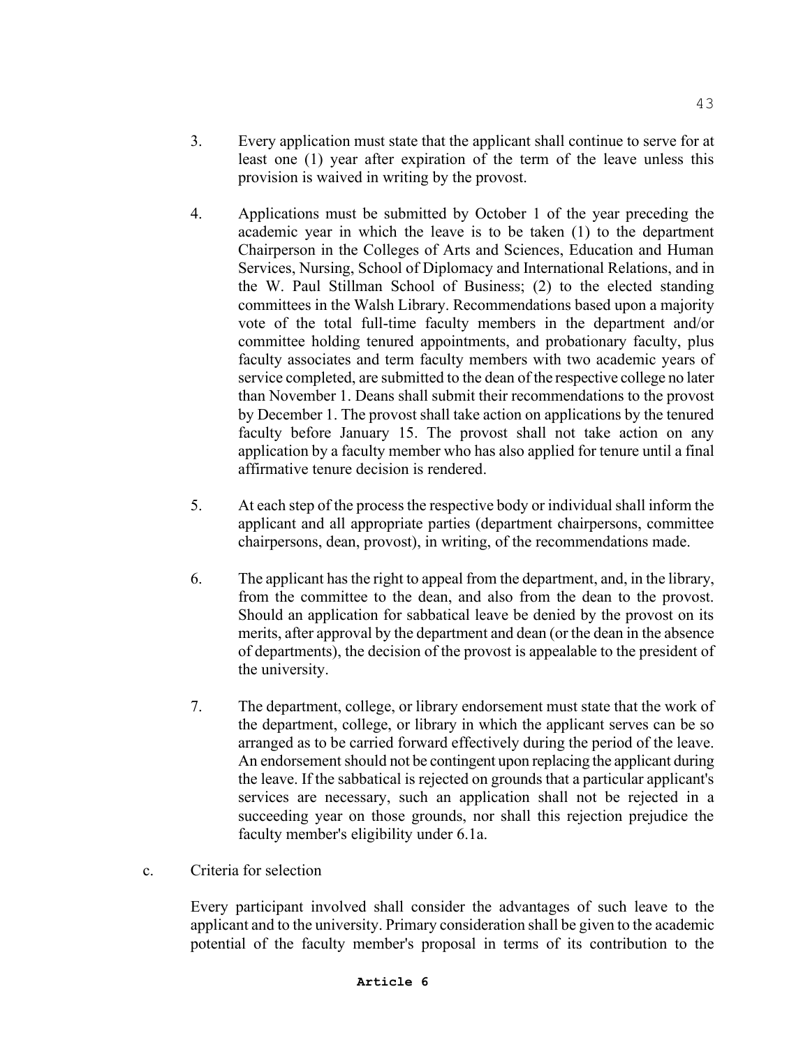3. Every application must state that the applicant shall continue to serve for at least one (1) year after expiration of the term of the leave unless this provision is waived in writing by the provost.

4. Applications must be submitted by October 1 of the year preceding the academic year in which the leave is to be taken (1) to the department Chairperson in the Colleges of Arts and Sciences, Education and Human Services, Nursing, School of Diplomacy and International Relations, and in the W. Paul Stillman School of Business; (2) to the elected standing committees in the Walsh Library. Recommendations based upon a majority vote of the total full-time faculty members in the department and/or committee holding tenured appointments, and probationary faculty, plus faculty associates and term faculty members with two academic years of service completed, are submitted to the dean of the respective college no later than November 1. Deans shall submit their recommendations to the provost by December 1. The provost shall take action on applications by the tenured faculty before January 15. The provost shall not take action on any application by a faculty member who has also applied for tenure until a final affirmative tenure decision is rendered.

5. At each step of the process the respective body or individual shall inform the applicant and all appropriate parties (department chairpersons, committee chairpersons, dean, provost), in writing, of the recommendations made.

6. The applicant has the right to appeal from the department, and, in the library, from the committee to the dean, and also from the dean to the provost. Should an application for sabbatical leave be denied by the provost on its merits, after approval by the department and dean (or the dean in the absence of departments), the decision of the provost is appealable to the president of the university.

7. The department, college, or library endorsement must state that the work of the department, college, or library in which the applicant serves can be so arranged as to be carried forward effectively during the period of the leave. An endorsement should not be contingent upon replacing the applicant during the leave. If the sabbatical is rejected on grounds that a particular applicant's services are necessary, such an application shall not be rejected in a succeeding year on those grounds, nor shall this rejection prejudice the faculty member's eligibility under 6.1a.

c. Criteria for selection

Every participant involved shall consider the advantages of such leave to the applicant and to the university. Primary consideration shall be given to the academic potential of the faculty member's proposal in terms of its contribution to the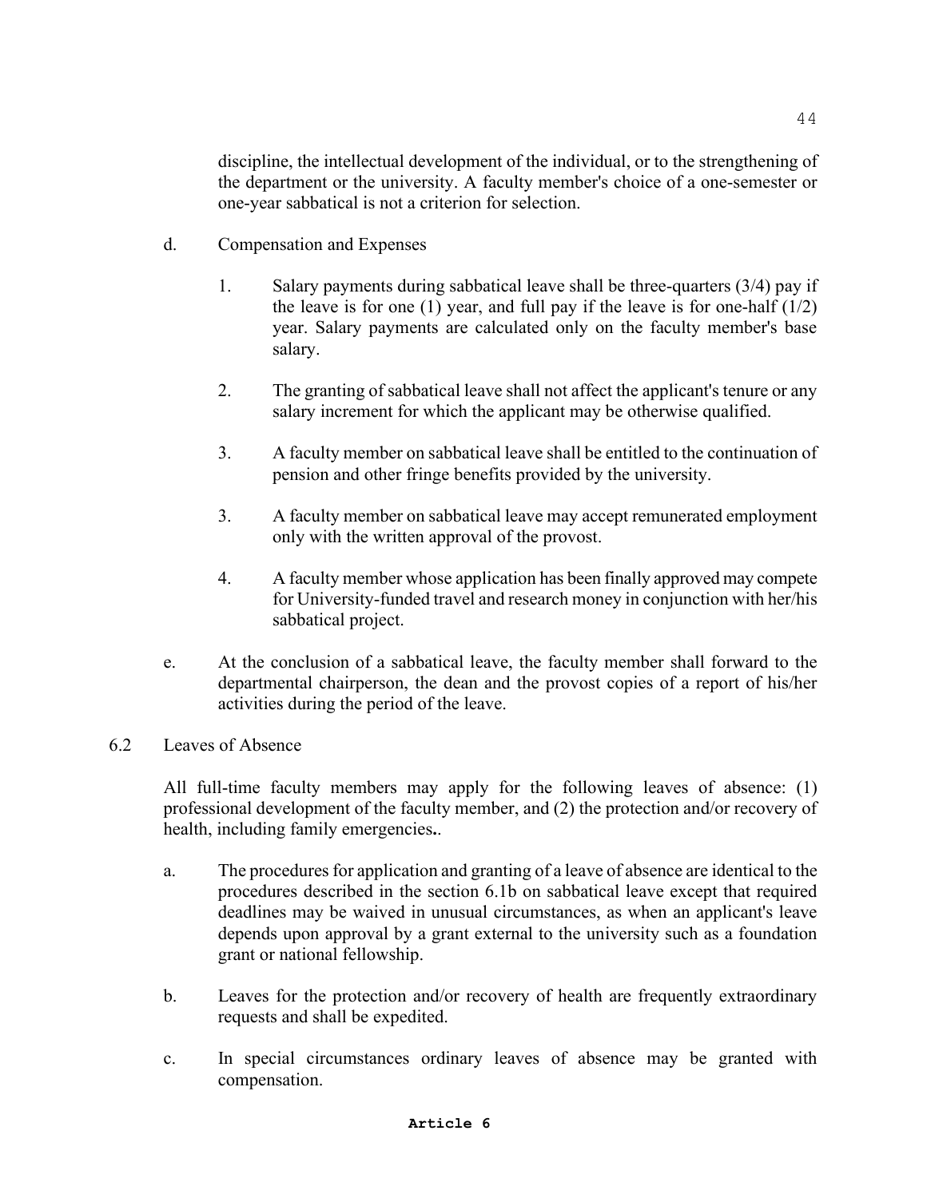discipline, the intellectual development of the individual, or to the strengthening of the department or the university. A faculty member's choice of a one-semester or one-year sabbatical is not a criterion for selection.

d. Compensation and Expenses

1. Salary payments during sabbatical leave shall be three-quarters (3/4) pay if the leave is for one (1) year, and full pay if the leave is for one-half (1/2) year. Salary payments are calculated only on the faculty member's base salary.

2. The granting of sabbatical leave shall not affect the applicant's tenure or any salary increment for which the applicant may be otherwise qualified.

3. A faculty member on sabbatical leave shall be entitled to the continuation of pension and other fringe benefits provided by the university.

3. A faculty member on sabbatical leave may accept remunerated employment only with the written approval of the provost.

4. A faculty member whose application has been finally approved may compete for University-funded travel and research money in conjunction with her/his sabbatical project.

e. At the conclusion of a sabbatical leave, the faculty member shall forward to the departmental chairperson, the dean and the provost copies of a report of his/her activities during the period of the leave.

6.2 Leaves of Absence

All full-time faculty members may apply for the following leaves of absence: (1) professional development of the faculty member, and (2) the protection and/or recovery of health, including family emergencies**.**.

a. The procedures for application and granting of a leave of absence are identical to the procedures described in the section 6.1b on sabbatical leave except that required deadlines may be waived in unusual circumstances, as when an applicant's leave depends upon approval by a grant external to the university such as a foundation grant or national fellowship.

b. Leaves for the protection and/or recovery of health are frequently extraordinary requests and shall be expedited.

c. In special circumstances ordinary leaves of absence may be granted with compensation.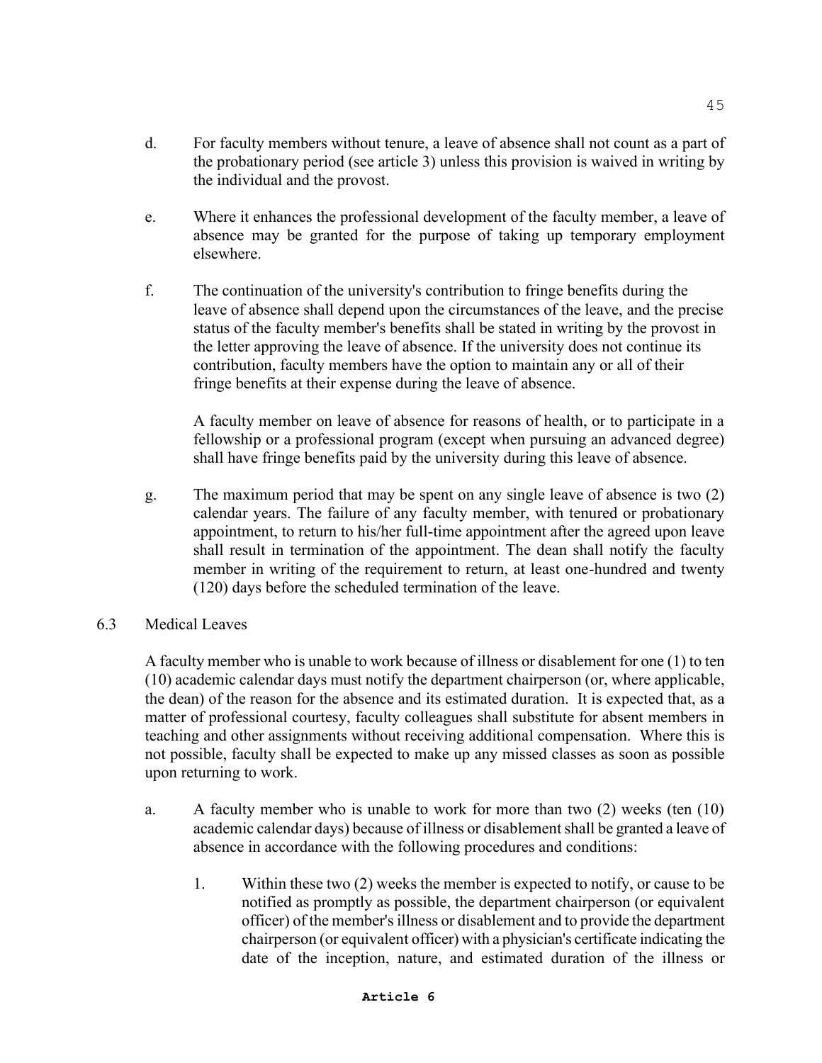d. For faculty members without tenure, a leave of absence shall not count as a part of the probationary period (see article 3) unless this provision is waived in writing by the individual and the provost.

e. Where it enhances the professional development of the faculty member, a leave of absence may be granted for the purpose of taking up temporary employment elsewhere.

f. The continuation of the university's contribution to fringe benefits during the leave of absence shall depend upon the circumstances of the leave, and the precise status of the faculty member's benefits shall be stated in writing by the provost in the letter approving the leave of absence. If the university does not continue its contribution, faculty members have the option to maintain any or all of their fringe benefits at their expense during the leave of absence.

   A faculty member on leave of absence for reasons of health, or to participate in a fellowship or a professional program (except when pursuing an advanced degree) shall have fringe benefits paid by the university during this leave of absence.

g. The maximum period that may be spent on any single leave of absence is two (2) calendar years. The failure of any faculty member, with tenured or probationary appointment, to return to his/her full-time appointment after the agreed upon leave shall result in termination of the appointment. The dean shall notify the faculty member in writing of the requirement to return, at least one-hundred and twenty (120) days before the scheduled termination of the leave.

## 6.3 Medical Leaves

A faculty member who is unable to work because of illness or disablement for one (1) to ten (10) academic calendar days must notify the department chairperson (or, where applicable, the dean) of the reason for the absence and its estimated duration. It is expected that, as a matter of professional courtesy, faculty colleagues shall substitute for absent members in teaching and other assignments without receiving additional compensation. Where this is not possible, faculty shall be expected to make up any missed classes as soon as possible upon returning to work.

a. A faculty member who is unable to work for more than two (2) weeks (ten (10) academic calendar days) because of illness or disablement shall be granted a leave of absence in accordance with the following procedures and conditions:

   1. Within these two (2) weeks the member is expected to notify, or cause to be notified as promptly as possible, the department chairperson (or equivalent officer) of the member's illness or disablement and to provide the department chairperson (or equivalent officer) with a physician's certificate indicating the date of the inception, nature, and estimated duration of the illness or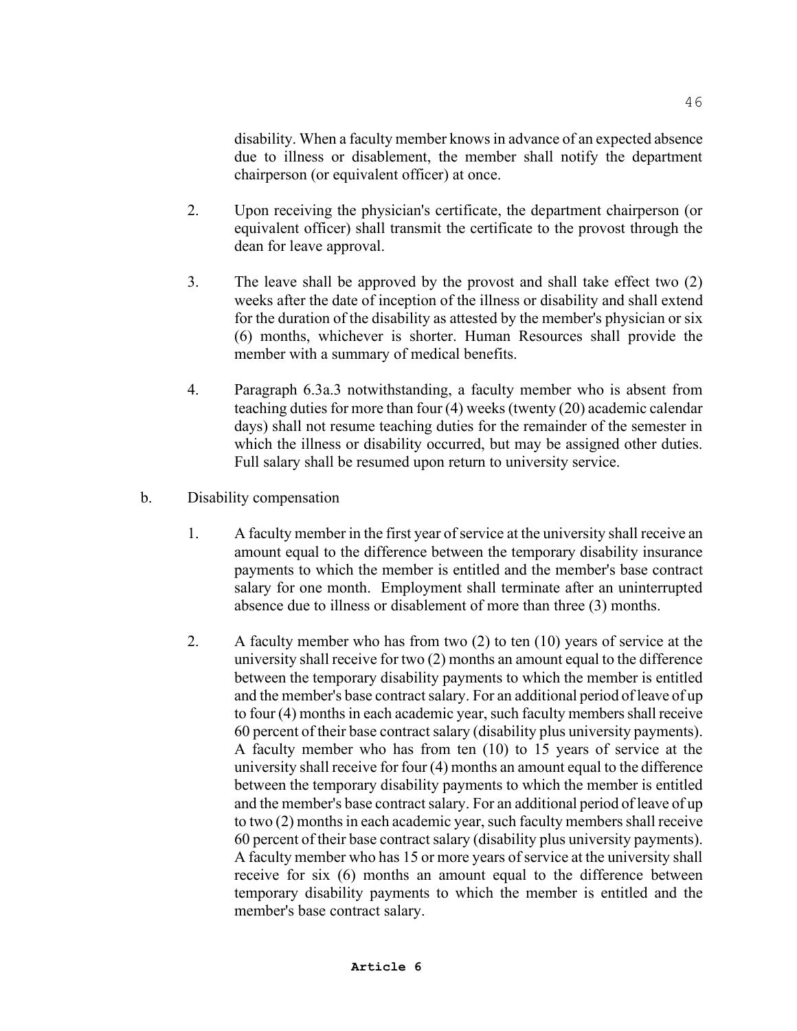disability. When a faculty member knows in advance of an expected absence due to illness or disablement, the member shall notify the department chairperson (or equivalent officer) at once.

2. Upon receiving the physician's certificate, the department chairperson (or equivalent officer) shall transmit the certificate to the provost through the dean for leave approval.

3. The leave shall be approved by the provost and shall take effect two (2) weeks after the date of inception of the illness or disability and shall extend for the duration of the disability as attested by the member's physician or six (6) months, whichever is shorter. Human Resources shall provide the member with a summary of medical benefits.

4. Paragraph 6.3a.3 notwithstanding, a faculty member who is absent from teaching duties for more than four (4) weeks (twenty (20) academic calendar days) shall not resume teaching duties for the remainder of the semester in which the illness or disability occurred, but may be assigned other duties. Full salary shall be resumed upon return to university service.

b. Disability compensation

1. A faculty member in the first year of service at the university shall receive an amount equal to the difference between the temporary disability insurance payments to which the member is entitled and the member's base contract salary for one month. Employment shall terminate after an uninterrupted absence due to illness or disablement of more than three (3) months.

2. A faculty member who has from two (2) to ten (10) years of service at the university shall receive for two (2) months an amount equal to the difference between the temporary disability payments to which the member is entitled and the member's base contract salary. For an additional period of leave of up to four (4) months in each academic year, such faculty members shall receive 60 percent of their base contract salary (disability plus university payments). A faculty member who has from ten (10) to 15 years of service at the university shall receive for four (4) months an amount equal to the difference between the temporary disability payments to which the member is entitled and the member's base contract salary. For an additional period of leave of up to two (2) months in each academic year, such faculty members shall receive 60 percent of their base contract salary (disability plus university payments). A faculty member who has 15 or more years of service at the university shall receive for six (6) months an amount equal to the difference between temporary disability payments to which the member is entitled and the member's base contract salary.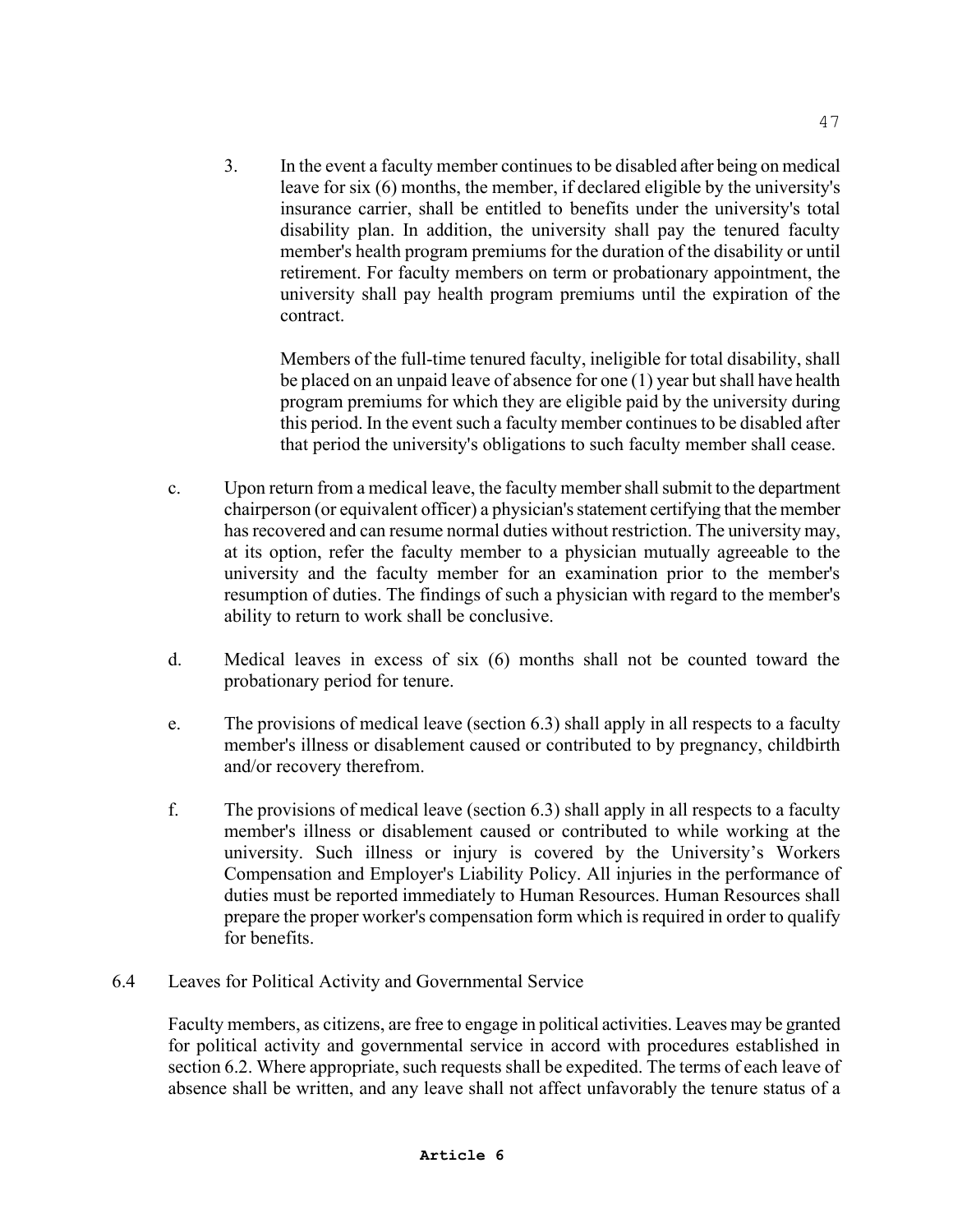3. In the event a faculty member continues to be disabled after being on medical leave for six (6) months, the member, if declared eligible by the university's insurance carrier, shall be entitled to benefits under the university's total disability plan. In addition, the university shall pay the tenured faculty member's health program premiums for the duration of the disability or until retirement. For faculty members on term or probationary appointment, the university shall pay health program premiums until the expiration of the contract.

   Members of the full-time tenured faculty, ineligible for total disability, shall be placed on an unpaid leave of absence for one (1) year but shall have health program premiums for which they are eligible paid by the university during this period. In the event such a faculty member continues to be disabled after that period the university's obligations to such faculty member shall cease.

c. Upon return from a medical leave, the faculty member shall submit to the department chairperson (or equivalent officer) a physician's statement certifying that the member has recovered and can resume normal duties without restriction. The university may, at its option, refer the faculty member to a physician mutually agreeable to the university and the faculty member for an examination prior to the member's resumption of duties. The findings of such a physician with regard to the member's ability to return to work shall be conclusive.

d. Medical leaves in excess of six (6) months shall not be counted toward the probationary period for tenure.

e. The provisions of medical leave (section 6.3) shall apply in all respects to a faculty member's illness or disablement caused or contributed to by pregnancy, childbirth and/or recovery therefrom.

f. The provisions of medical leave (section 6.3) shall apply in all respects to a faculty member's illness or disablement caused or contributed to while working at the university. Such illness or injury is covered by the University's Workers Compensation and Employer's Liability Policy. All injuries in the performance of duties must be reported immediately to Human Resources. Human Resources shall prepare the proper worker's compensation form which is required in order to qualify for benefits.

6.4 Leaves for Political Activity and Governmental Service

Faculty members, as citizens, are free to engage in political activities. Leaves may be granted for political activity and governmental service in accord with procedures established in section 6.2. Where appropriate, such requests shall be expedited. The terms of each leave of absence shall be written, and any leave shall not affect unfavorably the tenure status of a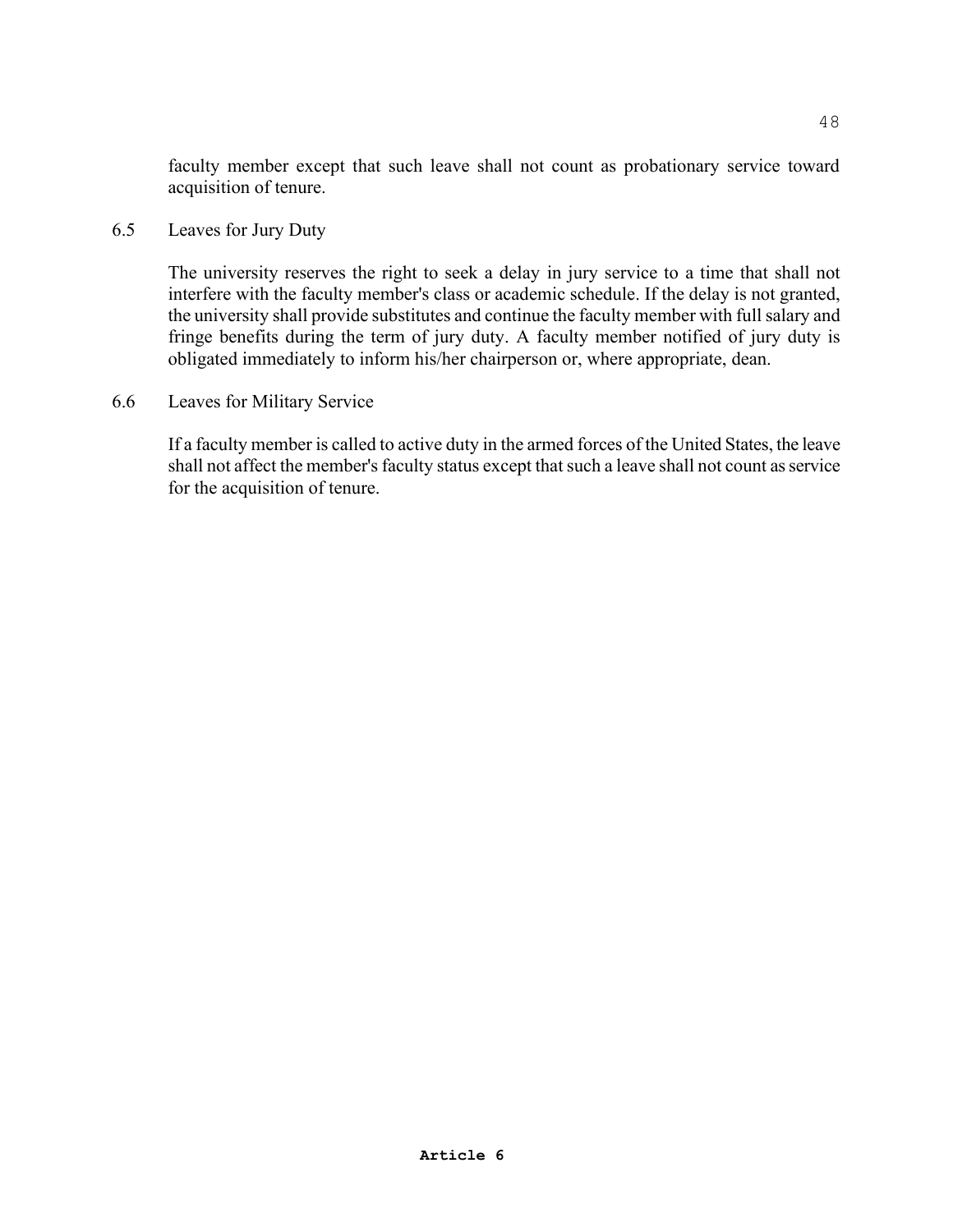faculty member except that such leave shall not count as probationary service toward acquisition of tenure.

### 6.5 Leaves for Jury Duty

The university reserves the right to seek a delay in jury service to a time that shall not interfere with the faculty member's class or academic schedule. If the delay is not granted, the university shall provide substitutes and continue the faculty member with full salary and fringe benefits during the term of jury duty. A faculty member notified of jury duty is obligated immediately to inform his/her chairperson or, where appropriate, dean.

### 6.6 Leaves for Military Service

If a faculty member is called to active duty in the armed forces of the United States, the leave shall not affect the member's faculty status except that such a leave shall not count as service for the acquisition of tenure.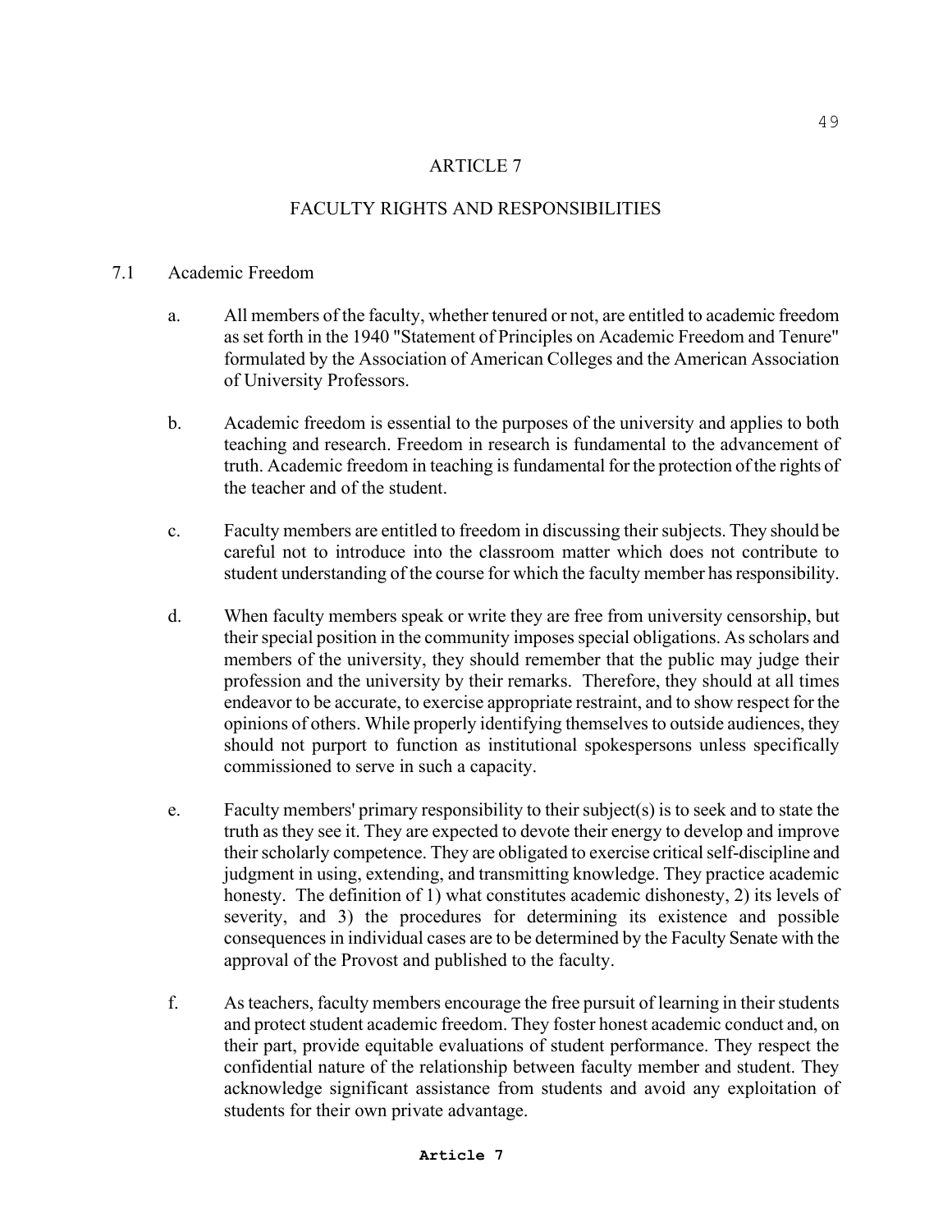# ARTICLE 7

## FACULTY RIGHTS AND RESPONSIBILITIES

### 7.1 Academic Freedom

a. All members of the faculty, whether tenured or not, are entitled to academic freedom as set forth in the 1940 "Statement of Principles on Academic Freedom and Tenure" formulated by the Association of American Colleges and the American Association of University Professors.

b. Academic freedom is essential to the purposes of the university and applies to both teaching and research. Freedom in research is fundamental to the advancement of truth. Academic freedom in teaching is fundamental for the protection of the rights of the teacher and of the student.

c. Faculty members are entitled to freedom in discussing their subjects. They should be careful not to introduce into the classroom matter which does not contribute to student understanding of the course for which the faculty member has responsibility.

d. When faculty members speak or write they are free from university censorship, but their special position in the community imposes special obligations. As scholars and members of the university, they should remember that the public may judge their profession and the university by their remarks. Therefore, they should at all times endeavor to be accurate, to exercise appropriate restraint, and to show respect for the opinions of others. While properly identifying themselves to outside audiences, they should not purport to function as institutional spokespersons unless specifically commissioned to serve in such a capacity.

e. Faculty members' primary responsibility to their subject(s) is to seek and to state the truth as they see it. They are expected to devote their energy to develop and improve their scholarly competence. They are obligated to exercise critical self-discipline and judgment in using, extending, and transmitting knowledge. They practice academic honesty. The definition of 1) what constitutes academic dishonesty, 2) its levels of severity, and 3) the procedures for determining its existence and possible consequences in individual cases are to be determined by the Faculty Senate with the approval of the Provost and published to the faculty.

f. As teachers, faculty members encourage the free pursuit of learning in their students and protect student academic freedom. They foster honest academic conduct and, on their part, provide equitable evaluations of student performance. They respect the confidential nature of the relationship between faculty member and student. They acknowledge significant assistance from students and avoid any exploitation of students for their own private advantage.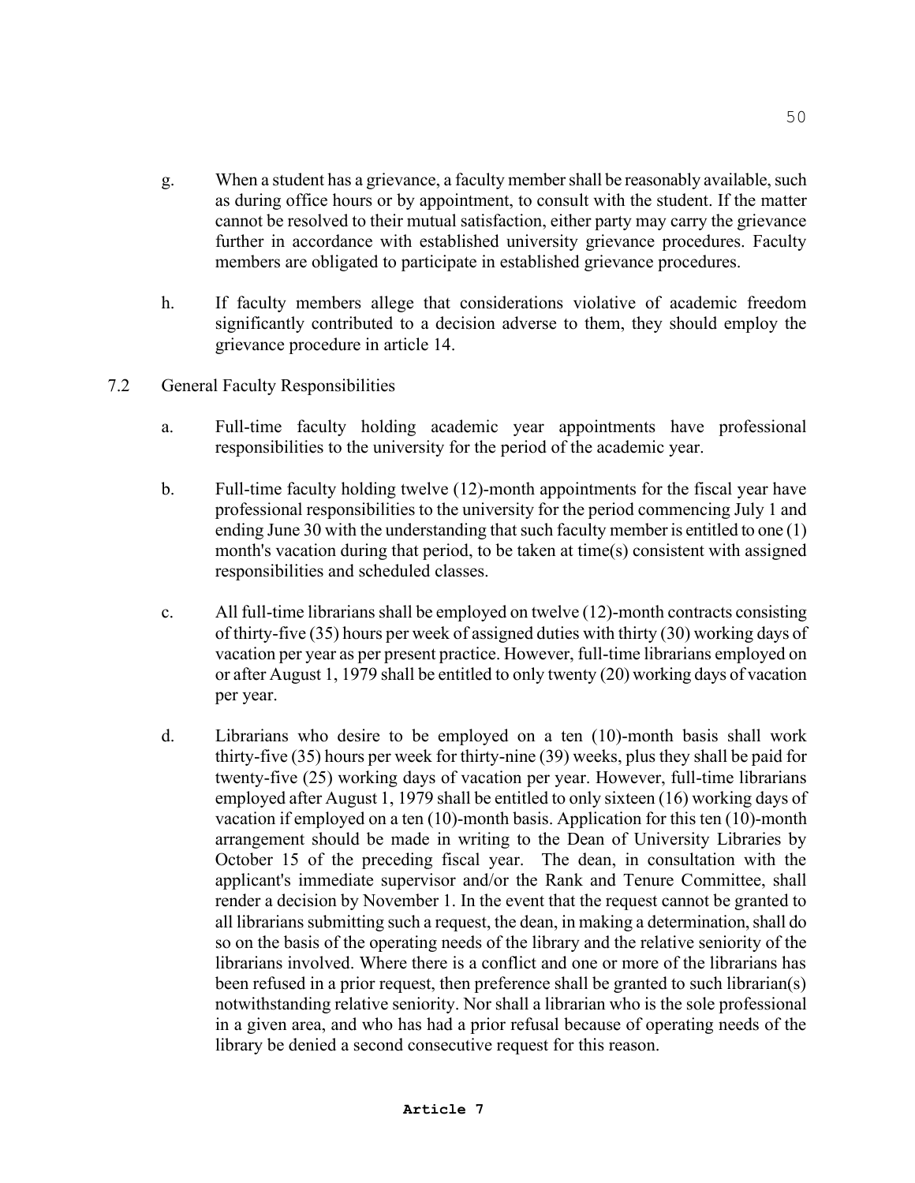g. When a student has a grievance, a faculty member shall be reasonably available, such as during office hours or by appointment, to consult with the student. If the matter cannot be resolved to their mutual satisfaction, either party may carry the grievance further in accordance with established university grievance procedures. Faculty members are obligated to participate in established grievance procedures.

h. If faculty members allege that considerations violative of academic freedom significantly contributed to a decision adverse to them, they should employ the grievance procedure in article 14.

7.2 General Faculty Responsibilities

a. Full-time faculty holding academic year appointments have professional responsibilities to the university for the period of the academic year.

b. Full-time faculty holding twelve (12)-month appointments for the fiscal year have professional responsibilities to the university for the period commencing July 1 and ending June 30 with the understanding that such faculty member is entitled to one (1) month's vacation during that period, to be taken at time(s) consistent with assigned responsibilities and scheduled classes.

c. All full-time librarians shall be employed on twelve (12)-month contracts consisting of thirty-five (35) hours per week of assigned duties with thirty (30) working days of vacation per year as per present practice. However, full-time librarians employed on or after August 1, 1979 shall be entitled to only twenty (20) working days of vacation per year.

d. Librarians who desire to be employed on a ten (10)-month basis shall work thirty-five (35) hours per week for thirty-nine (39) weeks, plus they shall be paid for twenty-five (25) working days of vacation per year. However, full-time librarians employed after August 1, 1979 shall be entitled to only sixteen (16) working days of vacation if employed on a ten (10)-month basis. Application for this ten (10)-month arrangement should be made in writing to the Dean of University Libraries by October 15 of the preceding fiscal year. The dean, in consultation with the applicant's immediate supervisor and/or the Rank and Tenure Committee, shall render a decision by November 1. In the event that the request cannot be granted to all librarians submitting such a request, the dean, in making a determination, shall do so on the basis of the operating needs of the library and the relative seniority of the librarians involved. Where there is a conflict and one or more of the librarians has been refused in a prior request, then preference shall be granted to such librarian(s) notwithstanding relative seniority. Nor shall a librarian who is the sole professional in a given area, and who has had a prior refusal because of operating needs of the library be denied a second consecutive request for this reason.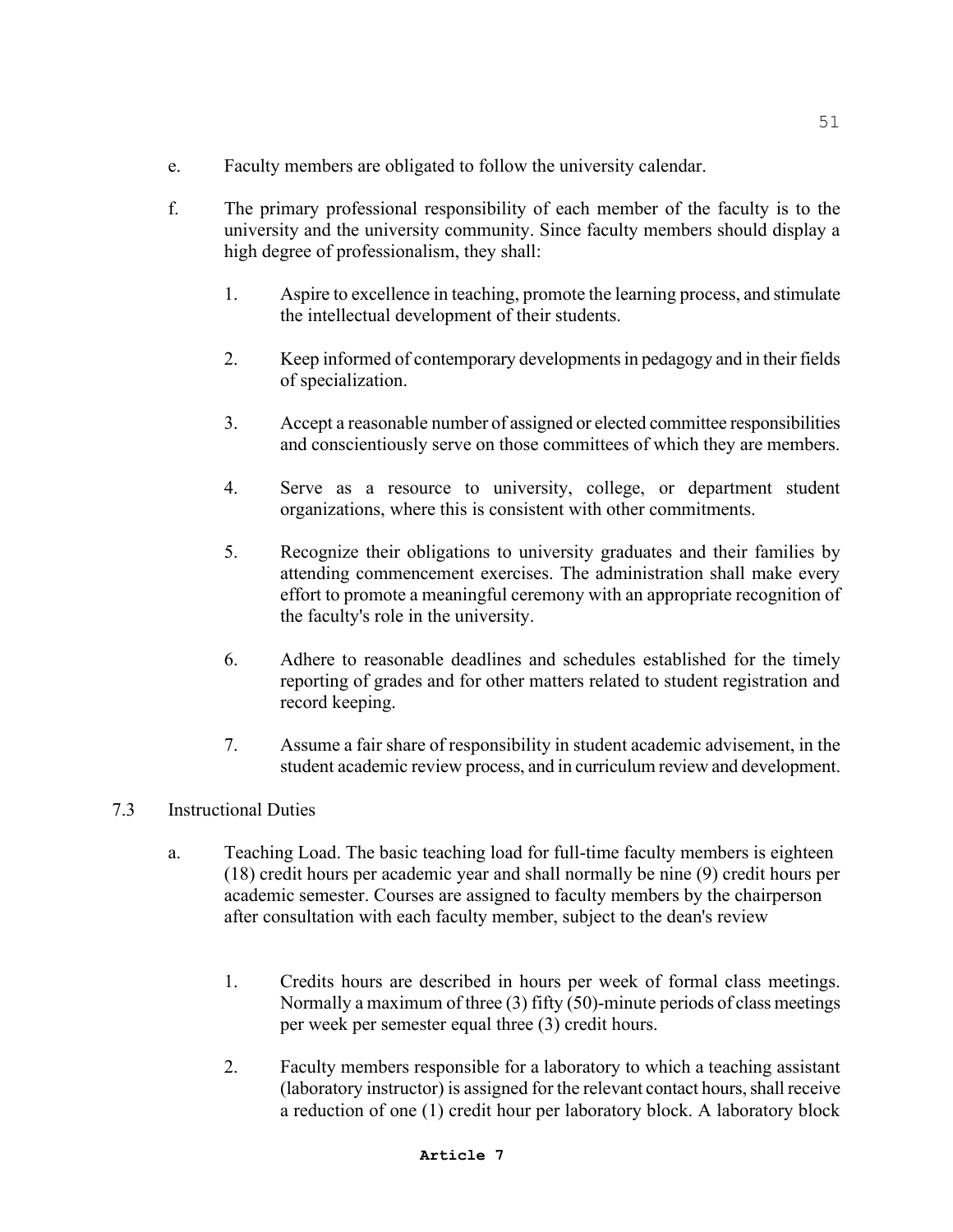e. Faculty members are obligated to follow the university calendar.

f. The primary professional responsibility of each member of the faculty is to the university and the university community. Since faculty members should display a high degree of professionalism, they shall:

   1. Aspire to excellence in teaching, promote the learning process, and stimulate the intellectual development of their students.

   2. Keep informed of contemporary developments in pedagogy and in their fields of specialization.

   3. Accept a reasonable number of assigned or elected committee responsibilities and conscientiously serve on those committees of which they are members.

   4. Serve as a resource to university, college, or department student organizations, where this is consistent with other commitments.

   5. Recognize their obligations to university graduates and their families by attending commencement exercises. The administration shall make every effort to promote a meaningful ceremony with an appropriate recognition of the faculty's role in the university.

   6. Adhere to reasonable deadlines and schedules established for the timely reporting of grades and for other matters related to student registration and record keeping.

   7. Assume a fair share of responsibility in student academic advisement, in the student academic review process, and in curriculum review and development.

7.3 Instructional Duties

a. Teaching Load. The basic teaching load for full-time faculty members is eighteen (18) credit hours per academic year and shall normally be nine (9) credit hours per academic semester. Courses are assigned to faculty members by the chairperson after consultation with each faculty member, subject to the dean's review

   1. Credits hours are described in hours per week of formal class meetings. Normally a maximum of three (3) fifty (50)-minute periods of class meetings per week per semester equal three (3) credit hours.

   2. Faculty members responsible for a laboratory to which a teaching assistant (laboratory instructor) is assigned for the relevant contact hours, shall receive a reduction of one (1) credit hour per laboratory block. A laboratory block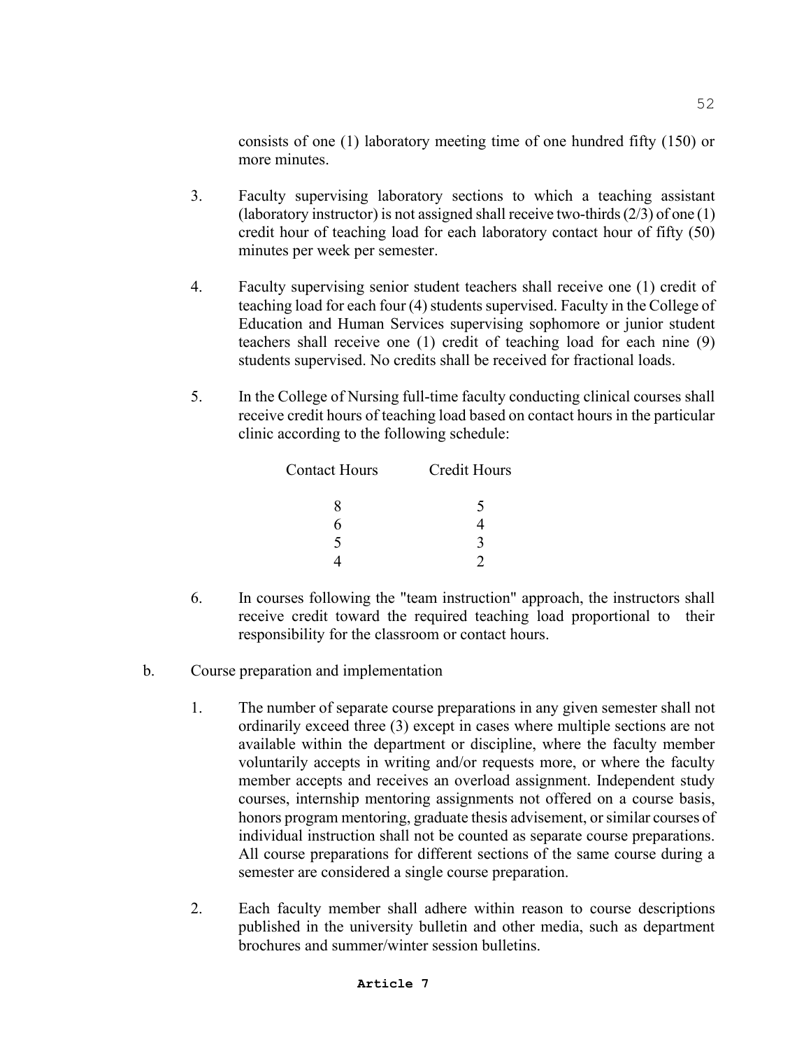consists of one (1) laboratory meeting time of one hundred fifty (150) or more minutes.

3. Faculty supervising laboratory sections to which a teaching assistant (laboratory instructor) is not assigned shall receive two-thirds (2/3) of one (1) credit hour of teaching load for each laboratory contact hour of fifty (50) minutes per week per semester.

4. Faculty supervising senior student teachers shall receive one (1) credit of teaching load for each four (4) students supervised. Faculty in the College of Education and Human Services supervising sophomore or junior student teachers shall receive one (1) credit of teaching load for each nine (9) students supervised. No credits shall be received for fractional loads.

5. In the College of Nursing full-time faculty conducting clinical courses shall receive credit hours of teaching load based on contact hours in the particular clinic according to the following schedule:

| Contact Hours | Credit Hours |
|---|---|
| 8 | 5 |
| 6 | 4 |
| 5 | 3 |
| 4 | 2 |

6. In courses following the "team instruction" approach, the instructors shall receive credit toward the required teaching load proportional to their responsibility for the classroom or contact hours.

b. Course preparation and implementation

1. The number of separate course preparations in any given semester shall not ordinarily exceed three (3) except in cases where multiple sections are not available within the department or discipline, where the faculty member voluntarily accepts in writing and/or requests more, or where the faculty member accepts and receives an overload assignment. Independent study courses, internship mentoring assignments not offered on a course basis, honors program mentoring, graduate thesis advisement, or similar courses of individual instruction shall not be counted as separate course preparations. All course preparations for different sections of the same course during a semester are considered a single course preparation.

2. Each faculty member shall adhere within reason to course descriptions published in the university bulletin and other media, such as department brochures and summer/winter session bulletins.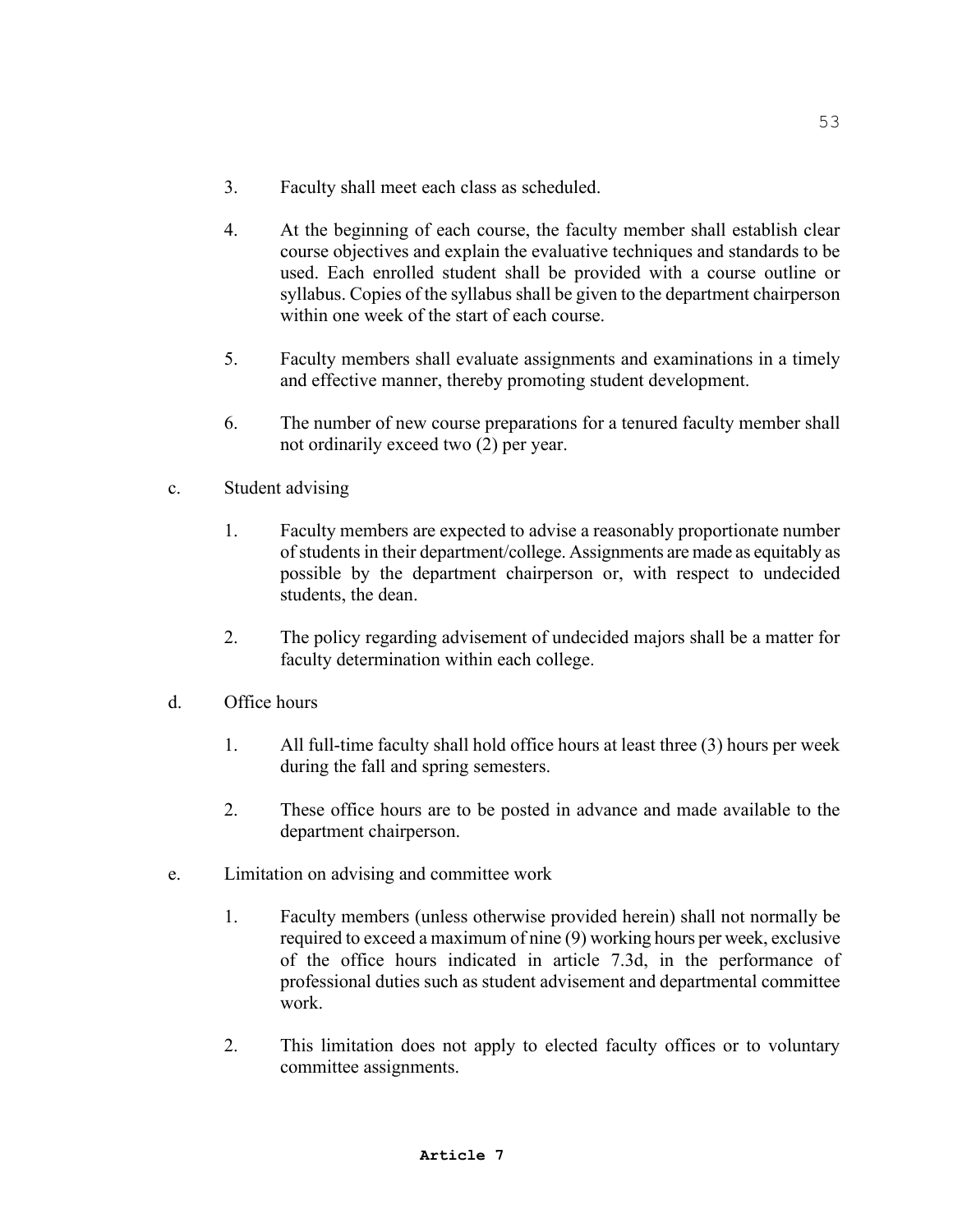3. Faculty shall meet each class as scheduled.

4. At the beginning of each course, the faculty member shall establish clear course objectives and explain the evaluative techniques and standards to be used. Each enrolled student shall be provided with a course outline or syllabus. Copies of the syllabus shall be given to the department chairperson within one week of the start of each course.

5. Faculty members shall evaluate assignments and examinations in a timely and effective manner, thereby promoting student development.

6. The number of new course preparations for a tenured faculty member shall not ordinarily exceed two (2) per year.

c. Student advising

1. Faculty members are expected to advise a reasonably proportionate number of students in their department/college. Assignments are made as equitably as possible by the department chairperson or, with respect to undecided students, the dean.

2. The policy regarding advisement of undecided majors shall be a matter for faculty determination within each college.

d. Office hours

1. All full-time faculty shall hold office hours at least three (3) hours per week during the fall and spring semesters.

2. These office hours are to be posted in advance and made available to the department chairperson.

e. Limitation on advising and committee work

1. Faculty members (unless otherwise provided herein) shall not normally be required to exceed a maximum of nine (9) working hours per week, exclusive of the office hours indicated in article 7.3d, in the performance of professional duties such as student advisement and departmental committee work.

2. This limitation does not apply to elected faculty offices or to voluntary committee assignments.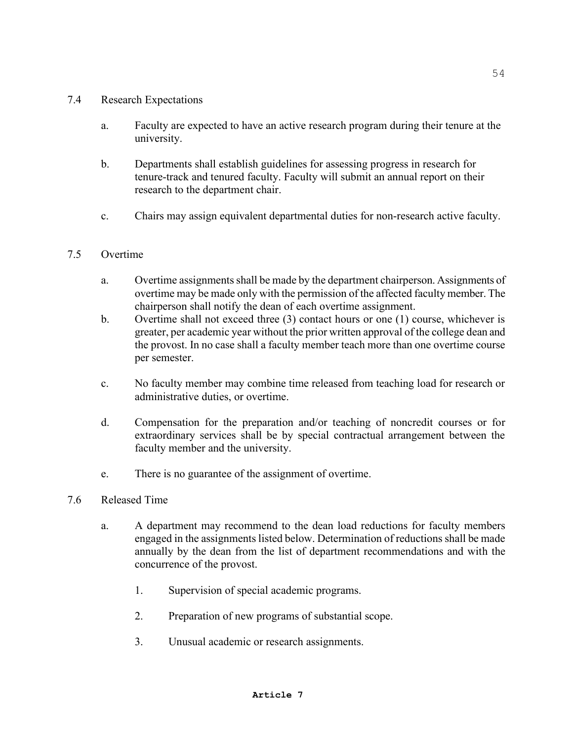## 7.4 Research Expectations

a. Faculty are expected to have an active research program during their tenure at the university.

b. Departments shall establish guidelines for assessing progress in research for tenure-track and tenured faculty. Faculty will submit an annual report on their research to the department chair.

c. Chairs may assign equivalent departmental duties for non-research active faculty.

## 7.5 Overtime

a. Overtime assignments shall be made by the department chairperson. Assignments of overtime may be made only with the permission of the affected faculty member. The chairperson shall notify the dean of each overtime assignment.

b. Overtime shall not exceed three (3) contact hours or one (1) course, whichever is greater, per academic year without the prior written approval of the college dean and the provost. In no case shall a faculty member teach more than one overtime course per semester.

c. No faculty member may combine time released from teaching load for research or administrative duties, or overtime.

d. Compensation for the preparation and/or teaching of noncredit courses or for extraordinary services shall be by special contractual arrangement between the faculty member and the university.

e. There is no guarantee of the assignment of overtime.

## 7.6 Released Time

a. A department may recommend to the dean load reductions for faculty members engaged in the assignments listed below. Determination of reductions shall be made annually by the dean from the list of department recommendations and with the concurrence of the provost.

   1. Supervision of special academic programs.

   2. Preparation of new programs of substantial scope.

   3. Unusual academic or research assignments.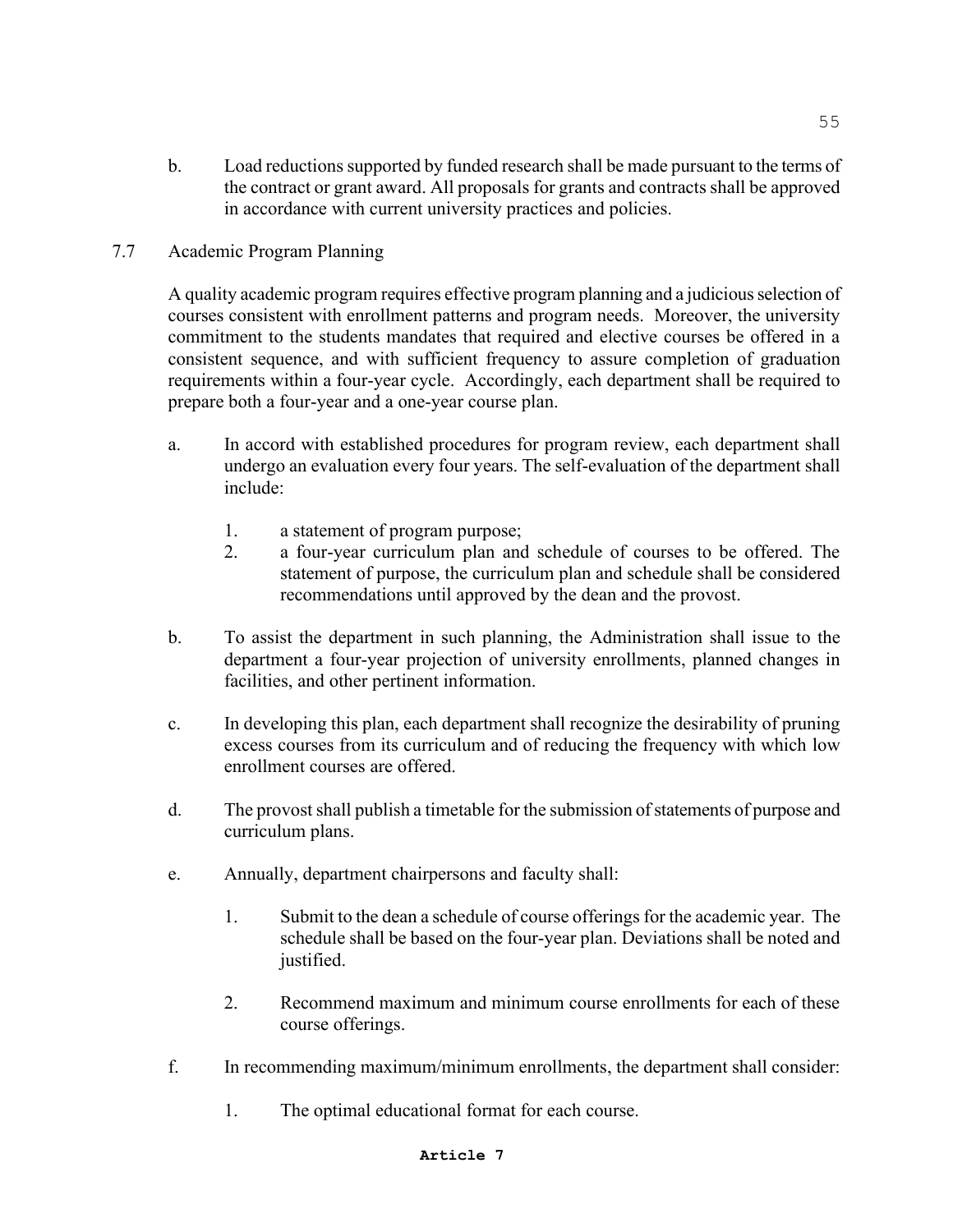b. Load reductions supported by funded research shall be made pursuant to the terms of the contract or grant award. All proposals for grants and contracts shall be approved in accordance with current university practices and policies.

## 7.7 Academic Program Planning

A quality academic program requires effective program planning and a judicious selection of courses consistent with enrollment patterns and program needs. Moreover, the university commitment to the students mandates that required and elective courses be offered in a consistent sequence, and with sufficient frequency to assure completion of graduation requirements within a four-year cycle. Accordingly, each department shall be required to prepare both a four-year and a one-year course plan.

a. In accord with established procedures for program review, each department shall undergo an evaluation every four years. The self-evaluation of the department shall include:

   1. a statement of program purpose;
   2. a four-year curriculum plan and schedule of courses to be offered. The statement of purpose, the curriculum plan and schedule shall be considered recommendations until approved by the dean and the provost.

b. To assist the department in such planning, the Administration shall issue to the department a four-year projection of university enrollments, planned changes in facilities, and other pertinent information.

c. In developing this plan, each department shall recognize the desirability of pruning excess courses from its curriculum and of reducing the frequency with which low enrollment courses are offered.

d. The provost shall publish a timetable for the submission of statements of purpose and curriculum plans.

e. Annually, department chairpersons and faculty shall:

   1. Submit to the dean a schedule of course offerings for the academic year. The schedule shall be based on the four-year plan. Deviations shall be noted and justified.

   2. Recommend maximum and minimum course enrollments for each of these course offerings.

f. In recommending maximum/minimum enrollments, the department shall consider:

   1. The optimal educational format for each course.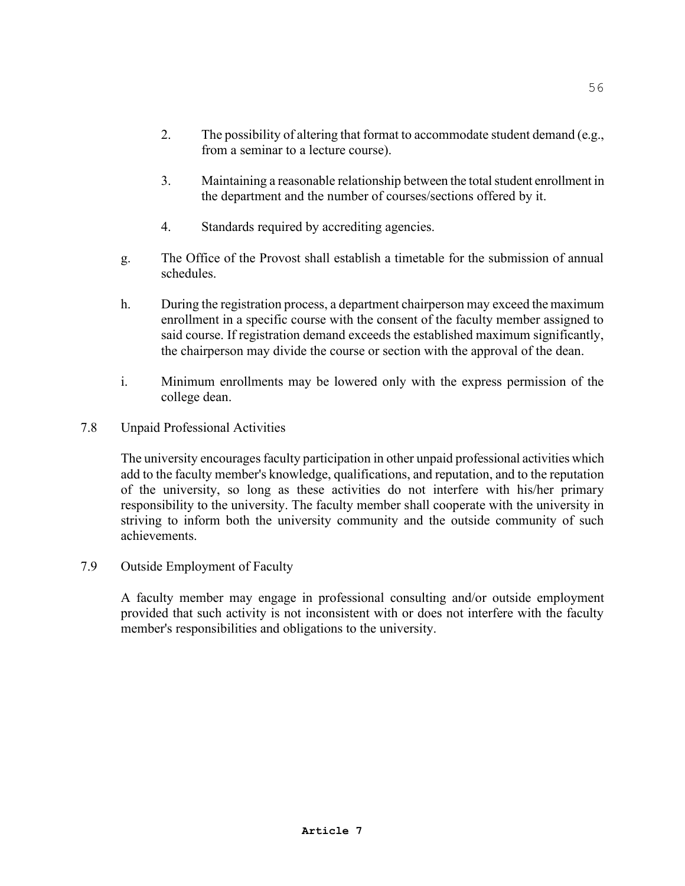2. The possibility of altering that format to accommodate student demand (e.g., from a seminar to a lecture course).

3. Maintaining a reasonable relationship between the total student enrollment in the department and the number of courses/sections offered by it.

4. Standards required by accrediting agencies.

g. The Office of the Provost shall establish a timetable for the submission of annual schedules.

h. During the registration process, a department chairperson may exceed the maximum enrollment in a specific course with the consent of the faculty member assigned to said course. If registration demand exceeds the established maximum significantly, the chairperson may divide the course or section with the approval of the dean.

i. Minimum enrollments may be lowered only with the express permission of the college dean.

7.8 Unpaid Professional Activities

The university encourages faculty participation in other unpaid professional activities which add to the faculty member's knowledge, qualifications, and reputation, and to the reputation of the university, so long as these activities do not interfere with his/her primary responsibility to the university. The faculty member shall cooperate with the university in striving to inform both the university community and the outside community of such achievements.

7.9 Outside Employment of Faculty

A faculty member may engage in professional consulting and/or outside employment provided that such activity is not inconsistent with or does not interfere with the faculty member's responsibilities and obligations to the university.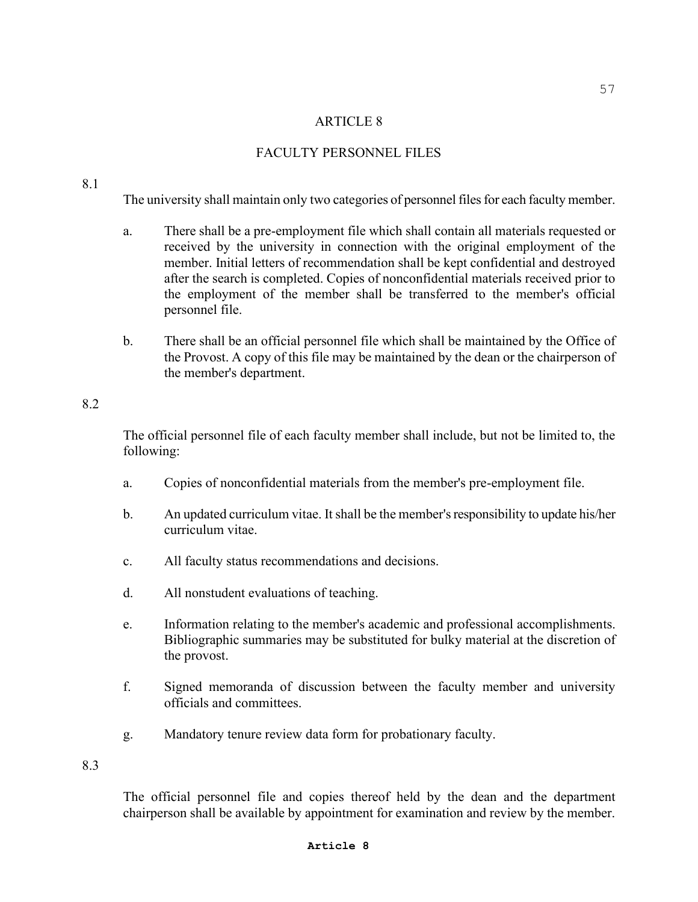# ARTICLE 8

## FACULTY PERSONNEL FILES

8.1

The university shall maintain only two categories of personnel files for each faculty member.

a. There shall be a pre-employment file which shall contain all materials requested or received by the university in connection with the original employment of the member. Initial letters of recommendation shall be kept confidential and destroyed after the search is completed. Copies of nonconfidential materials received prior to the employment of the member shall be transferred to the member's official personnel file.

b. There shall be an official personnel file which shall be maintained by the Office of the Provost. A copy of this file may be maintained by the dean or the chairperson of the member's department.

8.2

The official personnel file of each faculty member shall include, but not be limited to, the following:

a. Copies of nonconfidential materials from the member's pre-employment file.

b. An updated curriculum vitae. It shall be the member's responsibility to update his/her curriculum vitae.

c. All faculty status recommendations and decisions.

d. All nonstudent evaluations of teaching.

e. Information relating to the member's academic and professional accomplishments. Bibliographic summaries may be substituted for bulky material at the discretion of the provost.

f. Signed memoranda of discussion between the faculty member and university officials and committees.

g. Mandatory tenure review data form for probationary faculty.

8.3

The official personnel file and copies thereof held by the dean and the department chairperson shall be available by appointment for examination and review by the member.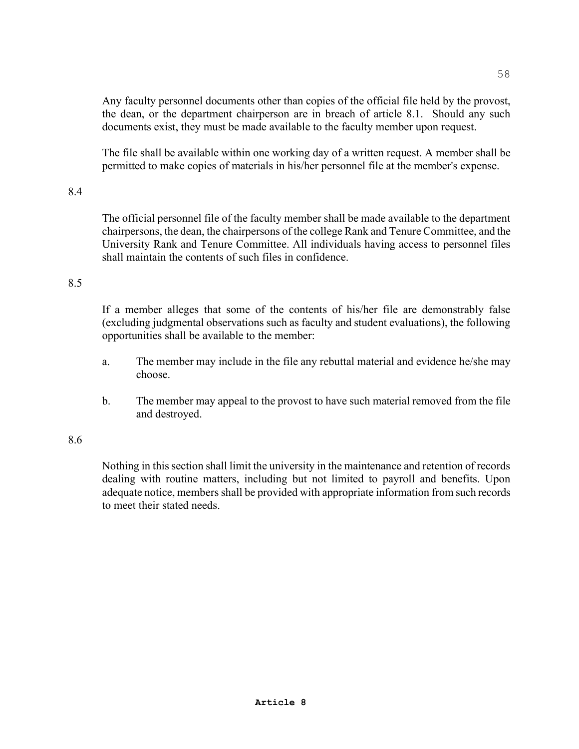Any faculty personnel documents other than copies of the official file held by the provost, the dean, or the department chairperson are in breach of article 8.1. Should any such documents exist, they must be made available to the faculty member upon request.

The file shall be available within one working day of a written request. A member shall be permitted to make copies of materials in his/her personnel file at the member's expense.

8.4

The official personnel file of the faculty member shall be made available to the department chairpersons, the dean, the chairpersons of the college Rank and Tenure Committee, and the University Rank and Tenure Committee. All individuals having access to personnel files shall maintain the contents of such files in confidence.

8.5

If a member alleges that some of the contents of his/her file are demonstrably false (excluding judgmental observations such as faculty and student evaluations), the following opportunities shall be available to the member:

a. The member may include in the file any rebuttal material and evidence he/she may choose.

b. The member may appeal to the provost to have such material removed from the file and destroyed.

8.6

Nothing in this section shall limit the university in the maintenance and retention of records dealing with routine matters, including but not limited to payroll and benefits. Upon adequate notice, members shall be provided with appropriate information from such records to meet their stated needs.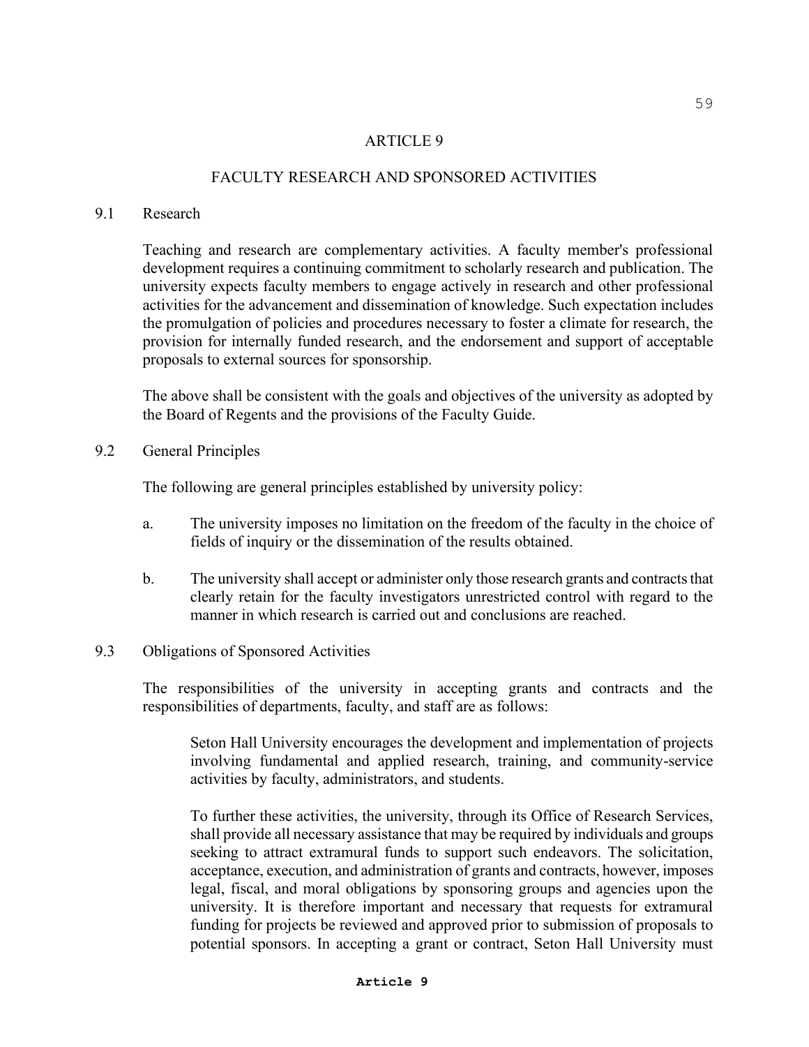# ARTICLE 9

## FACULTY RESEARCH AND SPONSORED ACTIVITIES

### 9.1 Research

Teaching and research are complementary activities. A faculty member's professional development requires a continuing commitment to scholarly research and publication. The university expects faculty members to engage actively in research and other professional activities for the advancement and dissemination of knowledge. Such expectation includes the promulgation of policies and procedures necessary to foster a climate for research, the provision for internally funded research, and the endorsement and support of acceptable proposals to external sources for sponsorship.

The above shall be consistent with the goals and objectives of the university as adopted by the Board of Regents and the provisions of the Faculty Guide.

### 9.2 General Principles

The following are general principles established by university policy:

a. The university imposes no limitation on the freedom of the faculty in the choice of fields of inquiry or the dissemination of the results obtained.

b. The university shall accept or administer only those research grants and contracts that clearly retain for the faculty investigators unrestricted control with regard to the manner in which research is carried out and conclusions are reached.

### 9.3 Obligations of Sponsored Activities

The responsibilities of the university in accepting grants and contracts and the responsibilities of departments, faculty, and staff are as follows:

> Seton Hall University encourages the development and implementation of projects involving fundamental and applied research, training, and community-service activities by faculty, administrators, and students.
>
> To further these activities, the university, through its Office of Research Services, shall provide all necessary assistance that may be required by individuals and groups seeking to attract extramural funds to support such endeavors. The solicitation, acceptance, execution, and administration of grants and contracts, however, imposes legal, fiscal, and moral obligations by sponsoring groups and agencies upon the university. It is therefore important and necessary that requests for extramural funding for projects be reviewed and approved prior to submission of proposals to potential sponsors. In accepting a grant or contract, Seton Hall University must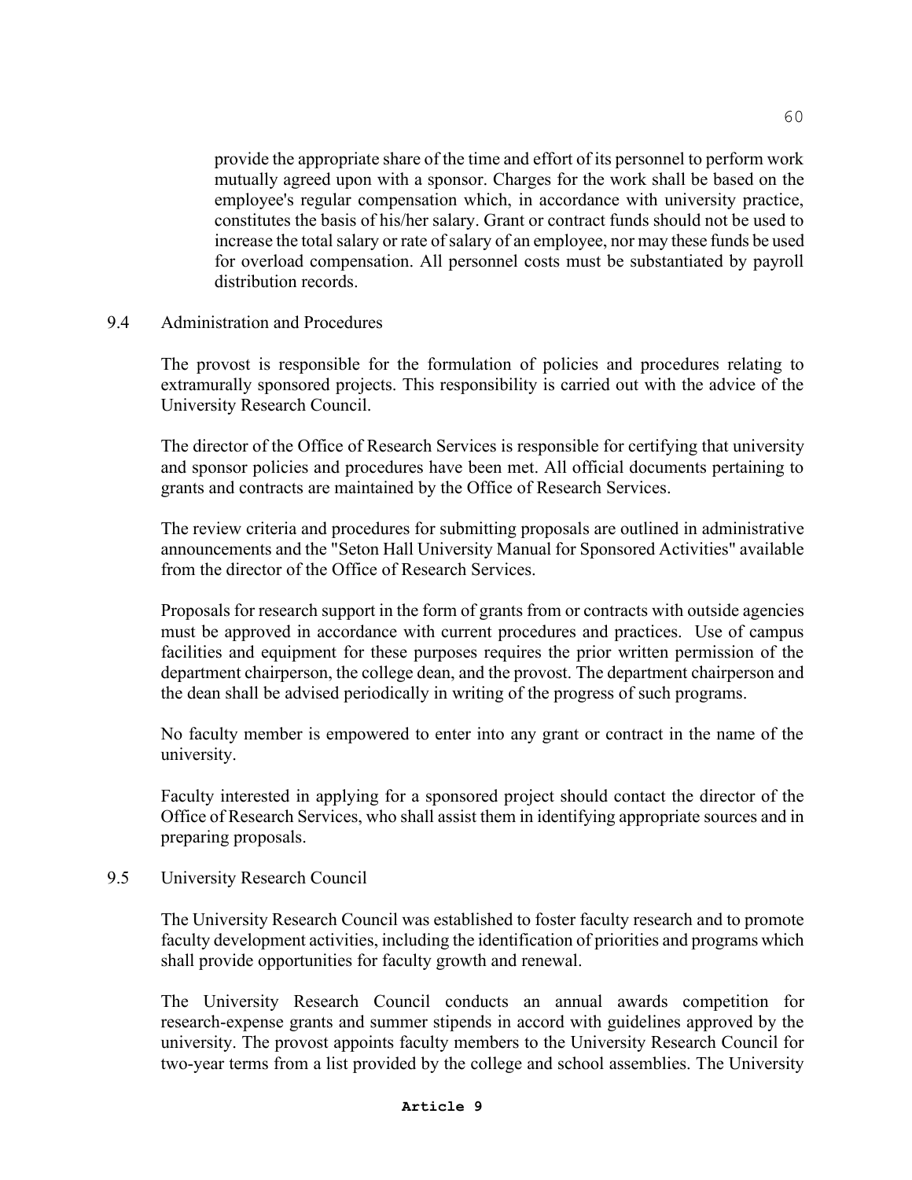provide the appropriate share of the time and effort of its personnel to perform work mutually agreed upon with a sponsor. Charges for the work shall be based on the employee's regular compensation which, in accordance with university practice, constitutes the basis of his/her salary. Grant or contract funds should not be used to increase the total salary or rate of salary of an employee, nor may these funds be used for overload compensation. All personnel costs must be substantiated by payroll distribution records.

## 9.4 Administration and Procedures

The provost is responsible for the formulation of policies and procedures relating to extramurally sponsored projects. This responsibility is carried out with the advice of the University Research Council.

The director of the Office of Research Services is responsible for certifying that university and sponsor policies and procedures have been met. All official documents pertaining to grants and contracts are maintained by the Office of Research Services.

The review criteria and procedures for submitting proposals are outlined in administrative announcements and the "Seton Hall University Manual for Sponsored Activities" available from the director of the Office of Research Services.

Proposals for research support in the form of grants from or contracts with outside agencies must be approved in accordance with current procedures and practices. Use of campus facilities and equipment for these purposes requires the prior written permission of the department chairperson, the college dean, and the provost. The department chairperson and the dean shall be advised periodically in writing of the progress of such programs.

No faculty member is empowered to enter into any grant or contract in the name of the university.

Faculty interested in applying for a sponsored project should contact the director of the Office of Research Services, who shall assist them in identifying appropriate sources and in preparing proposals.

## 9.5 University Research Council

The University Research Council was established to foster faculty research and to promote faculty development activities, including the identification of priorities and programs which shall provide opportunities for faculty growth and renewal.

The University Research Council conducts an annual awards competition for research-expense grants and summer stipends in accord with guidelines approved by the university. The provost appoints faculty members to the University Research Council for two-year terms from a list provided by the college and school assemblies. The University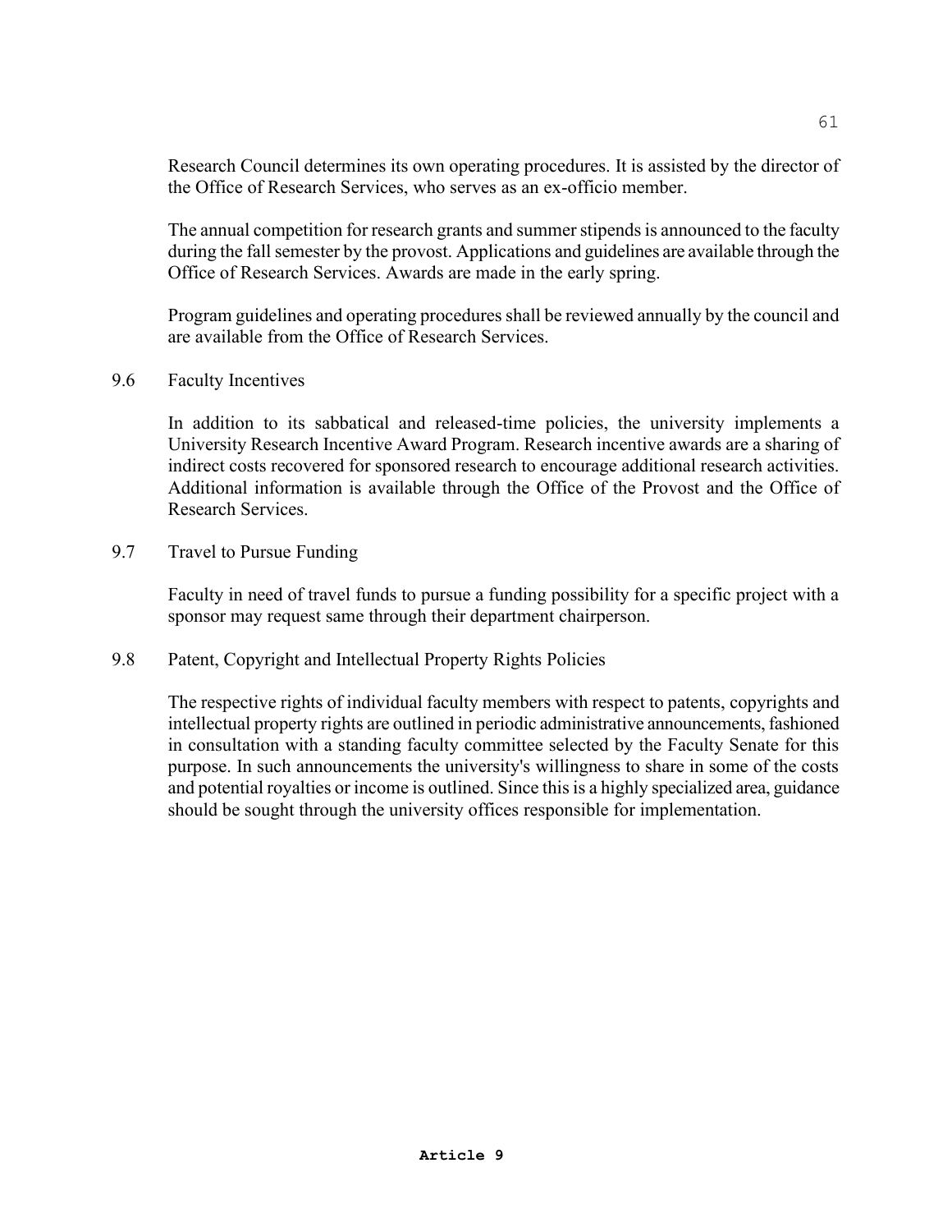Research Council determines its own operating procedures. It is assisted by the director of the Office of Research Services, who serves as an ex-officio member.

The annual competition for research grants and summer stipends is announced to the faculty during the fall semester by the provost. Applications and guidelines are available through the Office of Research Services. Awards are made in the early spring.

Program guidelines and operating procedures shall be reviewed annually by the council and are available from the Office of Research Services.

### 9.6 Faculty Incentives

In addition to its sabbatical and released-time policies, the university implements a University Research Incentive Award Program. Research incentive awards are a sharing of indirect costs recovered for sponsored research to encourage additional research activities. Additional information is available through the Office of the Provost and the Office of Research Services.

### 9.7 Travel to Pursue Funding

Faculty in need of travel funds to pursue a funding possibility for a specific project with a sponsor may request same through their department chairperson.

### 9.8 Patent, Copyright and Intellectual Property Rights Policies

The respective rights of individual faculty members with respect to patents, copyrights and intellectual property rights are outlined in periodic administrative announcements, fashioned in consultation with a standing faculty committee selected by the Faculty Senate for this purpose. In such announcements the university's willingness to share in some of the costs and potential royalties or income is outlined. Since this is a highly specialized area, guidance should be sought through the university offices responsible for implementation.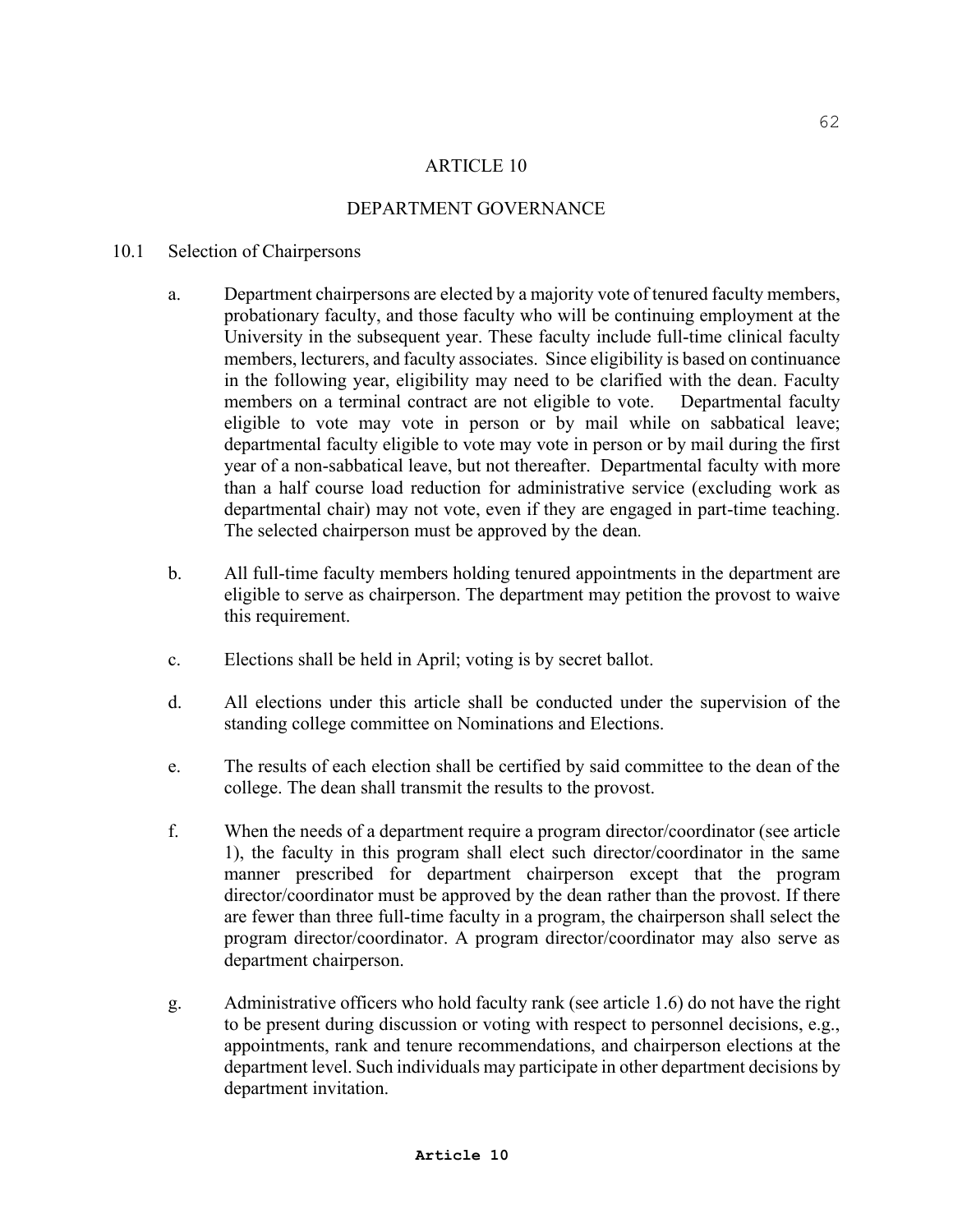# ARTICLE 10

## DEPARTMENT GOVERNANCE

### 10.1 Selection of Chairpersons

a. Department chairpersons are elected by a majority vote of tenured faculty members, probationary faculty, and those faculty who will be continuing employment at the University in the subsequent year. These faculty include full-time clinical faculty members, lecturers, and faculty associates. Since eligibility is based on continuance in the following year, eligibility may need to be clarified with the dean. Faculty members on a terminal contract are not eligible to vote. Departmental faculty eligible to vote may vote in person or by mail while on sabbatical leave; departmental faculty eligible to vote may vote in person or by mail during the first year of a non-sabbatical leave, but not thereafter. Departmental faculty with more than a half course load reduction for administrative service (excluding work as departmental chair) may not vote, even if they are engaged in part-time teaching. The selected chairperson must be approved by the dean.

b. All full-time faculty members holding tenured appointments in the department are eligible to serve as chairperson. The department may petition the provost to waive this requirement.

c. Elections shall be held in April; voting is by secret ballot.

d. All elections under this article shall be conducted under the supervision of the standing college committee on Nominations and Elections.

e. The results of each election shall be certified by said committee to the dean of the college. The dean shall transmit the results to the provost.

f. When the needs of a department require a program director/coordinator (see article 1), the faculty in this program shall elect such director/coordinator in the same manner prescribed for department chairperson except that the program director/coordinator must be approved by the dean rather than the provost. If there are fewer than three full-time faculty in a program, the chairperson shall select the program director/coordinator. A program director/coordinator may also serve as department chairperson.

g. Administrative officers who hold faculty rank (see article 1.6) do not have the right to be present during discussion or voting with respect to personnel decisions, e.g., appointments, rank and tenure recommendations, and chairperson elections at the department level. Such individuals may participate in other department decisions by department invitation.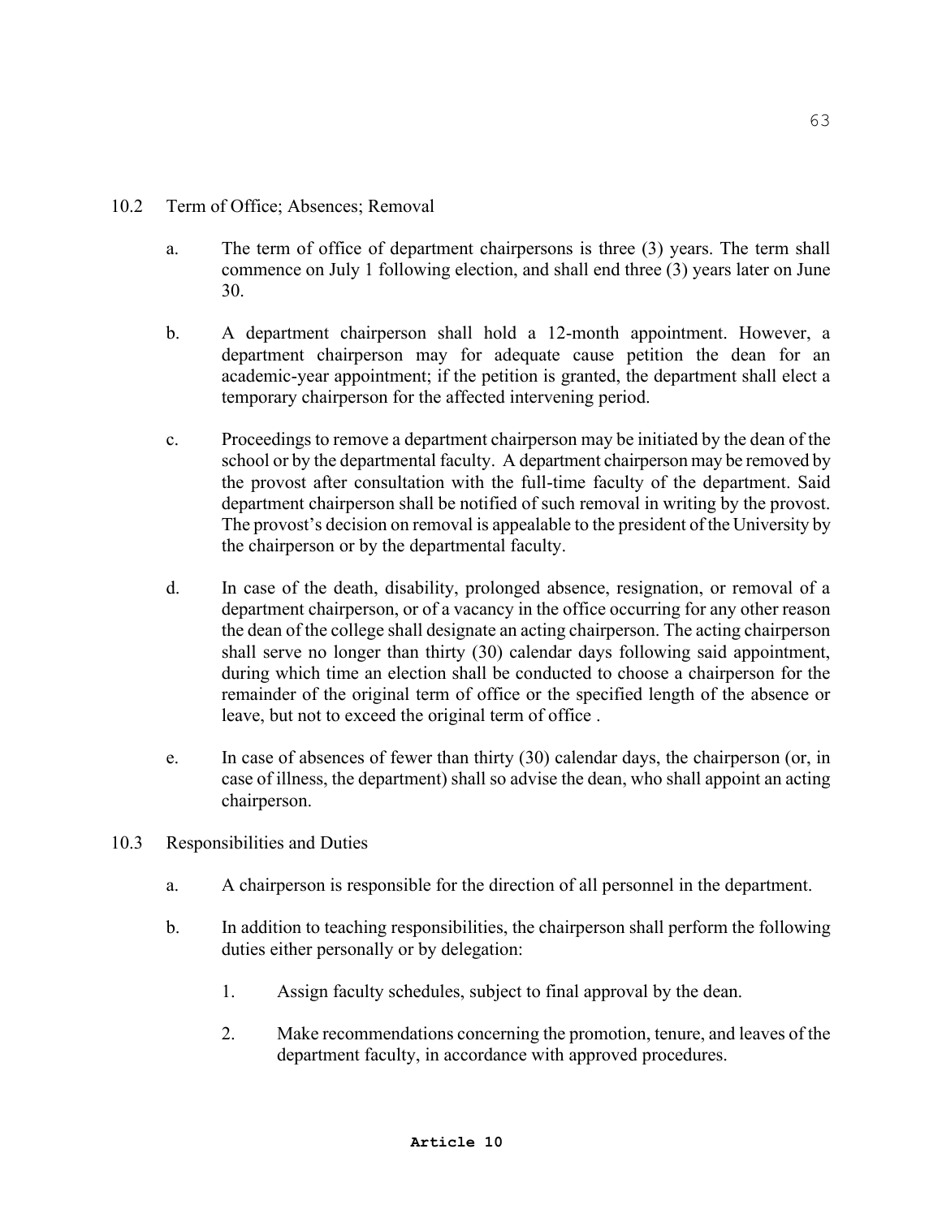## 10.2 Term of Office; Absences; Removal

a. The term of office of department chairpersons is three (3) years. The term shall commence on July 1 following election, and shall end three (3) years later on June 30.

b. A department chairperson shall hold a 12-month appointment. However, a department chairperson may for adequate cause petition the dean for an academic-year appointment; if the petition is granted, the department shall elect a temporary chairperson for the affected intervening period.

c. Proceedings to remove a department chairperson may be initiated by the dean of the school or by the departmental faculty. A department chairperson may be removed by the provost after consultation with the full-time faculty of the department. Said department chairperson shall be notified of such removal in writing by the provost. The provost's decision on removal is appealable to the president of the University by the chairperson or by the departmental faculty.

d. In case of the death, disability, prolonged absence, resignation, or removal of a department chairperson, or of a vacancy in the office occurring for any other reason the dean of the college shall designate an acting chairperson. The acting chairperson shall serve no longer than thirty (30) calendar days following said appointment, during which time an election shall be conducted to choose a chairperson for the remainder of the original term of office or the specified length of the absence or leave, but not to exceed the original term of office .

e. In case of absences of fewer than thirty (30) calendar days, the chairperson (or, in case of illness, the department) shall so advise the dean, who shall appoint an acting chairperson.

## 10.3 Responsibilities and Duties

a. A chairperson is responsible for the direction of all personnel in the department.

b. In addition to teaching responsibilities, the chairperson shall perform the following duties either personally or by delegation:

   1. Assign faculty schedules, subject to final approval by the dean.

   2. Make recommendations concerning the promotion, tenure, and leaves of the department faculty, in accordance with approved procedures.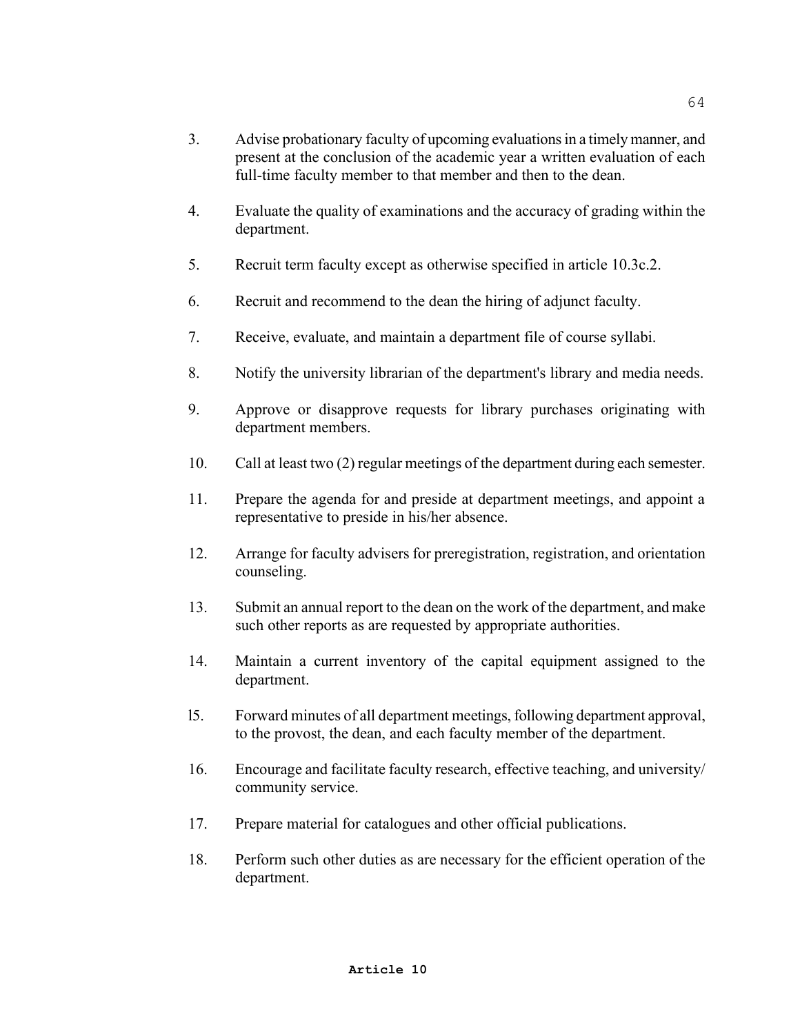3. Advise probationary faculty of upcoming evaluations in a timely manner, and present at the conclusion of the academic year a written evaluation of each full-time faculty member to that member and then to the dean.

4. Evaluate the quality of examinations and the accuracy of grading within the department.

5. Recruit term faculty except as otherwise specified in article 10.3c.2.

6. Recruit and recommend to the dean the hiring of adjunct faculty.

7. Receive, evaluate, and maintain a department file of course syllabi.

8. Notify the university librarian of the department's library and media needs.

9. Approve or disapprove requests for library purchases originating with department members.

10. Call at least two (2) regular meetings of the department during each semester.

11. Prepare the agenda for and preside at department meetings, and appoint a representative to preside in his/her absence.

12. Arrange for faculty advisers for preregistration, registration, and orientation counseling.

13. Submit an annual report to the dean on the work of the department, and make such other reports as are requested by appropriate authorities.

14. Maintain a current inventory of the capital equipment assigned to the department.

15. Forward minutes of all department meetings, following department approval, to the provost, the dean, and each faculty member of the department.

16. Encourage and facilitate faculty research, effective teaching, and university/community service.

17. Prepare material for catalogues and other official publications.

18. Perform such other duties as are necessary for the efficient operation of the department.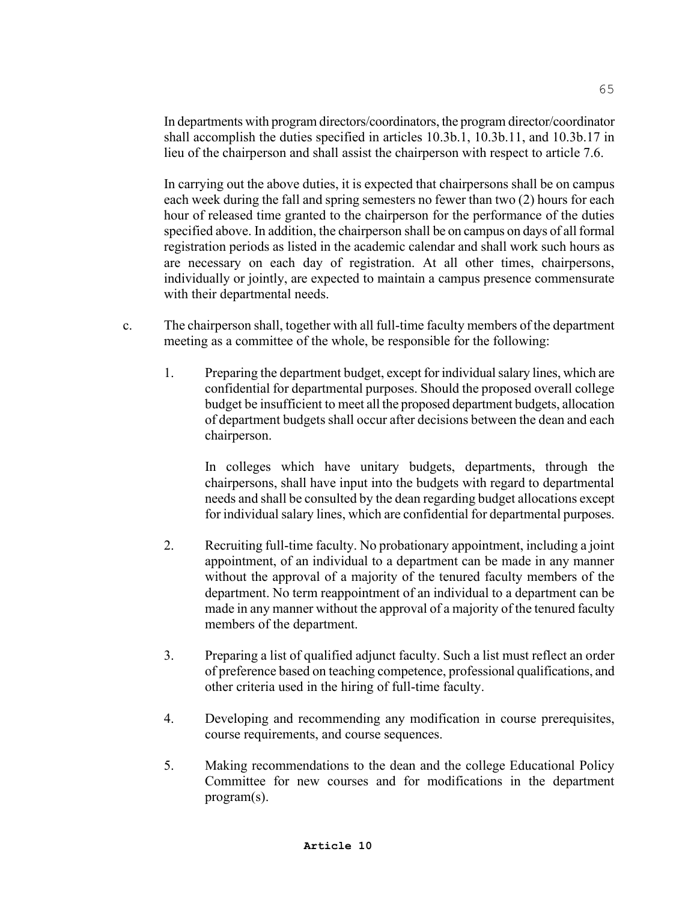In departments with program directors/coordinators, the program director/coordinator shall accomplish the duties specified in articles 10.3b.1, 10.3b.11, and 10.3b.17 in lieu of the chairperson and shall assist the chairperson with respect to article 7.6.

In carrying out the above duties, it is expected that chairpersons shall be on campus each week during the fall and spring semesters no fewer than two (2) hours for each hour of released time granted to the chairperson for the performance of the duties specified above. In addition, the chairperson shall be on campus on days of all formal registration periods as listed in the academic calendar and shall work such hours as are necessary on each day of registration. At all other times, chairpersons, individually or jointly, are expected to maintain a campus presence commensurate with their departmental needs.

c. The chairperson shall, together with all full-time faculty members of the department meeting as a committee of the whole, be responsible for the following:

1. Preparing the department budget, except for individual salary lines, which are confidential for departmental purposes. Should the proposed overall college budget be insufficient to meet all the proposed department budgets, allocation of department budgets shall occur after decisions between the dean and each chairperson.

   In colleges which have unitary budgets, departments, through the chairpersons, shall have input into the budgets with regard to departmental needs and shall be consulted by the dean regarding budget allocations except for individual salary lines, which are confidential for departmental purposes.

2. Recruiting full-time faculty. No probationary appointment, including a joint appointment, of an individual to a department can be made in any manner without the approval of a majority of the tenured faculty members of the department. No term reappointment of an individual to a department can be made in any manner without the approval of a majority of the tenured faculty members of the department.

3. Preparing a list of qualified adjunct faculty. Such a list must reflect an order of preference based on teaching competence, professional qualifications, and other criteria used in the hiring of full-time faculty.

4. Developing and recommending any modification in course prerequisites, course requirements, and course sequences.

5. Making recommendations to the dean and the college Educational Policy Committee for new courses and for modifications in the department program(s).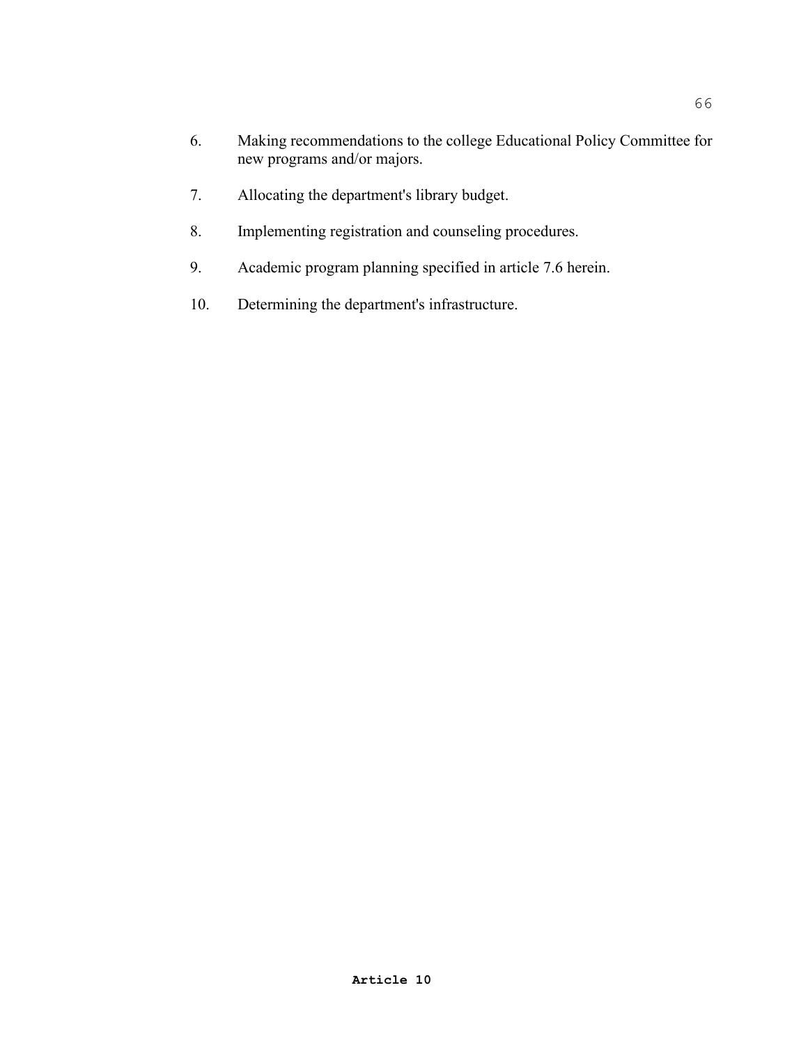6. Making recommendations to the college Educational Policy Committee for new programs and/or majors.

7. Allocating the department's library budget.

8. Implementing registration and counseling procedures.

9. Academic program planning specified in article 7.6 herein.

10. Determining the department's infrastructure.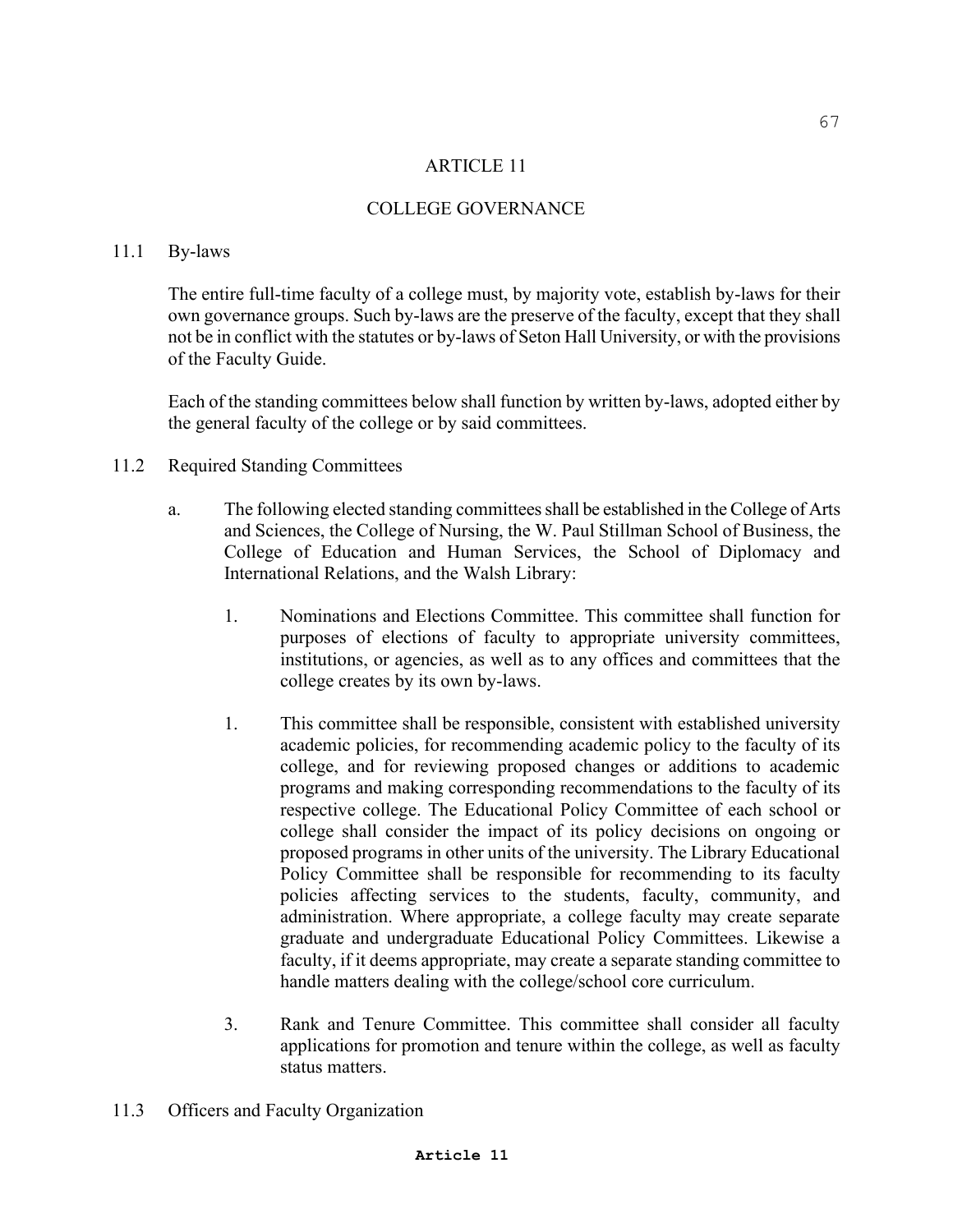# ARTICLE 11

## COLLEGE GOVERNANCE

11.1 By-laws

The entire full-time faculty of a college must, by majority vote, establish by-laws for their own governance groups. Such by-laws are the preserve of the faculty, except that they shall not be in conflict with the statutes or by-laws of Seton Hall University, or with the provisions of the Faculty Guide.

Each of the standing committees below shall function by written by-laws, adopted either by the general faculty of the college or by said committees.

11.2 Required Standing Committees

a. The following elected standing committees shall be established in the College of Arts and Sciences, the College of Nursing, the W. Paul Stillman School of Business, the College of Education and Human Services, the School of Diplomacy and International Relations, and the Walsh Library:

1. Nominations and Elections Committee. This committee shall function for purposes of elections of faculty to appropriate university committees, institutions, or agencies, as well as to any offices and committees that the college creates by its own by-laws.

1. This committee shall be responsible, consistent with established university academic policies, for recommending academic policy to the faculty of its college, and for reviewing proposed changes or additions to academic programs and making corresponding recommendations to the faculty of its respective college. The Educational Policy Committee of each school or college shall consider the impact of its policy decisions on ongoing or proposed programs in other units of the university. The Library Educational Policy Committee shall be responsible for recommending to its faculty policies affecting services to the students, faculty, community, and administration. Where appropriate, a college faculty may create separate graduate and undergraduate Educational Policy Committees. Likewise a faculty, if it deems appropriate, may create a separate standing committee to handle matters dealing with the college/school core curriculum.

3. Rank and Tenure Committee. This committee shall consider all faculty applications for promotion and tenure within the college, as well as faculty status matters.

11.3 Officers and Faculty Organization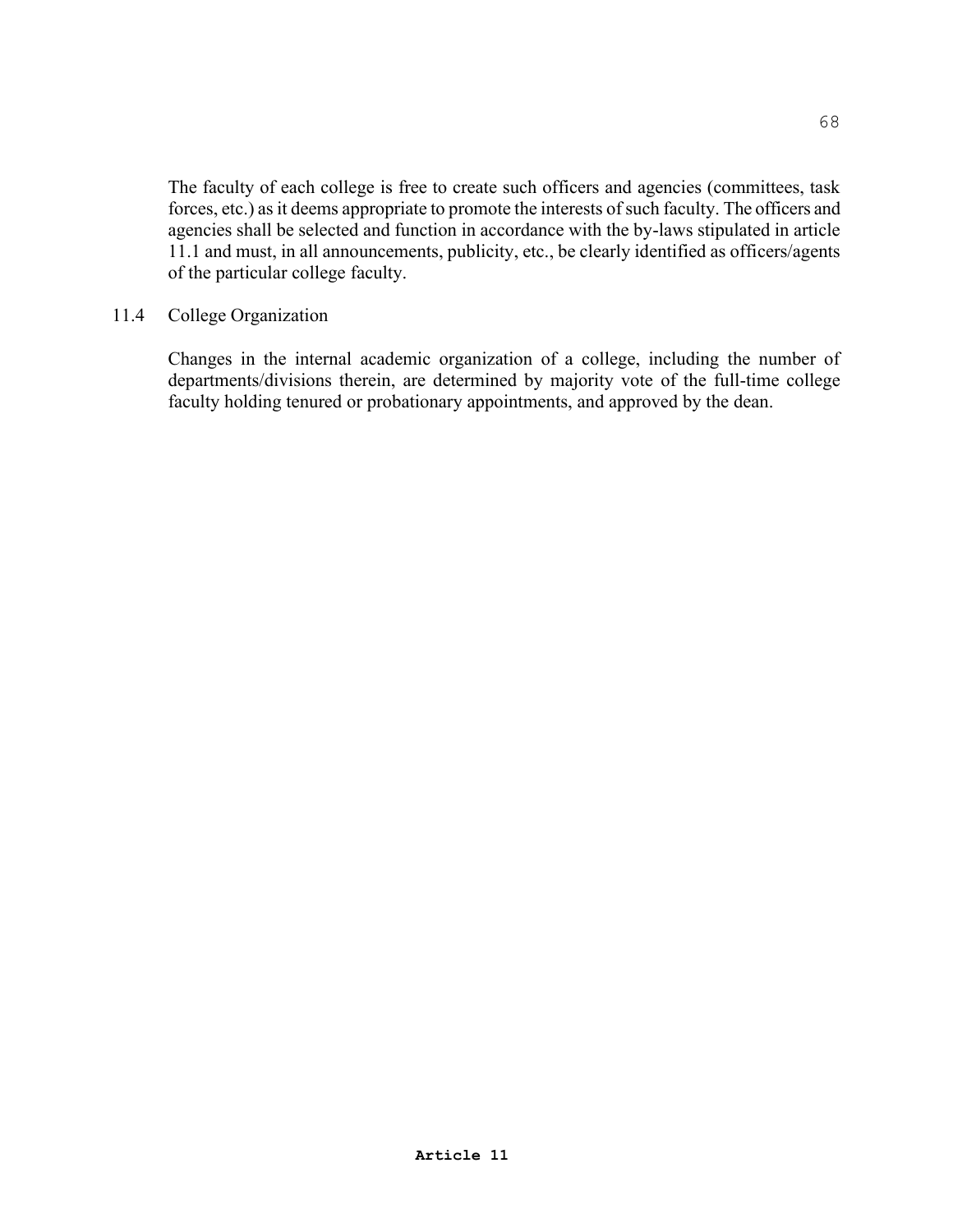The faculty of each college is free to create such officers and agencies (committees, task forces, etc.) as it deems appropriate to promote the interests of such faculty. The officers and agencies shall be selected and function in accordance with the by-laws stipulated in article 11.1 and must, in all announcements, publicity, etc., be clearly identified as officers/agents of the particular college faculty.

## 11.4 College Organization

Changes in the internal academic organization of a college, including the number of departments/divisions therein, are determined by majority vote of the full-time college faculty holding tenured or probationary appointments, and approved by the dean.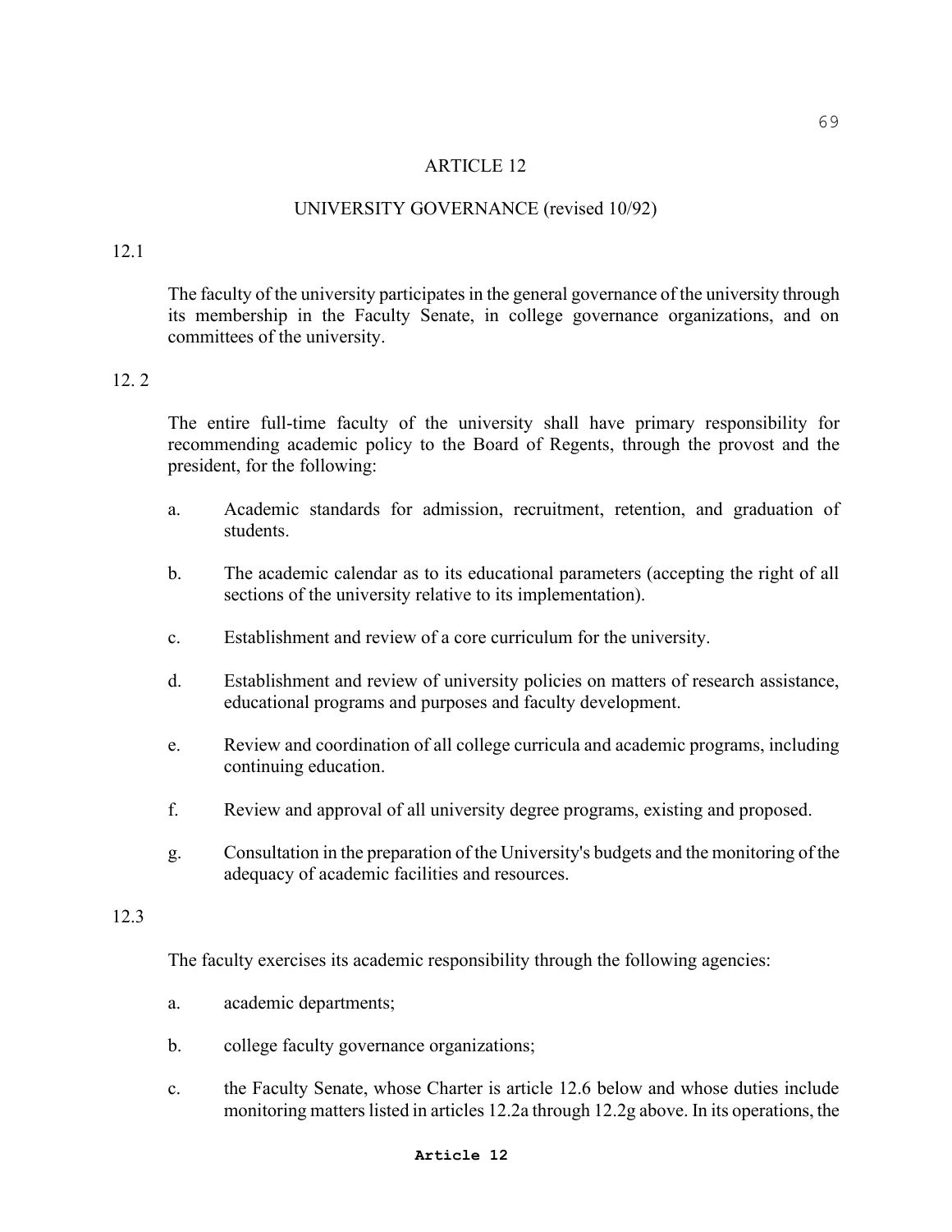# ARTICLE 12

## UNIVERSITY GOVERNANCE (revised 10/92)

12.1

The faculty of the university participates in the general governance of the university through its membership in the Faculty Senate, in college governance organizations, and on committees of the university.

12. 2

The entire full-time faculty of the university shall have primary responsibility for recommending academic policy to the Board of Regents, through the provost and the president, for the following:

a. Academic standards for admission, recruitment, retention, and graduation of students.

b. The academic calendar as to its educational parameters (accepting the right of all sections of the university relative to its implementation).

c. Establishment and review of a core curriculum for the university.

d. Establishment and review of university policies on matters of research assistance, educational programs and purposes and faculty development.

e. Review and coordination of all college curricula and academic programs, including continuing education.

f. Review and approval of all university degree programs, existing and proposed.

g. Consultation in the preparation of the University's budgets and the monitoring of the adequacy of academic facilities and resources.

12.3

The faculty exercises its academic responsibility through the following agencies:

a. academic departments;

b. college faculty governance organizations;

c. the Faculty Senate, whose Charter is article 12.6 below and whose duties include monitoring matters listed in articles 12.2a through 12.2g above. In its operations, the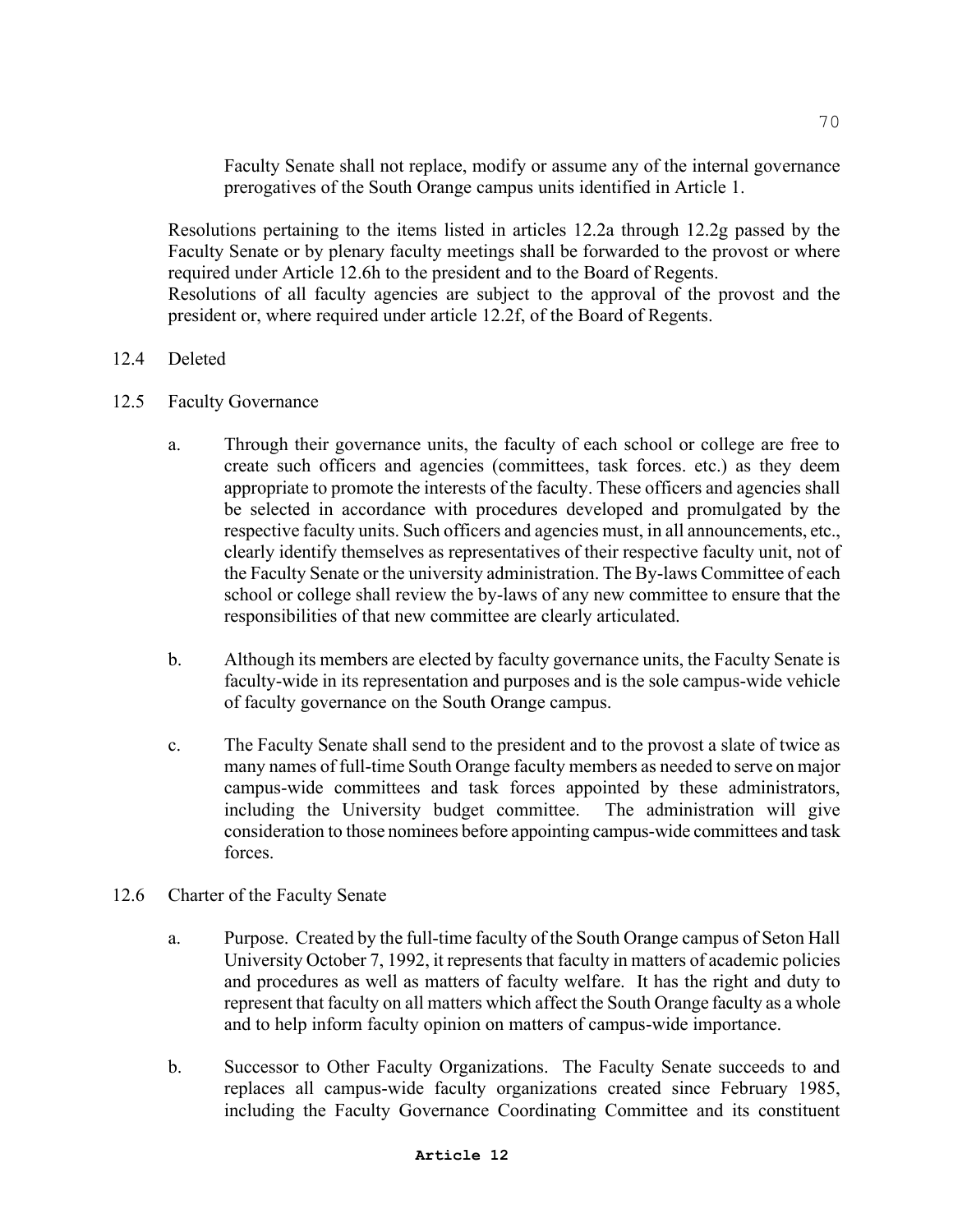Faculty Senate shall not replace, modify or assume any of the internal governance prerogatives of the South Orange campus units identified in Article 1.

Resolutions pertaining to the items listed in articles 12.2a through 12.2g passed by the Faculty Senate or by plenary faculty meetings shall be forwarded to the provost or where required under Article 12.6h to the president and to the Board of Regents.
Resolutions of all faculty agencies are subject to the approval of the provost and the president or, where required under article 12.2f, of the Board of Regents.

12.4 Deleted

12.5 Faculty Governance

a. Through their governance units, the faculty of each school or college are free to create such officers and agencies (committees, task forces. etc.) as they deem appropriate to promote the interests of the faculty. These officers and agencies shall be selected in accordance with procedures developed and promulgated by the respective faculty units. Such officers and agencies must, in all announcements, etc., clearly identify themselves as representatives of their respective faculty unit, not of the Faculty Senate or the university administration. The By-laws Committee of each school or college shall review the by-laws of any new committee to ensure that the responsibilities of that new committee are clearly articulated.

b. Although its members are elected by faculty governance units, the Faculty Senate is faculty-wide in its representation and purposes and is the sole campus-wide vehicle of faculty governance on the South Orange campus.

c. The Faculty Senate shall send to the president and to the provost a slate of twice as many names of full-time South Orange faculty members as needed to serve on major campus-wide committees and task forces appointed by these administrators, including the University budget committee. The administration will give consideration to those nominees before appointing campus-wide committees and task forces.

12.6 Charter of the Faculty Senate

a. Purpose. Created by the full-time faculty of the South Orange campus of Seton Hall University October 7, 1992, it represents that faculty in matters of academic policies and procedures as well as matters of faculty welfare. It has the right and duty to represent that faculty on all matters which affect the South Orange faculty as a whole and to help inform faculty opinion on matters of campus-wide importance.

b. Successor to Other Faculty Organizations. The Faculty Senate succeeds to and replaces all campus-wide faculty organizations created since February 1985, including the Faculty Governance Coordinating Committee and its constituent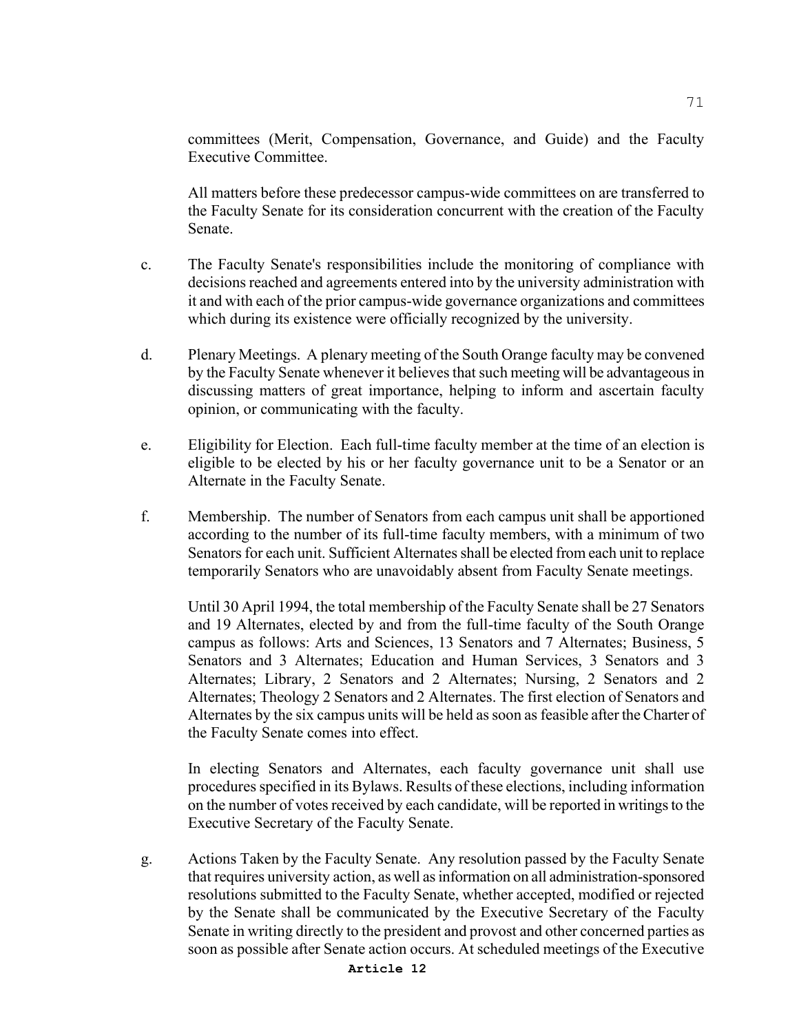committees (Merit, Compensation, Governance, and Guide) and the Faculty Executive Committee.

All matters before these predecessor campus-wide committees on are transferred to the Faculty Senate for its consideration concurrent with the creation of the Faculty Senate.

c. The Faculty Senate's responsibilities include the monitoring of compliance with decisions reached and agreements entered into by the university administration with it and with each of the prior campus-wide governance organizations and committees which during its existence were officially recognized by the university.

d. Plenary Meetings. A plenary meeting of the South Orange faculty may be convened by the Faculty Senate whenever it believes that such meeting will be advantageous in discussing matters of great importance, helping to inform and ascertain faculty opinion, or communicating with the faculty.

e. Eligibility for Election. Each full-time faculty member at the time of an election is eligible to be elected by his or her faculty governance unit to be a Senator or an Alternate in the Faculty Senate.

f. Membership. The number of Senators from each campus unit shall be apportioned according to the number of its full-time faculty members, with a minimum of two Senators for each unit. Sufficient Alternates shall be elected from each unit to replace temporarily Senators who are unavoidably absent from Faculty Senate meetings.

Until 30 April 1994, the total membership of the Faculty Senate shall be 27 Senators and 19 Alternates, elected by and from the full-time faculty of the South Orange campus as follows: Arts and Sciences, 13 Senators and 7 Alternates; Business, 5 Senators and 3 Alternates; Education and Human Services, 3 Senators and 3 Alternates; Library, 2 Senators and 2 Alternates; Nursing, 2 Senators and 2 Alternates; Theology 2 Senators and 2 Alternates. The first election of Senators and Alternates by the six campus units will be held as soon as feasible after the Charter of the Faculty Senate comes into effect.

In electing Senators and Alternates, each faculty governance unit shall use procedures specified in its Bylaws. Results of these elections, including information on the number of votes received by each candidate, will be reported in writings to the Executive Secretary of the Faculty Senate.

g. Actions Taken by the Faculty Senate. Any resolution passed by the Faculty Senate that requires university action, as well as information on all administration-sponsored resolutions submitted to the Faculty Senate, whether accepted, modified or rejected by the Senate shall be communicated by the Executive Secretary of the Faculty Senate in writing directly to the president and provost and other concerned parties as soon as possible after Senate action occurs. At scheduled meetings of the Executive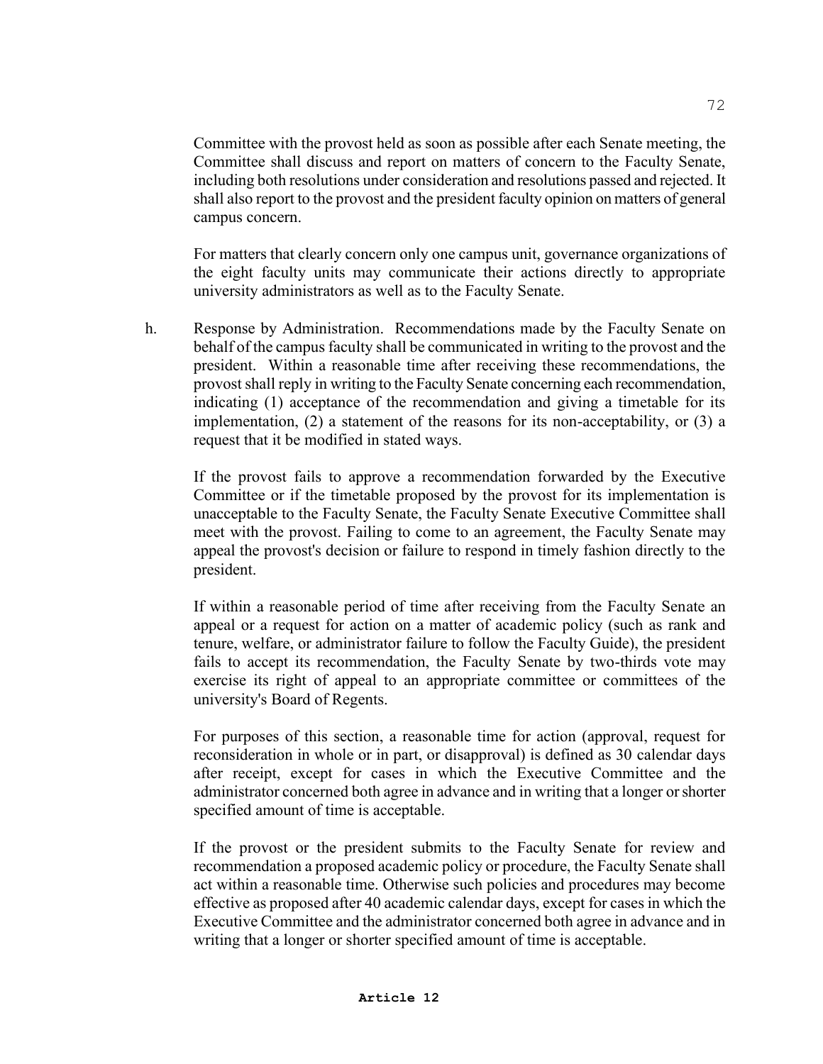Committee with the provost held as soon as possible after each Senate meeting, the Committee shall discuss and report on matters of concern to the Faculty Senate, including both resolutions under consideration and resolutions passed and rejected. It shall also report to the provost and the president faculty opinion on matters of general campus concern.

For matters that clearly concern only one campus unit, governance organizations of the eight faculty units may communicate their actions directly to appropriate university administrators as well as to the Faculty Senate.

h. Response by Administration. Recommendations made by the Faculty Senate on behalf of the campus faculty shall be communicated in writing to the provost and the president. Within a reasonable time after receiving these recommendations, the provost shall reply in writing to the Faculty Senate concerning each recommendation, indicating (1) acceptance of the recommendation and giving a timetable for its implementation, (2) a statement of the reasons for its non-acceptability, or (3) a request that it be modified in stated ways.

If the provost fails to approve a recommendation forwarded by the Executive Committee or if the timetable proposed by the provost for its implementation is unacceptable to the Faculty Senate, the Faculty Senate Executive Committee shall meet with the provost. Failing to come to an agreement, the Faculty Senate may appeal the provost's decision or failure to respond in timely fashion directly to the president.

If within a reasonable period of time after receiving from the Faculty Senate an appeal or a request for action on a matter of academic policy (such as rank and tenure, welfare, or administrator failure to follow the Faculty Guide), the president fails to accept its recommendation, the Faculty Senate by two-thirds vote may exercise its right of appeal to an appropriate committee or committees of the university's Board of Regents.

For purposes of this section, a reasonable time for action (approval, request for reconsideration in whole or in part, or disapproval) is defined as 30 calendar days after receipt, except for cases in which the Executive Committee and the administrator concerned both agree in advance and in writing that a longer or shorter specified amount of time is acceptable.

If the provost or the president submits to the Faculty Senate for review and recommendation a proposed academic policy or procedure, the Faculty Senate shall act within a reasonable time. Otherwise such policies and procedures may become effective as proposed after 40 academic calendar days, except for cases in which the Executive Committee and the administrator concerned both agree in advance and in writing that a longer or shorter specified amount of time is acceptable.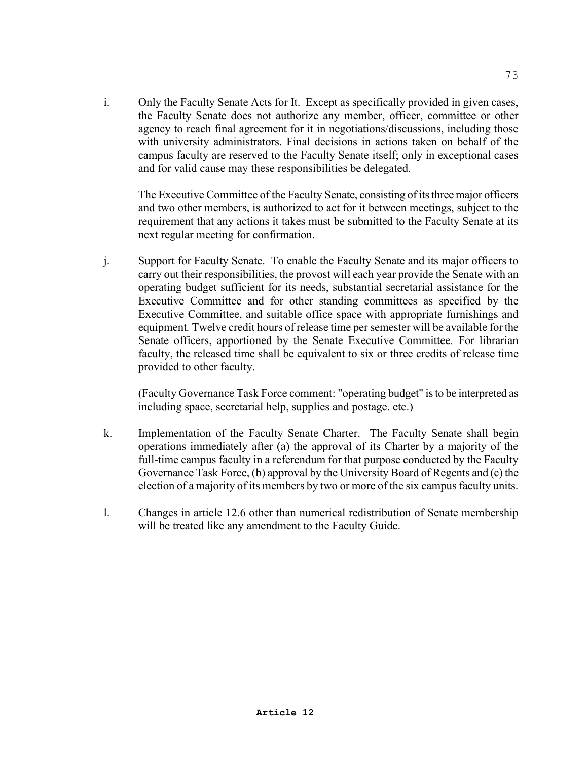i. Only the Faculty Senate Acts for It. Except as specifically provided in given cases, the Faculty Senate does not authorize any member, officer, committee or other agency to reach final agreement for it in negotiations/discussions, including those with university administrators. Final decisions in actions taken on behalf of the campus faculty are reserved to the Faculty Senate itself; only in exceptional cases and for valid cause may these responsibilities be delegated.

   The Executive Committee of the Faculty Senate, consisting of its three major officers and two other members, is authorized to act for it between meetings, subject to the requirement that any actions it takes must be submitted to the Faculty Senate at its next regular meeting for confirmation.

j. Support for Faculty Senate. To enable the Faculty Senate and its major officers to carry out their responsibilities, the provost will each year provide the Senate with an operating budget sufficient for its needs, substantial secretarial assistance for the Executive Committee and for other standing committees as specified by the Executive Committee, and suitable office space with appropriate furnishings and equipment. Twelve credit hours of release time per semester will be available for the Senate officers, apportioned by the Senate Executive Committee. For librarian faculty, the released time shall be equivalent to six or three credits of release time provided to other faculty.

   (Faculty Governance Task Force comment: "operating budget" is to be interpreted as including space, secretarial help, supplies and postage. etc.)

k. Implementation of the Faculty Senate Charter. The Faculty Senate shall begin operations immediately after (a) the approval of its Charter by a majority of the full-time campus faculty in a referendum for that purpose conducted by the Faculty Governance Task Force, (b) approval by the University Board of Regents and (c) the election of a majority of its members by two or more of the six campus faculty units.

l. Changes in article 12.6 other than numerical redistribution of Senate membership will be treated like any amendment to the Faculty Guide.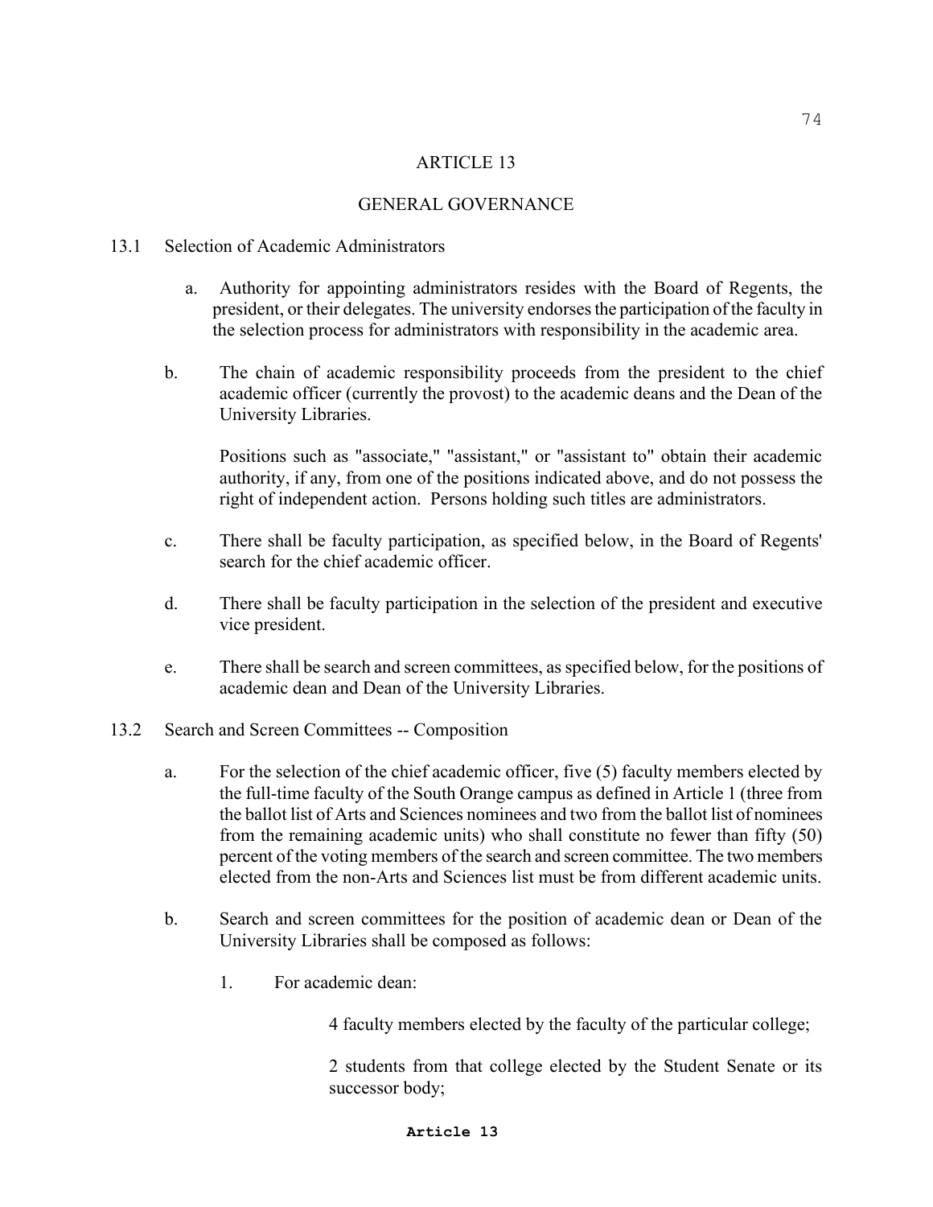# ARTICLE 13

## GENERAL GOVERNANCE

13.1 Selection of Academic Administrators

a. Authority for appointing administrators resides with the Board of Regents, the president, or their delegates. The university endorses the participation of the faculty in the selection process for administrators with responsibility in the academic area.

b. The chain of academic responsibility proceeds from the president to the chief academic officer (currently the provost) to the academic deans and the Dean of the University Libraries.

Positions such as "associate," "assistant," or "assistant to" obtain their academic authority, if any, from one of the positions indicated above, and do not possess the right of independent action. Persons holding such titles are administrators.

c. There shall be faculty participation, as specified below, in the Board of Regents' search for the chief academic officer.

d. There shall be faculty participation in the selection of the president and executive vice president.

e. There shall be search and screen committees, as specified below, for the positions of academic dean and Dean of the University Libraries.

13.2 Search and Screen Committees -- Composition

a. For the selection of the chief academic officer, five (5) faculty members elected by the full-time faculty of the South Orange campus as defined in Article 1 (three from the ballot list of Arts and Sciences nominees and two from the ballot list of nominees from the remaining academic units) who shall constitute no fewer than fifty (50) percent of the voting members of the search and screen committee. The two members elected from the non-Arts and Sciences list must be from different academic units.

b. Search and screen committees for the position of academic dean or Dean of the University Libraries shall be composed as follows:

1. For academic dean:

4 faculty members elected by the faculty of the particular college;

2 students from that college elected by the Student Senate or its successor body;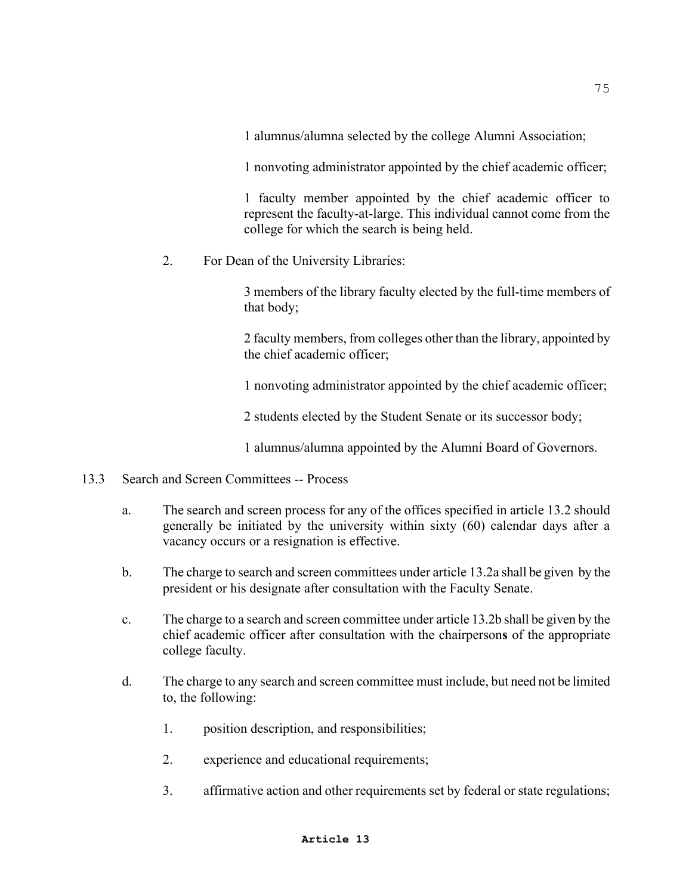1 alumnus/alumna selected by the college Alumni Association;

1 nonvoting administrator appointed by the chief academic officer;

1 faculty member appointed by the chief academic officer to represent the faculty-at-large. This individual cannot come from the college for which the search is being held.

2. For Dean of the University Libraries:

   3 members of the library faculty elected by the full-time members of that body;

   2 faculty members, from colleges other than the library, appointed by the chief academic officer;

   1 nonvoting administrator appointed by the chief academic officer;

   2 students elected by the Student Senate or its successor body;

   1 alumnus/alumna appointed by the Alumni Board of Governors.

13.3 Search and Screen Committees -- Process

a. The search and screen process for any of the offices specified in article 13.2 should generally be initiated by the university within sixty (60) calendar days after a vacancy occurs or a resignation is effective.

b. The charge to search and screen committees under article 13.2a shall be given by the president or his designate after consultation with the Faculty Senate.

c. The charge to a search and screen committee under article 13.2b shall be given by the chief academic officer after consultation with the chairperson**s** of the appropriate college faculty.

d. The charge to any search and screen committee must include, but need not be limited to, the following:

   1. position description, and responsibilities;

   2. experience and educational requirements;

   3. affirmative action and other requirements set by federal or state regulations;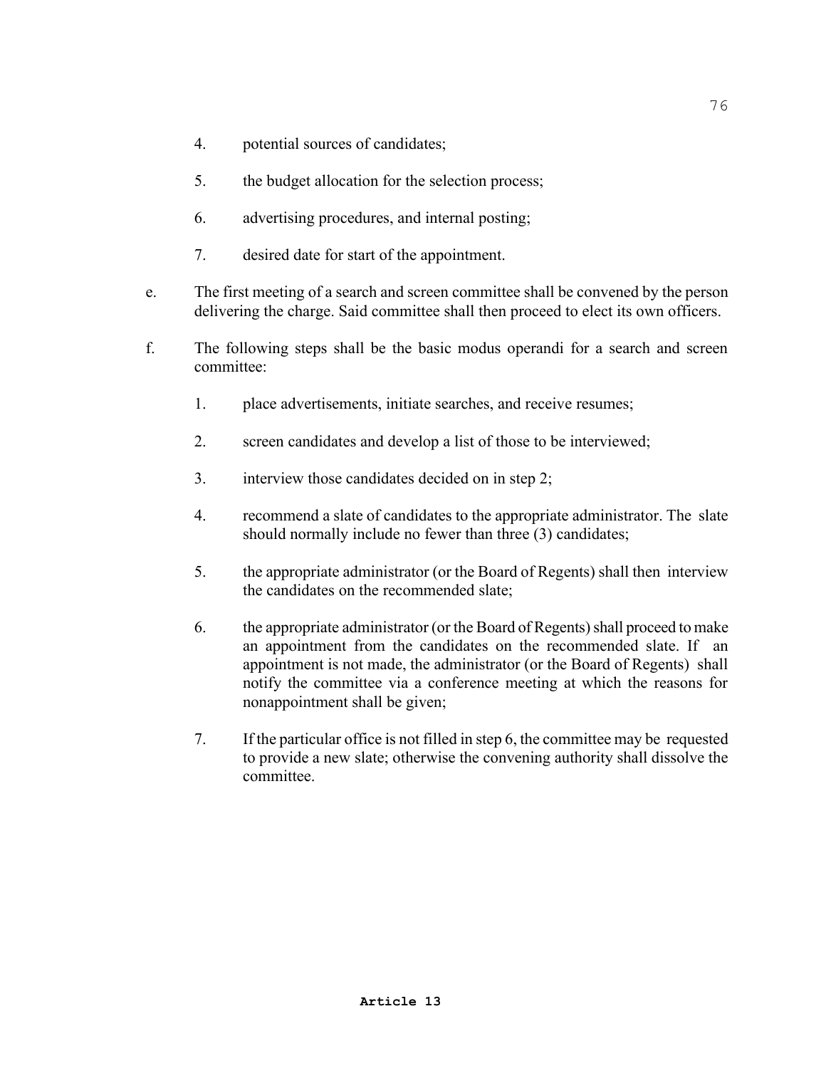4. potential sources of candidates;

5. the budget allocation for the selection process;

6. advertising procedures, and internal posting;

7. desired date for start of the appointment.

e. The first meeting of a search and screen committee shall be convened by the person delivering the charge. Said committee shall then proceed to elect its own officers.

f. The following steps shall be the basic modus operandi for a search and screen committee:

   1. place advertisements, initiate searches, and receive resumes;

   2. screen candidates and develop a list of those to be interviewed;

   3. interview those candidates decided on in step 2;

   4. recommend a slate of candidates to the appropriate administrator. The slate should normally include no fewer than three (3) candidates;

   5. the appropriate administrator (or the Board of Regents) shall then interview the candidates on the recommended slate;

   6. the appropriate administrator (or the Board of Regents) shall proceed to make an appointment from the candidates on the recommended slate. If an appointment is not made, the administrator (or the Board of Regents) shall notify the committee via a conference meeting at which the reasons for nonappointment shall be given;

   7. If the particular office is not filled in step 6, the committee may be requested to provide a new slate; otherwise the convening authority shall dissolve the committee.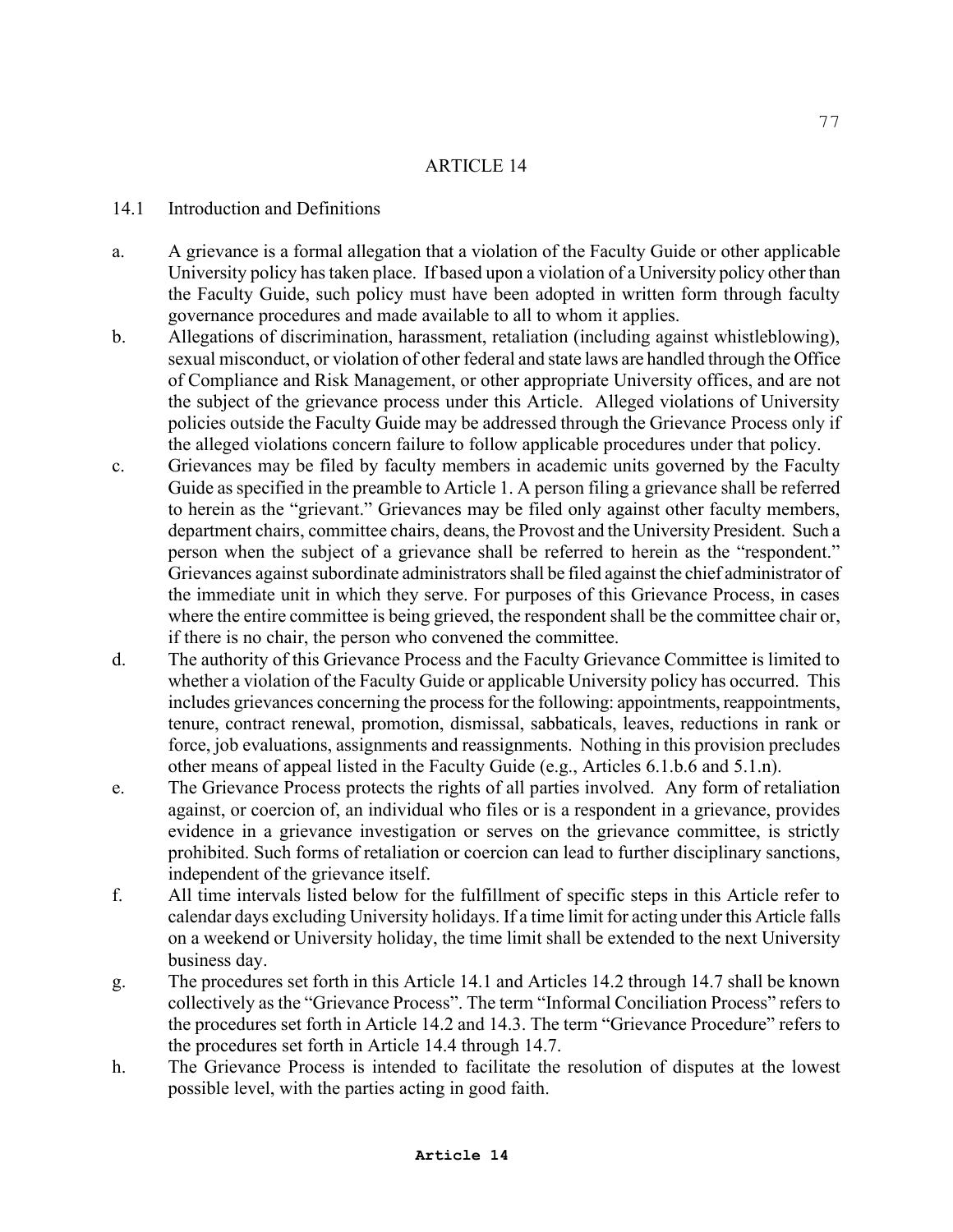# ARTICLE 14

## 14.1 Introduction and Definitions

a. A grievance is a formal allegation that a violation of the Faculty Guide or other applicable University policy has taken place. If based upon a violation of a University policy other than the Faculty Guide, such policy must have been adopted in written form through faculty governance procedures and made available to all to whom it applies.

b. Allegations of discrimination, harassment, retaliation (including against whistleblowing), sexual misconduct, or violation of other federal and state laws are handled through the Office of Compliance and Risk Management, or other appropriate University offices, and are not the subject of the grievance process under this Article. Alleged violations of University policies outside the Faculty Guide may be addressed through the Grievance Process only if the alleged violations concern failure to follow applicable procedures under that policy.

c. Grievances may be filed by faculty members in academic units governed by the Faculty Guide as specified in the preamble to Article 1. A person filing a grievance shall be referred to herein as the "grievant." Grievances may be filed only against other faculty members, department chairs, committee chairs, deans, the Provost and the University President. Such a person when the subject of a grievance shall be referred to herein as the "respondent." Grievances against subordinate administrators shall be filed against the chief administrator of the immediate unit in which they serve. For purposes of this Grievance Process, in cases where the entire committee is being grieved, the respondent shall be the committee chair or, if there is no chair, the person who convened the committee.

d. The authority of this Grievance Process and the Faculty Grievance Committee is limited to whether a violation of the Faculty Guide or applicable University policy has occurred. This includes grievances concerning the process for the following: appointments, reappointments, tenure, contract renewal, promotion, dismissal, sabbaticals, leaves, reductions in rank or force, job evaluations, assignments and reassignments. Nothing in this provision precludes other means of appeal listed in the Faculty Guide (e.g., Articles 6.1.b.6 and 5.1.n).

e. The Grievance Process protects the rights of all parties involved. Any form of retaliation against, or coercion of, an individual who files or is a respondent in a grievance, provides evidence in a grievance investigation or serves on the grievance committee, is strictly prohibited. Such forms of retaliation or coercion can lead to further disciplinary sanctions, independent of the grievance itself.

f. All time intervals listed below for the fulfillment of specific steps in this Article refer to calendar days excluding University holidays. If a time limit for acting under this Article falls on a weekend or University holiday, the time limit shall be extended to the next University business day.

g. The procedures set forth in this Article 14.1 and Articles 14.2 through 14.7 shall be known collectively as the "Grievance Process". The term "Informal Conciliation Process" refers to the procedures set forth in Article 14.2 and 14.3. The term "Grievance Procedure" refers to the procedures set forth in Article 14.4 through 14.7.

h. The Grievance Process is intended to facilitate the resolution of disputes at the lowest possible level, with the parties acting in good faith.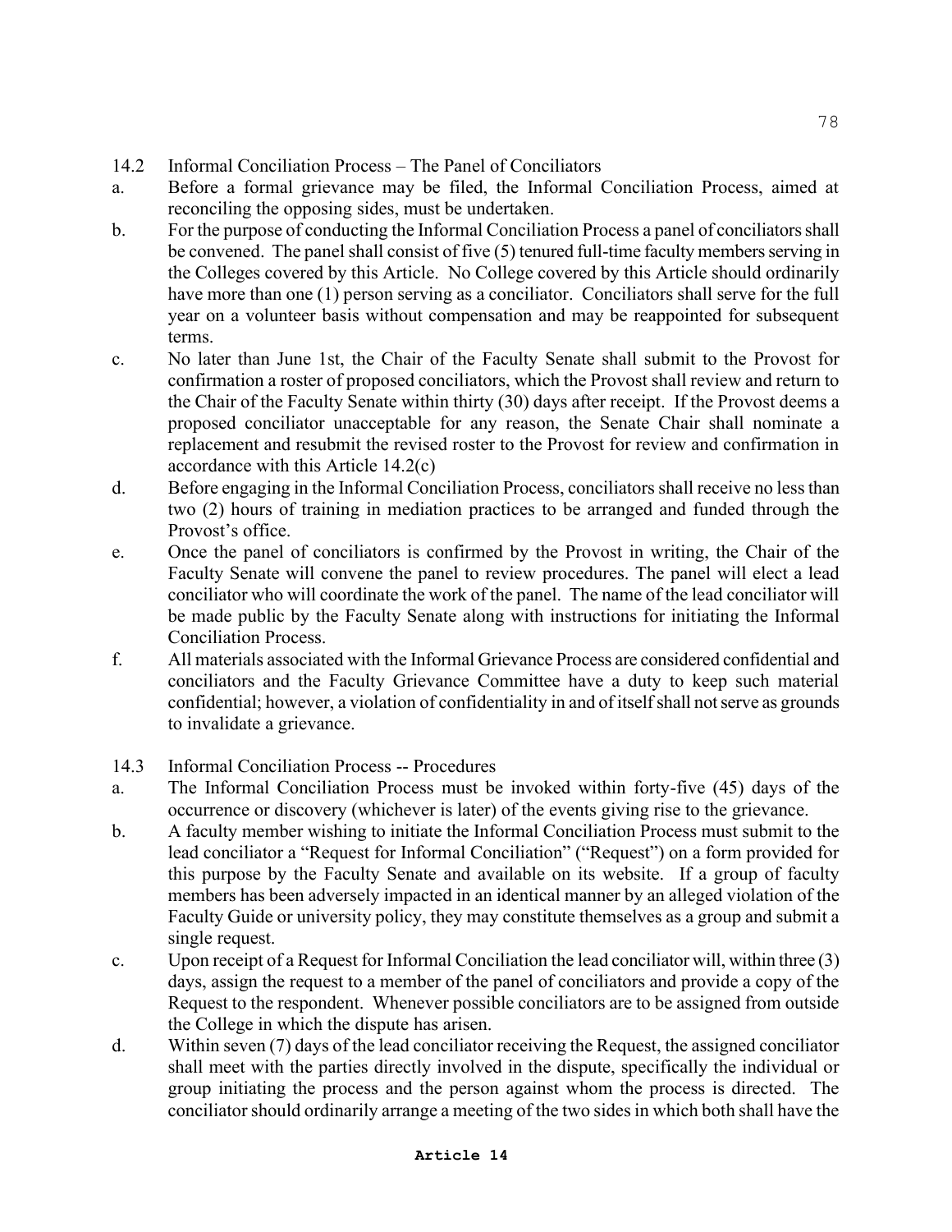14.2 Informal Conciliation Process – The Panel of Conciliators

a. Before a formal grievance may be filed, the Informal Conciliation Process, aimed at reconciling the opposing sides, must be undertaken.

b. For the purpose of conducting the Informal Conciliation Process a panel of conciliators shall be convened. The panel shall consist of five (5) tenured full-time faculty members serving in the Colleges covered by this Article. No College covered by this Article should ordinarily have more than one (1) person serving as a conciliator. Conciliators shall serve for the full year on a volunteer basis without compensation and may be reappointed for subsequent terms.

c. No later than June 1st, the Chair of the Faculty Senate shall submit to the Provost for confirmation a roster of proposed conciliators, which the Provost shall review and return to the Chair of the Faculty Senate within thirty (30) days after receipt. If the Provost deems a proposed conciliator unacceptable for any reason, the Senate Chair shall nominate a replacement and resubmit the revised roster to the Provost for review and confirmation in accordance with this Article 14.2(c)

d. Before engaging in the Informal Conciliation Process, conciliators shall receive no less than two (2) hours of training in mediation practices to be arranged and funded through the Provost's office.

e. Once the panel of conciliators is confirmed by the Provost in writing, the Chair of the Faculty Senate will convene the panel to review procedures. The panel will elect a lead conciliator who will coordinate the work of the panel. The name of the lead conciliator will be made public by the Faculty Senate along with instructions for initiating the Informal Conciliation Process.

f. All materials associated with the Informal Grievance Process are considered confidential and conciliators and the Faculty Grievance Committee have a duty to keep such material confidential; however, a violation of confidentiality in and of itself shall not serve as grounds to invalidate a grievance.

14.3 Informal Conciliation Process -- Procedures

a. The Informal Conciliation Process must be invoked within forty-five (45) days of the occurrence or discovery (whichever is later) of the events giving rise to the grievance.

b. A faculty member wishing to initiate the Informal Conciliation Process must submit to the lead conciliator a "Request for Informal Conciliation" ("Request") on a form provided for this purpose by the Faculty Senate and available on its website. If a group of faculty members has been adversely impacted in an identical manner by an alleged violation of the Faculty Guide or university policy, they may constitute themselves as a group and submit a single request.

c. Upon receipt of a Request for Informal Conciliation the lead conciliator will, within three (3) days, assign the request to a member of the panel of conciliators and provide a copy of the Request to the respondent. Whenever possible conciliators are to be assigned from outside the College in which the dispute has arisen.

d. Within seven (7) days of the lead conciliator receiving the Request, the assigned conciliator shall meet with the parties directly involved in the dispute, specifically the individual or group initiating the process and the person against whom the process is directed. The conciliator should ordinarily arrange a meeting of the two sides in which both shall have the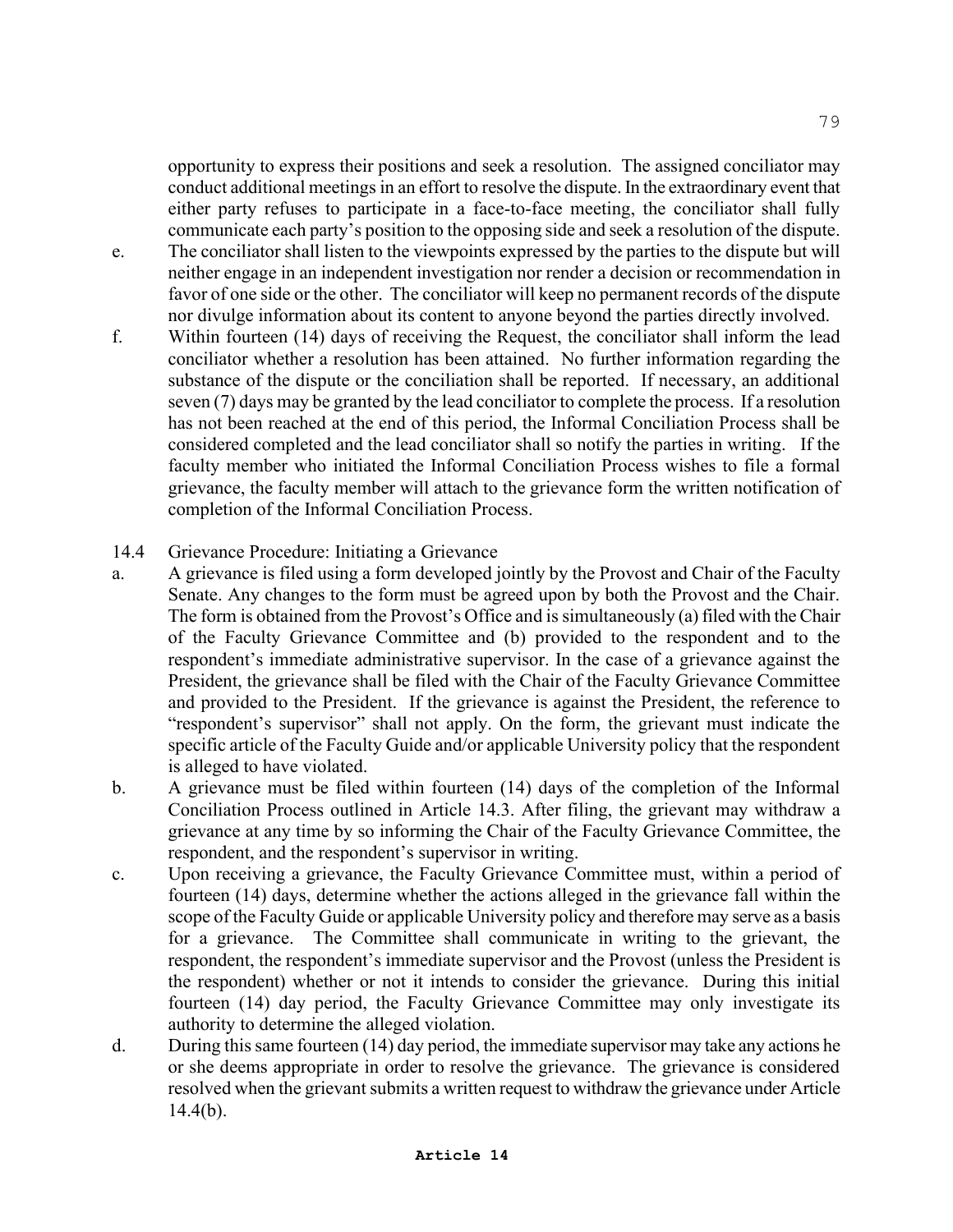opportunity to express their positions and seek a resolution. The assigned conciliator may conduct additional meetings in an effort to resolve the dispute. In the extraordinary event that either party refuses to participate in a face-to-face meeting, the conciliator shall fully communicate each party's position to the opposing side and seek a resolution of the dispute.

e. The conciliator shall listen to the viewpoints expressed by the parties to the dispute but will neither engage in an independent investigation nor render a decision or recommendation in favor of one side or the other. The conciliator will keep no permanent records of the dispute nor divulge information about its content to anyone beyond the parties directly involved.

f. Within fourteen (14) days of receiving the Request, the conciliator shall inform the lead conciliator whether a resolution has been attained. No further information regarding the substance of the dispute or the conciliation shall be reported. If necessary, an additional seven (7) days may be granted by the lead conciliator to complete the process. If a resolution has not been reached at the end of this period, the Informal Conciliation Process shall be considered completed and the lead conciliator shall so notify the parties in writing. If the faculty member who initiated the Informal Conciliation Process wishes to file a formal grievance, the faculty member will attach to the grievance form the written notification of completion of the Informal Conciliation Process.

14.4 Grievance Procedure: Initiating a Grievance

a. A grievance is filed using a form developed jointly by the Provost and Chair of the Faculty Senate. Any changes to the form must be agreed upon by both the Provost and the Chair. The form is obtained from the Provost's Office and is simultaneously (a) filed with the Chair of the Faculty Grievance Committee and (b) provided to the respondent and to the respondent's immediate administrative supervisor. In the case of a grievance against the President, the grievance shall be filed with the Chair of the Faculty Grievance Committee and provided to the President. If the grievance is against the President, the reference to "respondent's supervisor" shall not apply. On the form, the grievant must indicate the specific article of the Faculty Guide and/or applicable University policy that the respondent is alleged to have violated.

b. A grievance must be filed within fourteen (14) days of the completion of the Informal Conciliation Process outlined in Article 14.3. After filing, the grievant may withdraw a grievance at any time by so informing the Chair of the Faculty Grievance Committee, the respondent, and the respondent's supervisor in writing.

c. Upon receiving a grievance, the Faculty Grievance Committee must, within a period of fourteen (14) days, determine whether the actions alleged in the grievance fall within the scope of the Faculty Guide or applicable University policy and therefore may serve as a basis for a grievance. The Committee shall communicate in writing to the grievant, the respondent, the respondent's immediate supervisor and the Provost (unless the President is the respondent) whether or not it intends to consider the grievance. During this initial fourteen (14) day period, the Faculty Grievance Committee may only investigate its authority to determine the alleged violation.

d. During this same fourteen (14) day period, the immediate supervisor may take any actions he or she deems appropriate in order to resolve the grievance. The grievance is considered resolved when the grievant submits a written request to withdraw the grievance under Article 14.4(b).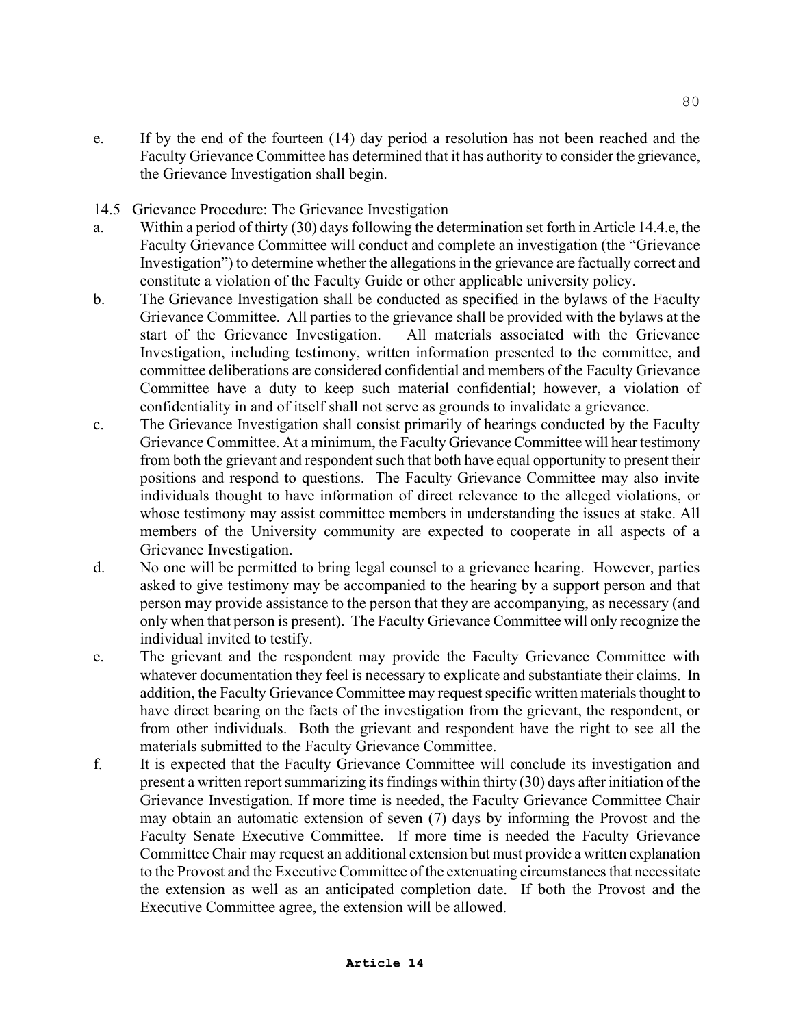e. If by the end of the fourteen (14) day period a resolution has not been reached and the Faculty Grievance Committee has determined that it has authority to consider the grievance, the Grievance Investigation shall begin.

14.5 Grievance Procedure: The Grievance Investigation

a. Within a period of thirty (30) days following the determination set forth in Article 14.4.e, the Faculty Grievance Committee will conduct and complete an investigation (the "Grievance Investigation") to determine whether the allegations in the grievance are factually correct and constitute a violation of the Faculty Guide or other applicable university policy.

b. The Grievance Investigation shall be conducted as specified in the bylaws of the Faculty Grievance Committee. All parties to the grievance shall be provided with the bylaws at the start of the Grievance Investigation. All materials associated with the Grievance Investigation, including testimony, written information presented to the committee, and committee deliberations are considered confidential and members of the Faculty Grievance Committee have a duty to keep such material confidential; however, a violation of confidentiality in and of itself shall not serve as grounds to invalidate a grievance.

c. The Grievance Investigation shall consist primarily of hearings conducted by the Faculty Grievance Committee. At a minimum, the Faculty Grievance Committee will hear testimony from both the grievant and respondent such that both have equal opportunity to present their positions and respond to questions. The Faculty Grievance Committee may also invite individuals thought to have information of direct relevance to the alleged violations, or whose testimony may assist committee members in understanding the issues at stake. All members of the University community are expected to cooperate in all aspects of a Grievance Investigation.

d. No one will be permitted to bring legal counsel to a grievance hearing. However, parties asked to give testimony may be accompanied to the hearing by a support person and that person may provide assistance to the person that they are accompanying, as necessary (and only when that person is present). The Faculty Grievance Committee will only recognize the individual invited to testify.

e. The grievant and the respondent may provide the Faculty Grievance Committee with whatever documentation they feel is necessary to explicate and substantiate their claims. In addition, the Faculty Grievance Committee may request specific written materials thought to have direct bearing on the facts of the investigation from the grievant, the respondent, or from other individuals. Both the grievant and respondent have the right to see all the materials submitted to the Faculty Grievance Committee.

f. It is expected that the Faculty Grievance Committee will conclude its investigation and present a written report summarizing its findings within thirty (30) days after initiation of the Grievance Investigation. If more time is needed, the Faculty Grievance Committee Chair may obtain an automatic extension of seven (7) days by informing the Provost and the Faculty Senate Executive Committee. If more time is needed the Faculty Grievance Committee Chair may request an additional extension but must provide a written explanation to the Provost and the Executive Committee of the extenuating circumstances that necessitate the extension as well as an anticipated completion date. If both the Provost and the Executive Committee agree, the extension will be allowed.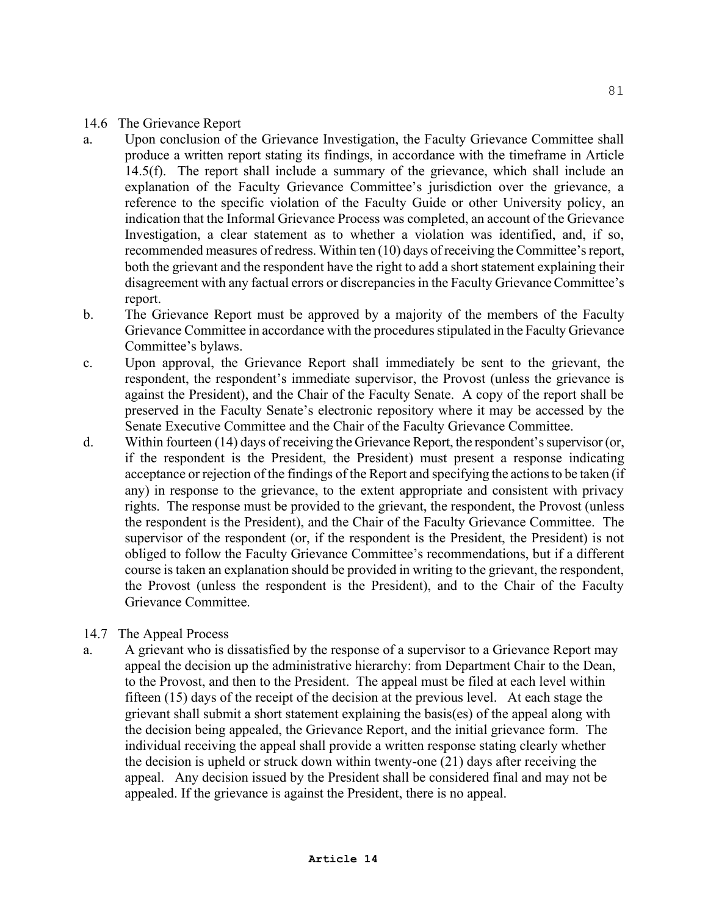## 14.6 The Grievance Report

a. Upon conclusion of the Grievance Investigation, the Faculty Grievance Committee shall produce a written report stating its findings, in accordance with the timeframe in Article 14.5(f). The report shall include a summary of the grievance, which shall include an explanation of the Faculty Grievance Committee's jurisdiction over the grievance, a reference to the specific violation of the Faculty Guide or other University policy, an indication that the Informal Grievance Process was completed, an account of the Grievance Investigation, a clear statement as to whether a violation was identified, and, if so, recommended measures of redress. Within ten (10) days of receiving the Committee's report, both the grievant and the respondent have the right to add a short statement explaining their disagreement with any factual errors or discrepancies in the Faculty Grievance Committee's report.

b. The Grievance Report must be approved by a majority of the members of the Faculty Grievance Committee in accordance with the procedures stipulated in the Faculty Grievance Committee's bylaws.

c. Upon approval, the Grievance Report shall immediately be sent to the grievant, the respondent, the respondent's immediate supervisor, the Provost (unless the grievance is against the President), and the Chair of the Faculty Senate. A copy of the report shall be preserved in the Faculty Senate's electronic repository where it may be accessed by the Senate Executive Committee and the Chair of the Faculty Grievance Committee.

d. Within fourteen (14) days of receiving the Grievance Report, the respondent's supervisor (or, if the respondent is the President, the President) must present a response indicating acceptance or rejection of the findings of the Report and specifying the actions to be taken (if any) in response to the grievance, to the extent appropriate and consistent with privacy rights. The response must be provided to the grievant, the respondent, the Provost (unless the respondent is the President), and the Chair of the Faculty Grievance Committee. The supervisor of the respondent (or, if the respondent is the President, the President) is not obliged to follow the Faculty Grievance Committee's recommendations, but if a different course is taken an explanation should be provided in writing to the grievant, the respondent, the Provost (unless the respondent is the President), and to the Chair of the Faculty Grievance Committee.

## 14.7 The Appeal Process

a. A grievant who is dissatisfied by the response of a supervisor to a Grievance Report may appeal the decision up the administrative hierarchy: from Department Chair to the Dean, to the Provost, and then to the President. The appeal must be filed at each level within fifteen (15) days of the receipt of the decision at the previous level. At each stage the grievant shall submit a short statement explaining the basis(es) of the appeal along with the decision being appealed, the Grievance Report, and the initial grievance form. The individual receiving the appeal shall provide a written response stating clearly whether the decision is upheld or struck down within twenty-one (21) days after receiving the appeal. Any decision issued by the President shall be considered final and may not be appealed. If the grievance is against the President, there is no appeal.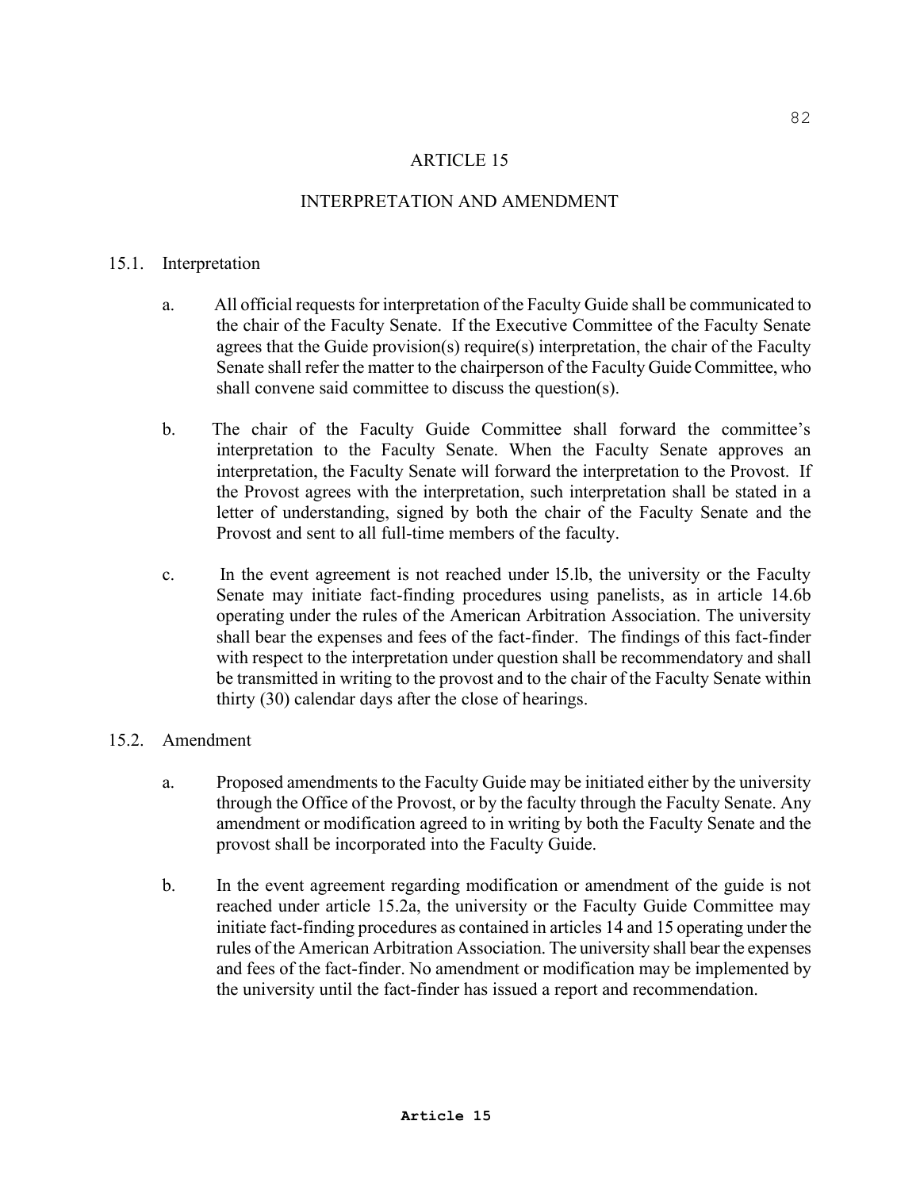# ARTICLE 15

## INTERPRETATION AND AMENDMENT

### 15.1. Interpretation

a. All official requests for interpretation of the Faculty Guide shall be communicated to the chair of the Faculty Senate. If the Executive Committee of the Faculty Senate agrees that the Guide provision(s) require(s) interpretation, the chair of the Faculty Senate shall refer the matter to the chairperson of the Faculty Guide Committee, who shall convene said committee to discuss the question(s).

b. The chair of the Faculty Guide Committee shall forward the committee's interpretation to the Faculty Senate. When the Faculty Senate approves an interpretation, the Faculty Senate will forward the interpretation to the Provost. If the Provost agrees with the interpretation, such interpretation shall be stated in a letter of understanding, signed by both the chair of the Faculty Senate and the Provost and sent to all full-time members of the faculty.

c. In the event agreement is not reached under l5.lb, the university or the Faculty Senate may initiate fact-finding procedures using panelists, as in article 14.6b operating under the rules of the American Arbitration Association. The university shall bear the expenses and fees of the fact-finder. The findings of this fact-finder with respect to the interpretation under question shall be recommendatory and shall be transmitted in writing to the provost and to the chair of the Faculty Senate within thirty (30) calendar days after the close of hearings.

### 15.2. Amendment

a. Proposed amendments to the Faculty Guide may be initiated either by the university through the Office of the Provost, or by the faculty through the Faculty Senate. Any amendment or modification agreed to in writing by both the Faculty Senate and the provost shall be incorporated into the Faculty Guide.

b. In the event agreement regarding modification or amendment of the guide is not reached under article 15.2a, the university or the Faculty Guide Committee may initiate fact-finding procedures as contained in articles 14 and 15 operating under the rules of the American Arbitration Association. The university shall bear the expenses and fees of the fact-finder. No amendment or modification may be implemented by the university until the fact-finder has issued a report and recommendation.